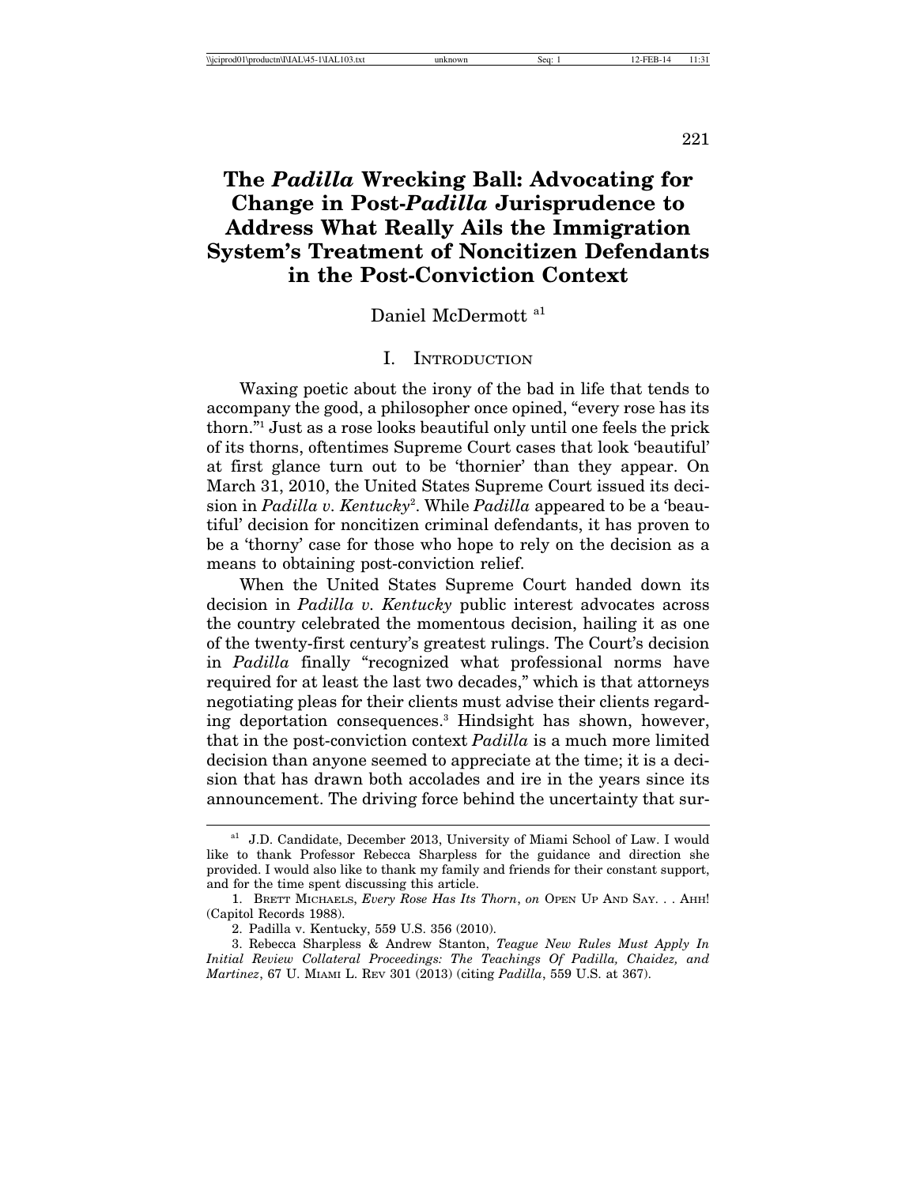# The *Padilla* Wrecking Ball: Advocating for Change in Post-*Padilla* Jurisprudence to Address What Really Ails the Immigration System's Treatment of Noncitizen Defendants in the Post-Conviction Context

Daniel McDermott [a1]

## I. Introduction

Waxing poetic about the irony of the bad in life that tends to accompany the good, a philosopher once opined, "every rose has its thorn."[1] Just as a rose looks beautiful only until one feels the prick of its thorns, oftentimes Supreme Court cases that look 'beautiful' at first glance turn out to be 'thornier' than they appear. On March 31, 2010, the United States Supreme Court issued its decision in *Padilla v. Kentucky*[2]. While *Padilla* appeared to be a 'beautiful' decision for noncitizen criminal defendants, it has proven to be a 'thorny' case for those who hope to rely on the decision as a means to obtaining post-conviction relief.

When the United States Supreme Court handed down its decision in *Padilla v. Kentucky* public interest advocates across the country celebrated the momentous decision, hailing it as one of the twenty-first century's greatest rulings. The Court's decision in *Padilla* finally "recognized what professional norms have required for at least the last two decades," which is that attorneys negotiating pleas for their clients must advise their clients regarding deportation consequences.[3] Hindsight has shown, however, that in the post-conviction context *Padilla* is a much more limited decision than anyone seemed to appreciate at the time; it is a decision that has drawn both accolades and ire in the years since its announcement. The driving force behind the uncertainty that sur-

---

[a1] J.D. Candidate, December 2013, University of Miami School of Law. I would like to thank Professor Rebecca Sharpless for the guidance and direction she provided. I would also like to thank my family and friends for their constant support, and for the time spent discussing this article.

1. Brett Michaels, *Every Rose Has Its Thorn*, *on* Open Up And Say. . . Ahh! (Capitol Records 1988).

2. Padilla v. Kentucky, 559 U.S. 356 (2010).

3. Rebecca Sharpless & Andrew Stanton, *Teague New Rules Must Apply In Initial Review Collateral Proceedings: The Teachings Of Padilla, Chaidez, and Martinez*, 67 U. Miami L. Rev 301 (2013) (citing *Padilla*, 559 U.S. at 367).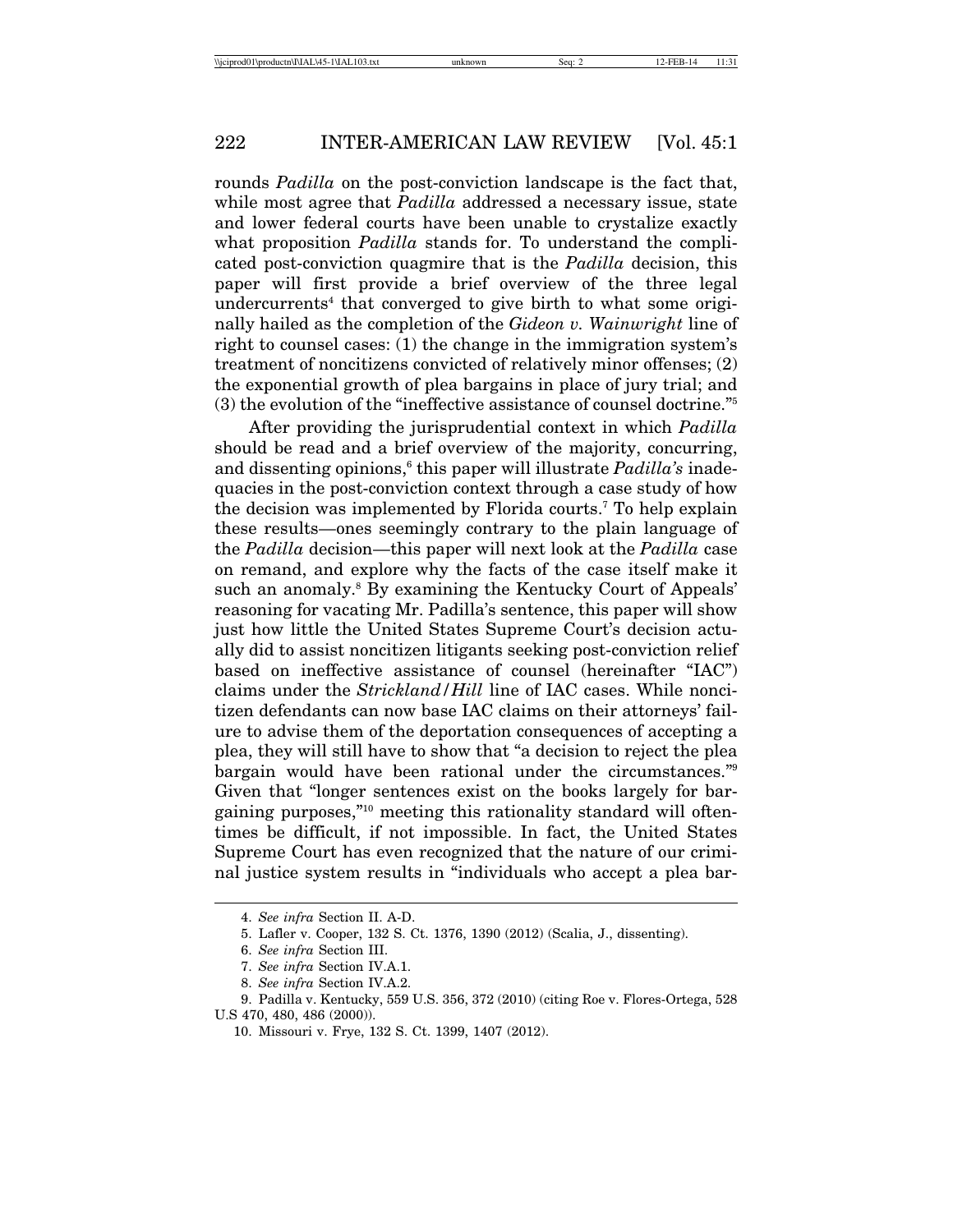rounds *Padilla* on the post-conviction landscape is the fact that, while most agree that *Padilla* addressed a necessary issue, state and lower federal courts have been unable to crystalize exactly what proposition *Padilla* stands for. To understand the complicated post-conviction quagmire that is the *Padilla* decision, this paper will first provide a brief overview of the three legal undercurrents[4] that converged to give birth to what some originally hailed as the completion of the *Gideon v. Wainwright* line of right to counsel cases: (1) the change in the immigration system's treatment of noncitizens convicted of relatively minor offenses; (2) the exponential growth of plea bargains in place of jury trial; and (3) the evolution of the "ineffective assistance of counsel doctrine."[5]

After providing the jurisprudential context in which *Padilla* should be read and a brief overview of the majority, concurring, and dissenting opinions,[6] this paper will illustrate *Padilla's* inadequacies in the post-conviction context through a case study of how the decision was implemented by Florida courts.[7] To help explain these results—ones seemingly contrary to the plain language of the *Padilla* decision—this paper will next look at the *Padilla* case on remand, and explore why the facts of the case itself make it such an anomaly.[8] By examining the Kentucky Court of Appeals' reasoning for vacating Mr. Padilla's sentence, this paper will show just how little the United States Supreme Court's decision actually did to assist noncitizen litigants seeking post-conviction relief based on ineffective assistance of counsel (hereinafter "IAC") claims under the *Strickland/Hill* line of IAC cases. While noncitizen defendants can now base IAC claims on their attorneys' failure to advise them of the deportation consequences of accepting a plea, they will still have to show that "a decision to reject the plea bargain would have been rational under the circumstances."[9] Given that "longer sentences exist on the books largely for bargaining purposes,"[10] meeting this rationality standard will oftentimes be difficult, if not impossible. In fact, the United States Supreme Court has even recognized that the nature of our criminal justice system results in "individuals who accept a plea bar-

---

4. *See infra* Section II. A-D.

5. Lafler v. Cooper, 132 S. Ct. 1376, 1390 (2012) (Scalia, J., dissenting).

6. *See infra* Section III.

7. *See infra* Section IV.A.1.

8. *See infra* Section IV.A.2.

9. Padilla v. Kentucky, 559 U.S. 356, 372 (2010) (citing Roe v. Flores-Ortega, 528 U.S 470, 480, 486 (2000)).

10. Missouri v. Frye, 132 S. Ct. 1399, 1407 (2012).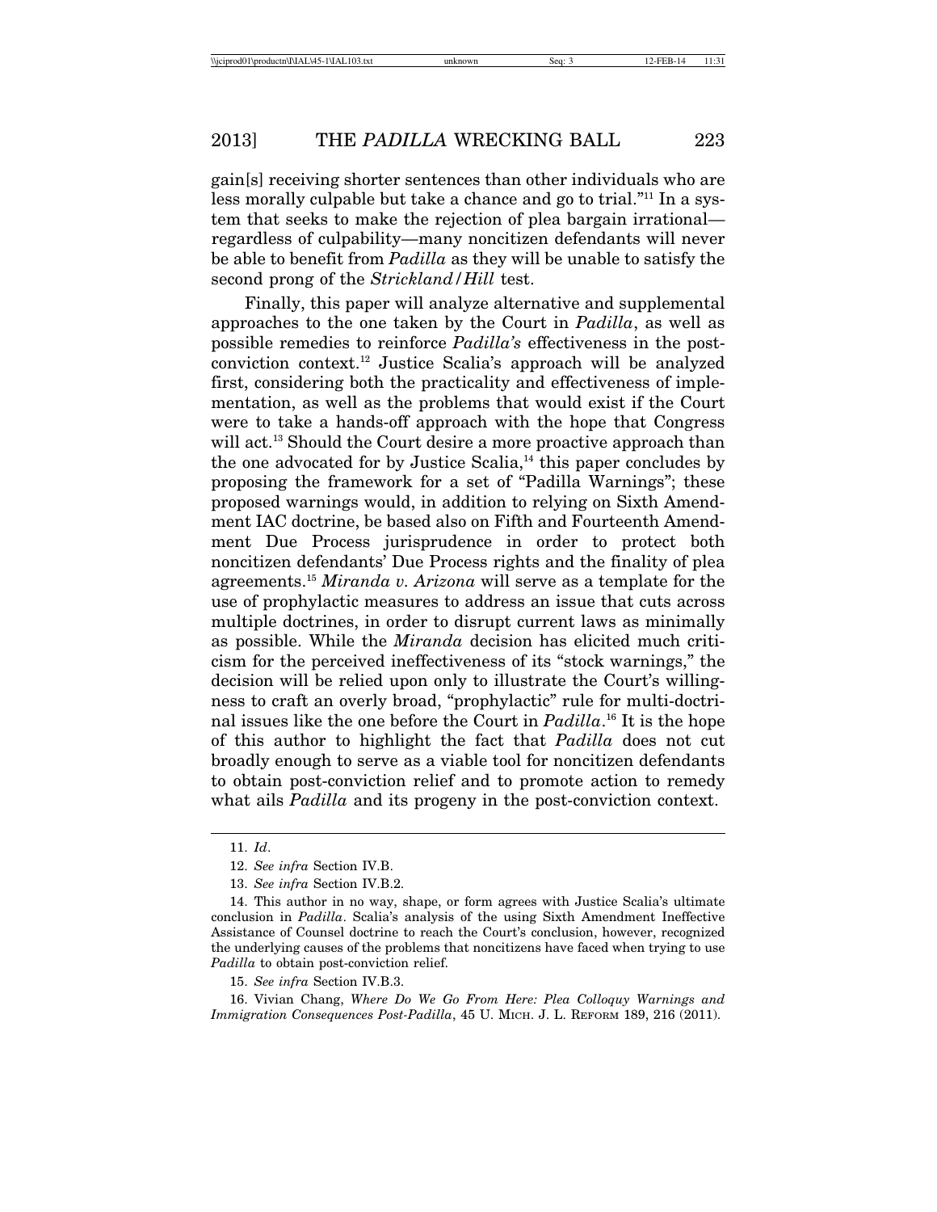gain[s] receiving shorter sentences than other individuals who are less morally culpable but take a chance and go to trial."[11] In a system that seeks to make the rejection of plea bargain irrational—regardless of culpability—many noncitizen defendants will never be able to benefit from *Padilla* as they will be unable to satisfy the second prong of the *Strickland/Hill* test.

Finally, this paper will analyze alternative and supplemental approaches to the one taken by the Court in *Padilla*, as well as possible remedies to reinforce *Padilla's* effectiveness in the post-conviction context.[12] Justice Scalia's approach will be analyzed first, considering both the practicality and effectiveness of implementation, as well as the problems that would exist if the Court were to take a hands-off approach with the hope that Congress will act.[13] Should the Court desire a more proactive approach than the one advocated for by Justice Scalia,[14] this paper concludes by proposing the framework for a set of "Padilla Warnings"; these proposed warnings would, in addition to relying on Sixth Amendment IAC doctrine, be based also on Fifth and Fourteenth Amendment Due Process jurisprudence in order to protect both noncitizen defendants' Due Process rights and the finality of plea agreements.[15] *Miranda v. Arizona* will serve as a template for the use of prophylactic measures to address an issue that cuts across multiple doctrines, in order to disrupt current laws as minimally as possible. While the *Miranda* decision has elicited much criticism for the perceived ineffectiveness of its "stock warnings," the decision will be relied upon only to illustrate the Court's willingness to craft an overly broad, "prophylactic" rule for multi-doctrinal issues like the one before the Court in *Padilla*.[16] It is the hope of this author to highlight the fact that *Padilla* does not cut broadly enough to serve as a viable tool for noncitizen defendants to obtain post-conviction relief and to promote action to remedy what ails *Padilla* and its progeny in the post-conviction context.

---

11. *Id*.

12. *See infra* Section IV.B.

13. *See infra* Section IV.B.2.

14. This author in no way, shape, or form agrees with Justice Scalia's ultimate conclusion in *Padilla*. Scalia's analysis of the using Sixth Amendment Ineffective Assistance of Counsel doctrine to reach the Court's conclusion, however, recognized the underlying causes of the problems that noncitizens have faced when trying to use *Padilla* to obtain post-conviction relief.

15. *See infra* Section IV.B.3.

16. Vivian Chang, *Where Do We Go From Here: Plea Colloquy Warnings and Immigration Consequences Post-Padilla*, 45 U. MICH. J. L. REFORM 189, 216 (2011).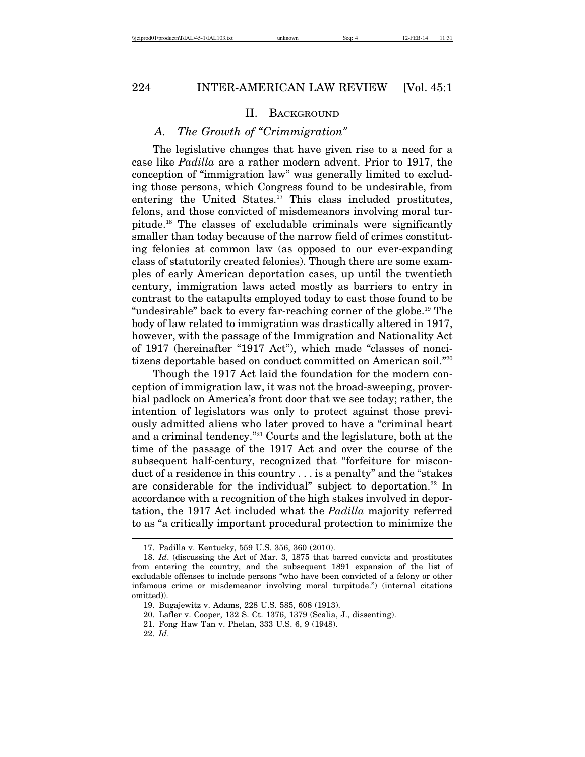## II. Background

### A. The Growth of "Crimmigration"

The legislative changes that have given rise to a need for a case like *Padilla* are a rather modern advent. Prior to 1917, the conception of "immigration law" was generally limited to excluding those persons, which Congress found to be undesirable, from entering the United States.[17] This class included prostitutes, felons, and those convicted of misdemeanors involving moral turpitude.[18] The classes of excludable criminals were significantly smaller than today because of the narrow field of crimes constituting felonies at common law (as opposed to our ever-expanding class of statutorily created felonies). Though there are some examples of early American deportation cases, up until the twentieth century, immigration laws acted mostly as barriers to entry in contrast to the catapults employed today to cast those found to be "undesirable" back to every far-reaching corner of the globe.[19] The body of law related to immigration was drastically altered in 1917, however, with the passage of the Immigration and Nationality Act of 1917 (hereinafter "1917 Act"), which made "classes of noncitizens deportable based on conduct committed on American soil."[20]

Though the 1917 Act laid the foundation for the modern conception of immigration law, it was not the broad-sweeping, proverbial padlock on America's front door that we see today; rather, the intention of legislators was only to protect against those previously admitted aliens who later proved to have a "criminal heart and a criminal tendency."[21] Courts and the legislature, both at the time of the passage of the 1917 Act and over the course of the subsequent half-century, recognized that "forfeiture for misconduct of a residence in this country . . . is a penalty" and the "stakes are considerable for the individual" subject to deportation.[22] In accordance with a recognition of the high stakes involved in deportation, the 1917 Act included what the *Padilla* majority referred to as "a critically important procedural protection to minimize the

---

17. Padilla v. Kentucky, 559 U.S. 356, 360 (2010).

18. *Id*. (discussing the Act of Mar. 3, 1875 that barred convicts and prostitutes from entering the country, and the subsequent 1891 expansion of the list of excludable offenses to include persons "who have been convicted of a felony or other infamous crime or misdemeanor involving moral turpitude.") (internal citations omitted)).

19. Bugajewitz v. Adams, 228 U.S. 585, 608 (1913).

20. Lafler v. Cooper, 132 S. Ct. 1376, 1379 (Scalia, J., dissenting).

21. Fong Haw Tan v. Phelan, 333 U.S. 6, 9 (1948).

22. *Id*.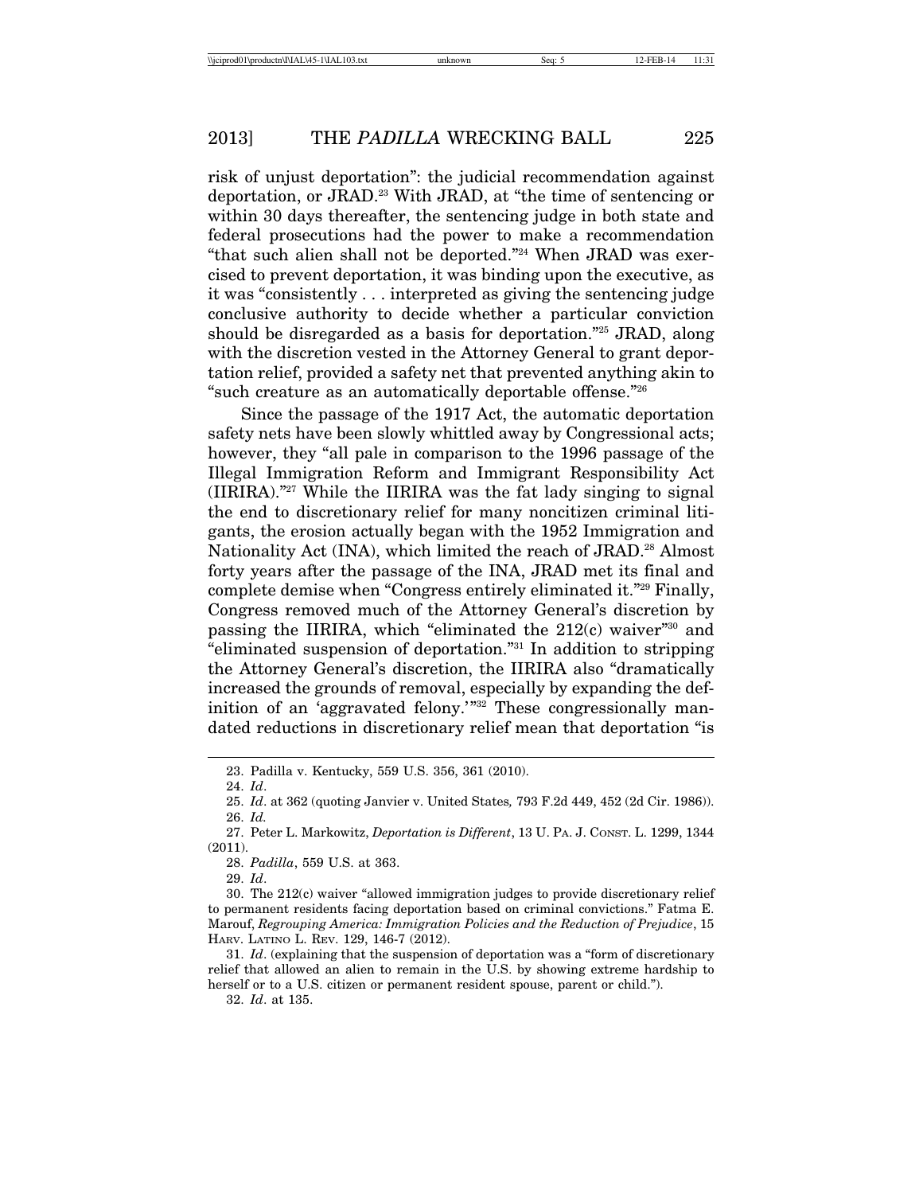risk of unjust deportation": the judicial recommendation against deportation, or JRAD.[23] With JRAD, at "the time of sentencing or within 30 days thereafter, the sentencing judge in both state and federal prosecutions had the power to make a recommendation "that such alien shall not be deported."[24] When JRAD was exercised to prevent deportation, it was binding upon the executive, as it was "consistently . . . interpreted as giving the sentencing judge conclusive authority to decide whether a particular conviction should be disregarded as a basis for deportation."[25] JRAD, along with the discretion vested in the Attorney General to grant deportation relief, provided a safety net that prevented anything akin to "such creature as an automatically deportable offense."[26]

Since the passage of the 1917 Act, the automatic deportation safety nets have been slowly whittled away by Congressional acts; however, they "all pale in comparison to the 1996 passage of the Illegal Immigration Reform and Immigrant Responsibility Act (IIRIRA)."[27] While the IIRIRA was the fat lady singing to signal the end to discretionary relief for many noncitizen criminal litigants, the erosion actually began with the 1952 Immigration and Nationality Act (INA), which limited the reach of JRAD.[28] Almost forty years after the passage of the INA, JRAD met its final and complete demise when "Congress entirely eliminated it."[29] Finally, Congress removed much of the Attorney General's discretion by passing the IIRIRA, which "eliminated the 212(c) waiver"[30] and "eliminated suspension of deportation."[31] In addition to stripping the Attorney General's discretion, the IIRIRA also "dramatically increased the grounds of removal, especially by expanding the definition of an 'aggravated felony.'"[32] These congressionally mandated reductions in discretionary relief mean that deportation "is

---

23. Padilla v. Kentucky, 559 U.S. 356, 361 (2010).

24. *Id*.

25. *Id*. at 362 (quoting Janvier v. United States*,* 793 F.2d 449, 452 (2d Cir. 1986)).

26. *Id.*

27. Peter L. Markowitz, *Deportation is Different*, 13 U. PA. J. CONST. L. 1299, 1344 (2011).

28. *Padilla*, 559 U.S. at 363.

29. *Id*.

30. The 212(c) waiver "allowed immigration judges to provide discretionary relief to permanent residents facing deportation based on criminal convictions." Fatma E. Marouf, *Regrouping America: Immigration Policies and the Reduction of Prejudice*, 15 HARV. LATINO L. REV. 129, 146-7 (2012).

31. *Id*. (explaining that the suspension of deportation was a "form of discretionary relief that allowed an alien to remain in the U.S. by showing extreme hardship to herself or to a U.S. citizen or permanent resident spouse, parent or child.").

32. *Id*. at 135.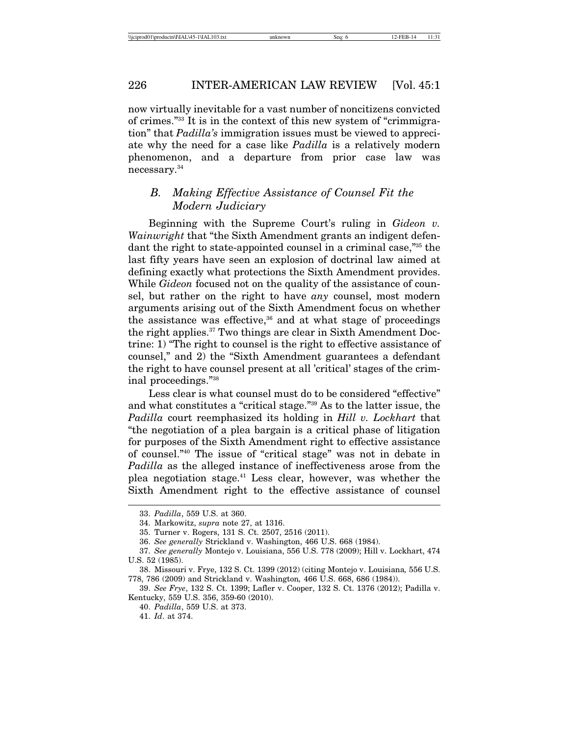now virtually inevitable for a vast number of noncitizens convicted of crimes."[33] It is in the context of this new system of "crimmigration" that *Padilla's* immigration issues must be viewed to appreciate why the need for a case like *Padilla* is a relatively modern phenomenon, and a departure from prior case law was necessary.[34]

### *B. Making Effective Assistance of Counsel Fit the Modern Judiciary*

Beginning with the Supreme Court's ruling in *Gideon v. Wainwright* that "the Sixth Amendment grants an indigent defendant the right to state-appointed counsel in a criminal case,"[35] the last fifty years have seen an explosion of doctrinal law aimed at defining exactly what protections the Sixth Amendment provides. While *Gideon* focused not on the quality of the assistance of counsel, but rather on the right to have *any* counsel, most modern arguments arising out of the Sixth Amendment focus on whether the assistance was effective,[36] and at what stage of proceedings the right applies.[37] Two things are clear in Sixth Amendment Doctrine: 1) "The right to counsel is the right to effective assistance of counsel," and 2) the "Sixth Amendment guarantees a defendant the right to have counsel present at all 'critical' stages of the criminal proceedings."[38]

Less clear is what counsel must do to be considered "effective" and what constitutes a "critical stage."[39] As to the latter issue, the *Padilla* court reemphasized its holding in *Hill v. Lockhart* that "the negotiation of a plea bargain is a critical phase of litigation for purposes of the Sixth Amendment right to effective assistance of counsel."[40] The issue of "critical stage" was not in debate in *Padilla* as the alleged instance of ineffectiveness arose from the plea negotiation stage.[41] Less clear, however, was whether the Sixth Amendment right to the effective assistance of counsel

---

33. *Padilla*, 559 U.S. at 360.

34. Markowitz, *supra* note 27, at 1316.

35. Turner v. Rogers, 131 S. Ct. 2507, 2516 (2011).

36. *See generally* Strickland v. Washington, 466 U.S. 668 (1984).

37. *See generally* Montejo v. Louisiana, 556 U.S. 778 (2009); Hill v. Lockhart, 474 U.S. 52 (1985).

38. Missouri v. Frye, 132 S. Ct. 1399 (2012) (citing Montejo v. Louisiana*,* 556 U.S. 778, 786 (2009) and Strickland v. Washington*,* 466 U.S. 668, 686 (1984)).

39. *See Frye*, 132 S. Ct. 1399; Lafler v. Cooper, 132 S. Ct. 1376 (2012); Padilla v. Kentucky, 559 U.S. 356, 359-60 (2010).

40. *Padilla*, 559 U.S. at 373.

41. *Id*. at 374.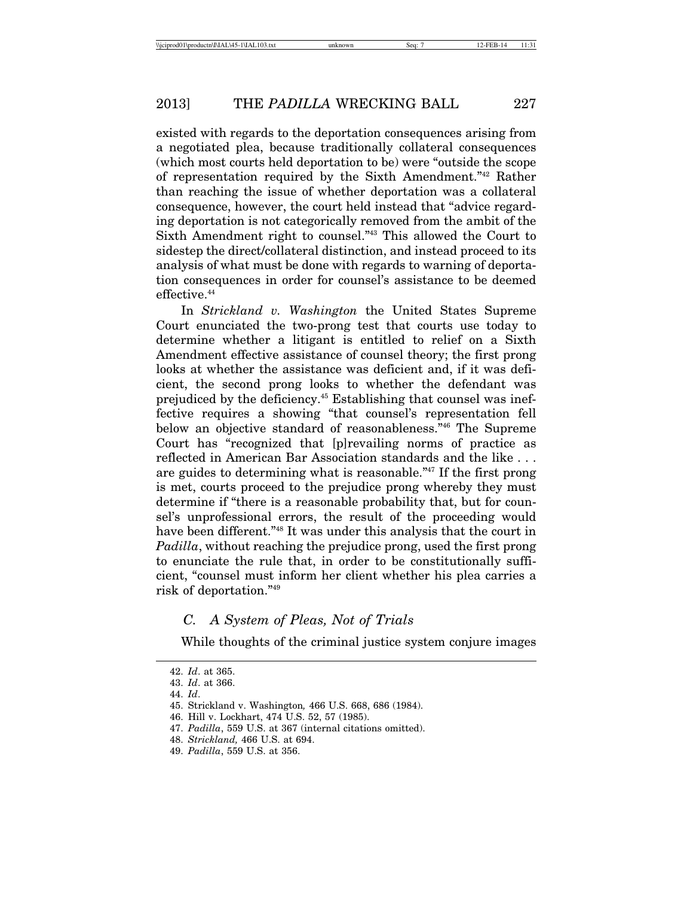existed with regards to the deportation consequences arising from a negotiated plea, because traditionally collateral consequences (which most courts held deportation to be) were "outside the scope of representation required by the Sixth Amendment."[42] Rather than reaching the issue of whether deportation was a collateral consequence, however, the court held instead that "advice regarding deportation is not categorically removed from the ambit of the Sixth Amendment right to counsel."[43] This allowed the Court to sidestep the direct/collateral distinction, and instead proceed to its analysis of what must be done with regards to warning of deportation consequences in order for counsel's assistance to be deemed effective.[44]

In *Strickland v. Washington* the United States Supreme Court enunciated the two-prong test that courts use today to determine whether a litigant is entitled to relief on a Sixth Amendment effective assistance of counsel theory; the first prong looks at whether the assistance was deficient and, if it was deficient, the second prong looks to whether the defendant was prejudiced by the deficiency.[45] Establishing that counsel was ineffective requires a showing "that counsel's representation fell below an objective standard of reasonableness."[46] The Supreme Court has "recognized that [p]revailing norms of practice as reflected in American Bar Association standards and the like . . . are guides to determining what is reasonable."[47] If the first prong is met, courts proceed to the prejudice prong whereby they must determine if "there is a reasonable probability that, but for counsel's unprofessional errors, the result of the proceeding would have been different."[48] It was under this analysis that the court in *Padilla*, without reaching the prejudice prong, used the first prong to enunciate the rule that, in order to be constitutionally sufficient, "counsel must inform her client whether his plea carries a risk of deportation."[49]

### *C. A System of Pleas, Not of Trials*

While thoughts of the criminal justice system conjure images

---

42. *Id*. at 365.
43. *Id*. at 366.
44. *Id*.
45. Strickland v. Washington*,* 466 U.S. 668, 686 (1984).
46. Hill v. Lockhart, 474 U.S. 52, 57 (1985).
47. *Padilla*, 559 U.S. at 367 (internal citations omitted).
48. *Strickland,* 466 U.S. at 694.
49. *Padilla*, 559 U.S. at 356.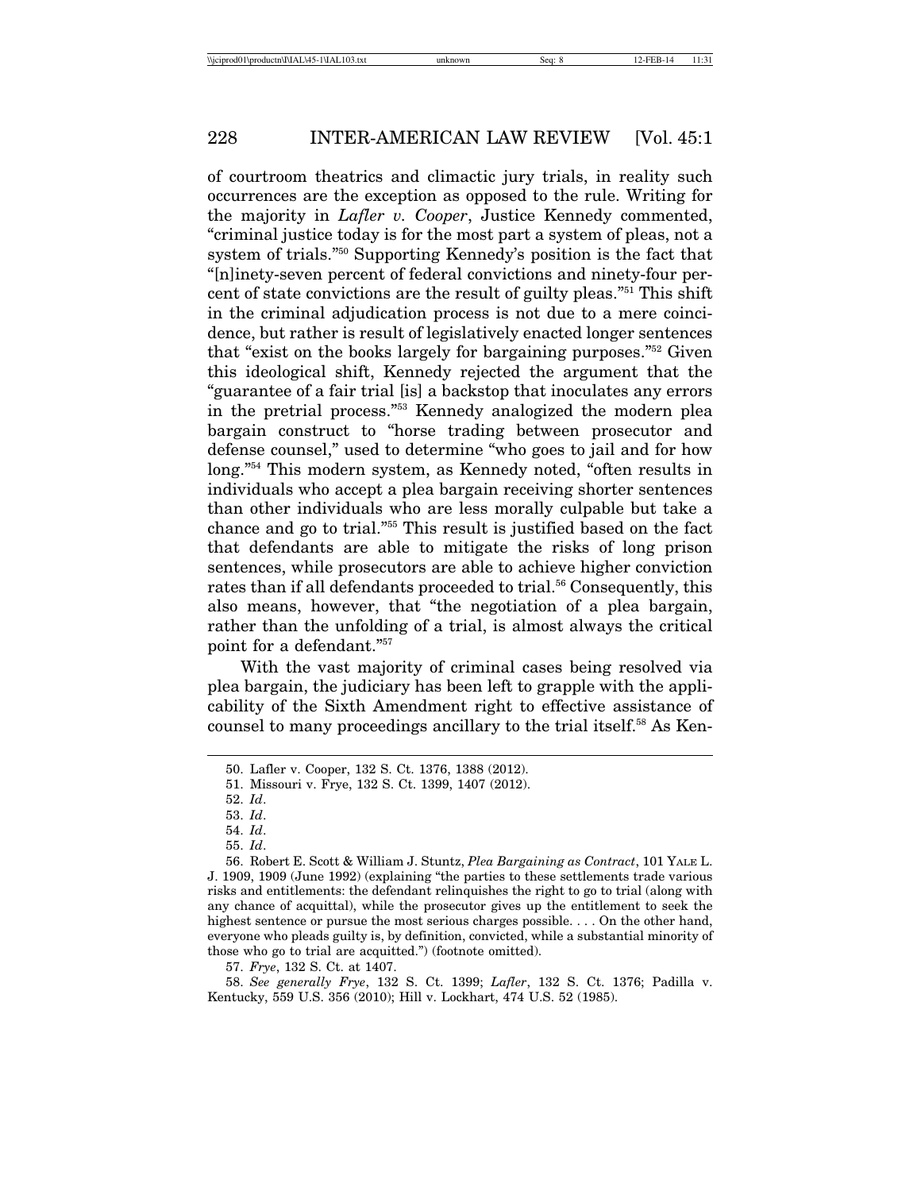of courtroom theatrics and climactic jury trials, in reality such occurrences are the exception as opposed to the rule. Writing for the majority in *Lafler v. Cooper*, Justice Kennedy commented, "criminal justice today is for the most part a system of pleas, not a system of trials."[50] Supporting Kennedy's position is the fact that "[n]inety-seven percent of federal convictions and ninety-four percent of state convictions are the result of guilty pleas."[51] This shift in the criminal adjudication process is not due to a mere coincidence, but rather is result of legislatively enacted longer sentences that "exist on the books largely for bargaining purposes."[52] Given this ideological shift, Kennedy rejected the argument that the "guarantee of a fair trial [is] a backstop that inoculates any errors in the pretrial process."[53] Kennedy analogized the modern plea bargain construct to "horse trading between prosecutor and defense counsel," used to determine "who goes to jail and for how long."[54] This modern system, as Kennedy noted, "often results in individuals who accept a plea bargain receiving shorter sentences than other individuals who are less morally culpable but take a chance and go to trial."[55] This result is justified based on the fact that defendants are able to mitigate the risks of long prison sentences, while prosecutors are able to achieve higher conviction rates than if all defendants proceeded to trial.[56] Consequently, this also means, however, that "the negotiation of a plea bargain, rather than the unfolding of a trial, is almost always the critical point for a defendant."[57]

With the vast majority of criminal cases being resolved via plea bargain, the judiciary has been left to grapple with the applicability of the Sixth Amendment right to effective assistance of counsel to many proceedings ancillary to the trial itself.[58] As Ken-

---

50. Lafler v. Cooper, 132 S. Ct. 1376, 1388 (2012).

51. Missouri v. Frye, 132 S. Ct. 1399, 1407 (2012).

52. *Id*.

53. *Id*.

54. *Id*.

55. *Id*.

56. Robert E. Scott & William J. Stuntz, *Plea Bargaining as Contract*, 101 YALE L. J. 1909, 1909 (June 1992) (explaining "the parties to these settlements trade various risks and entitlements: the defendant relinquishes the right to go to trial (along with any chance of acquittal), while the prosecutor gives up the entitlement to seek the highest sentence or pursue the most serious charges possible. . . . On the other hand, everyone who pleads guilty is, by definition, convicted, while a substantial minority of those who go to trial are acquitted.") (footnote omitted).

57. *Frye*, 132 S. Ct. at 1407.

58. *See generally Frye*, 132 S. Ct. 1399; *Lafler*, 132 S. Ct. 1376; Padilla v. Kentucky, 559 U.S. 356 (2010); Hill v. Lockhart, 474 U.S. 52 (1985).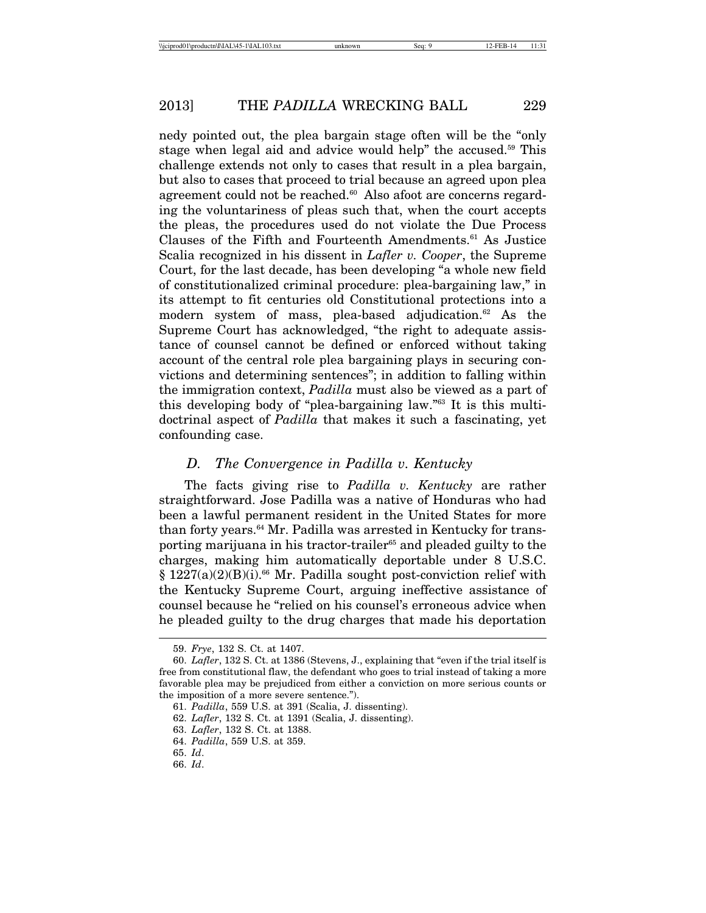nedy pointed out, the plea bargain stage often will be the "only stage when legal aid and advice would help" the accused.[59] This challenge extends not only to cases that result in a plea bargain, but also to cases that proceed to trial because an agreed upon plea agreement could not be reached.[60] Also afoot are concerns regarding the voluntariness of pleas such that, when the court accepts the pleas, the procedures used do not violate the Due Process Clauses of the Fifth and Fourteenth Amendments.[61] As Justice Scalia recognized in his dissent in *Lafler v. Cooper*, the Supreme Court, for the last decade, has been developing "a whole new field of constitutionalized criminal procedure: plea-bargaining law," in its attempt to fit centuries old Constitutional protections into a modern system of mass, plea-based adjudication.[62] As the Supreme Court has acknowledged, "the right to adequate assistance of counsel cannot be defined or enforced without taking account of the central role plea bargaining plays in securing convictions and determining sentences"; in addition to falling within the immigration context, *Padilla* must also be viewed as a part of this developing body of "plea-bargaining law."[63] It is this multi-doctrinal aspect of *Padilla* that makes it such a fascinating, yet confounding case.

### D. *The Convergence in Padilla v. Kentucky*

The facts giving rise to *Padilla v. Kentucky* are rather straightforward. Jose Padilla was a native of Honduras who had been a lawful permanent resident in the United States for more than forty years.[64] Mr. Padilla was arrested in Kentucky for transporting marijuana in his tractor-trailer[65] and pleaded guilty to the charges, making him automatically deportable under 8 U.S.C. § 1227(a)(2)(B)(i).[66] Mr. Padilla sought post-conviction relief with the Kentucky Supreme Court, arguing ineffective assistance of counsel because he "relied on his counsel's erroneous advice when he pleaded guilty to the drug charges that made his deportation

---

59. *Frye*, 132 S. Ct. at 1407.

60. *Lafler*, 132 S. Ct. at 1386 (Stevens, J., explaining that "even if the trial itself is free from constitutional flaw, the defendant who goes to trial instead of taking a more favorable plea may be prejudiced from either a conviction on more serious counts or the imposition of a more severe sentence.").

61. *Padilla*, 559 U.S. at 391 (Scalia, J. dissenting).

62. *Lafler*, 132 S. Ct. at 1391 (Scalia, J. dissenting).

63. *Lafler*, 132 S. Ct. at 1388.

64. *Padilla*, 559 U.S. at 359.

65. *Id*.

66. *Id*.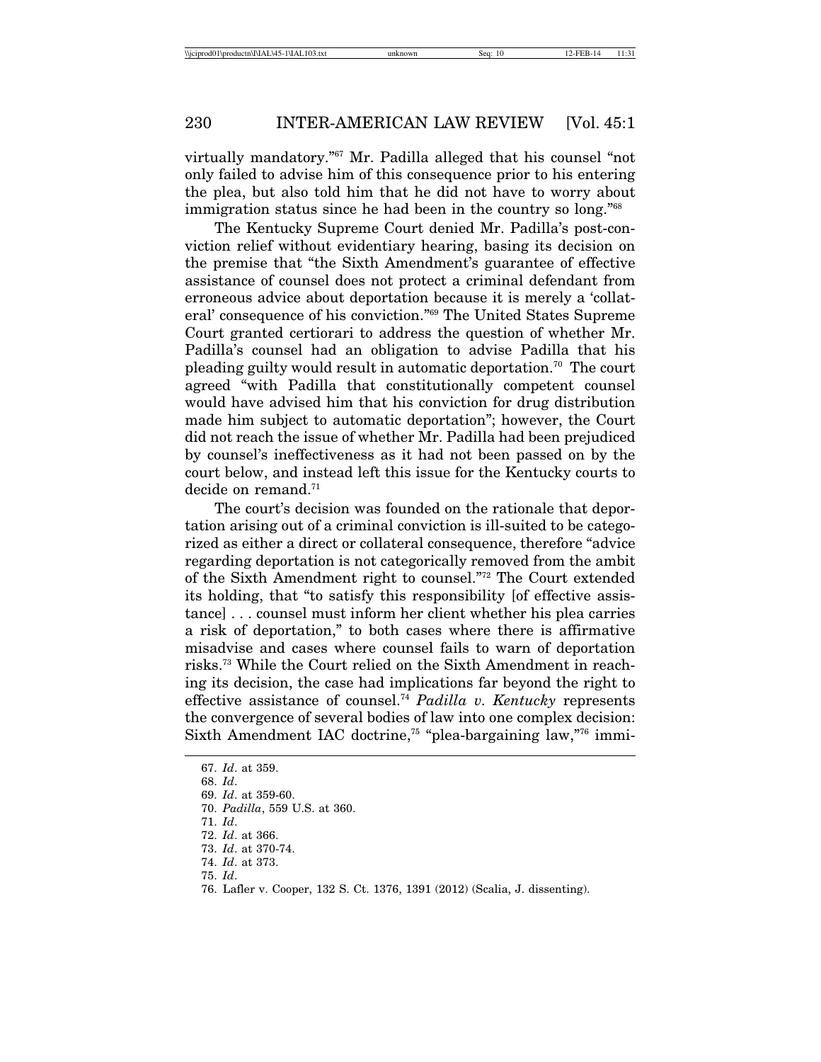virtually mandatory."[67] Mr. Padilla alleged that his counsel "not only failed to advise him of this consequence prior to his entering the plea, but also told him that he did not have to worry about immigration status since he had been in the country so long."[68]

The Kentucky Supreme Court denied Mr. Padilla's post-conviction relief without evidentiary hearing, basing its decision on the premise that "the Sixth Amendment's guarantee of effective assistance of counsel does not protect a criminal defendant from erroneous advice about deportation because it is merely a 'collateral' consequence of his conviction."[69] The United States Supreme Court granted certiorari to address the question of whether Mr. Padilla's counsel had an obligation to advise Padilla that his pleading guilty would result in automatic deportation.[70] The court agreed "with Padilla that constitutionally competent counsel would have advised him that his conviction for drug distribution made him subject to automatic deportation"; however, the Court did not reach the issue of whether Mr. Padilla had been prejudiced by counsel's ineffectiveness as it had not been passed on by the court below, and instead left this issue for the Kentucky courts to decide on remand.[71]

The court's decision was founded on the rationale that deportation arising out of a criminal conviction is ill-suited to be categorized as either a direct or collateral consequence, therefore "advice regarding deportation is not categorically removed from the ambit of the Sixth Amendment right to counsel."[72] The Court extended its holding, that "to satisfy this responsibility [of effective assistance] . . . counsel must inform her client whether his plea carries a risk of deportation," to both cases where there is affirmative misadvise and cases where counsel fails to warn of deportation risks.[73] While the Court relied on the Sixth Amendment in reaching its decision, the case had implications far beyond the right to effective assistance of counsel.[74] *Padilla v. Kentucky* represents the convergence of several bodies of law into one complex decision: Sixth Amendment IAC doctrine,[75] "plea-bargaining law,"[76] immi-

67. *Id*. at 359.
68. *Id*.
69. *Id*. at 359-60.
70. *Padilla*, 559 U.S. at 360.
71. *Id*.
72. *Id*. at 366.
73. *Id*. at 370-74.
74. *Id*. at 373.
75. *Id*.
76. Lafler v. Cooper, 132 S. Ct. 1376, 1391 (2012) (Scalia, J. dissenting).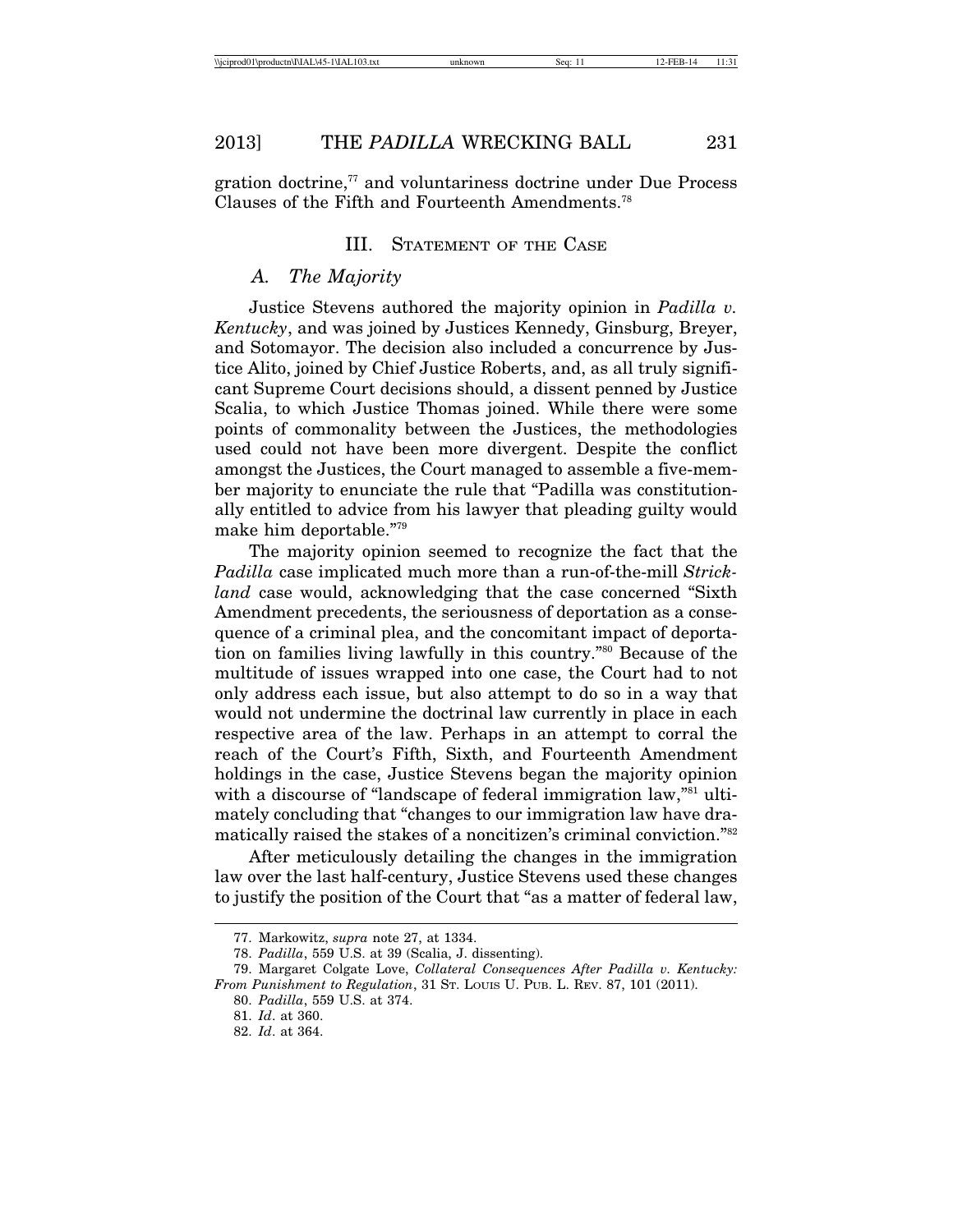gration doctrine,[77] and voluntariness doctrine under Due Process Clauses of the Fifth and Fourteenth Amendments.[78]

## III. Statement of the Case

### *A. The Majority*

Justice Stevens authored the majority opinion in *Padilla v. Kentucky*, and was joined by Justices Kennedy, Ginsburg, Breyer, and Sotomayor. The decision also included a concurrence by Justice Alito, joined by Chief Justice Roberts, and, as all truly significant Supreme Court decisions should, a dissent penned by Justice Scalia, to which Justice Thomas joined. While there were some points of commonality between the Justices, the methodologies used could not have been more divergent. Despite the conflict amongst the Justices, the Court managed to assemble a five-member majority to enunciate the rule that "Padilla was constitutionally entitled to advice from his lawyer that pleading guilty would make him deportable."[79]

The majority opinion seemed to recognize the fact that the *Padilla* case implicated much more than a run-of-the-mill *Strickland* case would, acknowledging that the case concerned "Sixth Amendment precedents, the seriousness of deportation as a consequence of a criminal plea, and the concomitant impact of deportation on families living lawfully in this country."[80] Because of the multitude of issues wrapped into one case, the Court had to not only address each issue, but also attempt to do so in a way that would not undermine the doctrinal law currently in place in each respective area of the law. Perhaps in an attempt to corral the reach of the Court's Fifth, Sixth, and Fourteenth Amendment holdings in the case, Justice Stevens began the majority opinion with a discourse of "landscape of federal immigration law,"[81] ultimately concluding that "changes to our immigration law have dramatically raised the stakes of a noncitizen's criminal conviction."[82]

After meticulously detailing the changes in the immigration law over the last half-century, Justice Stevens used these changes to justify the position of the Court that "as a matter of federal law,

---

77. Markowitz, *supra* note 27, at 1334.

78. *Padilla*, 559 U.S. at 39 (Scalia, J. dissenting).

79. Margaret Colgate Love, *Collateral Consequences After Padilla v. Kentucky: From Punishment to Regulation*, 31 St. Louis U. Pub. L. Rev. 87, 101 (2011).

80. *Padilla*, 559 U.S. at 374.

81. *Id*. at 360.

82. *Id*. at 364.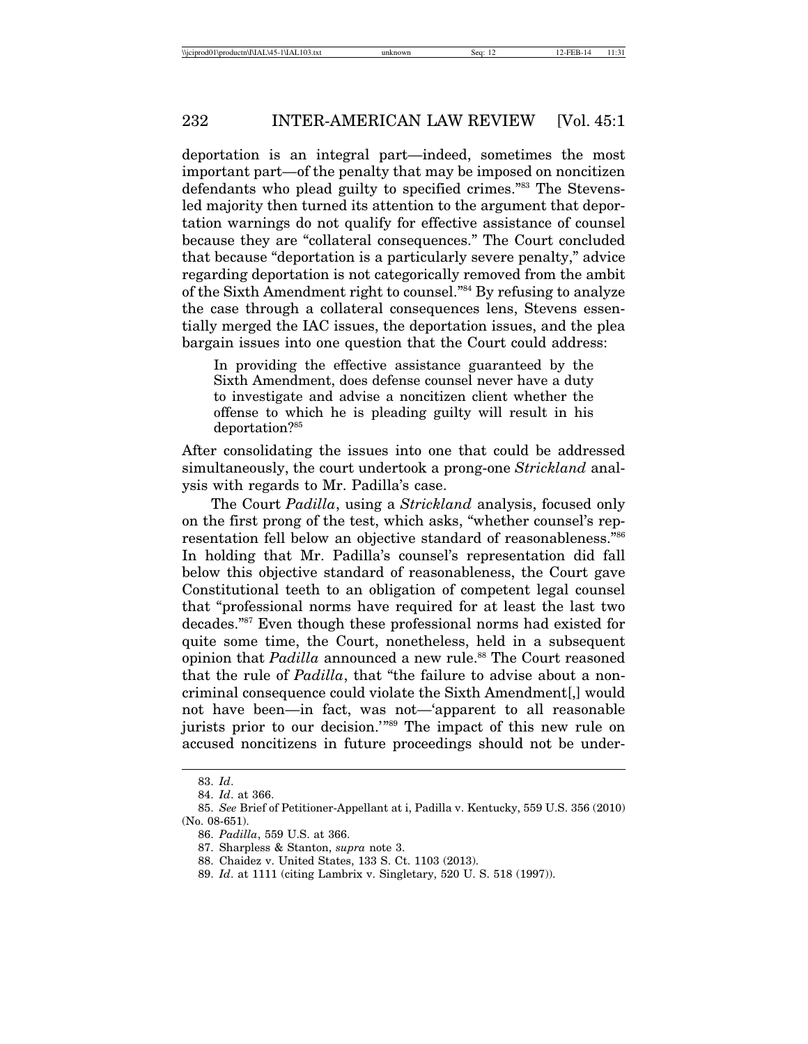deportation is an integral part—indeed, sometimes the most important part—of the penalty that may be imposed on noncitizen defendants who plead guilty to specified crimes."[83] The Stevens-led majority then turned its attention to the argument that deportation warnings do not qualify for effective assistance of counsel because they are "collateral consequences." The Court concluded that because "deportation is a particularly severe penalty," advice regarding deportation is not categorically removed from the ambit of the Sixth Amendment right to counsel."[84] By refusing to analyze the case through a collateral consequences lens, Stevens essentially merged the IAC issues, the deportation issues, and the plea bargain issues into one question that the Court could address:

> In providing the effective assistance guaranteed by the Sixth Amendment, does defense counsel never have a duty to investigate and advise a noncitizen client whether the offense to which he is pleading guilty will result in his deportation?[85]

After consolidating the issues into one that could be addressed simultaneously, the court undertook a prong-one *Strickland* analysis with regards to Mr. Padilla's case.

The Court *Padilla*, using a *Strickland* analysis, focused only on the first prong of the test, which asks, "whether counsel's representation fell below an objective standard of reasonableness."[86] In holding that Mr. Padilla's counsel's representation did fall below this objective standard of reasonableness, the Court gave Constitutional teeth to an obligation of competent legal counsel that "professional norms have required for at least the last two decades."[87] Even though these professional norms had existed for quite some time, the Court, nonetheless, held in a subsequent opinion that *Padilla* announced a new rule.[88] The Court reasoned that the rule of *Padilla*, that "the failure to advise about a non-criminal consequence could violate the Sixth Amendment[,] would not have been—in fact, was not—'apparent to all reasonable jurists prior to our decision.'"[89] The impact of this new rule on accused noncitizens in future proceedings should not be under-

---

83. *Id*.

84. *Id*. at 366.

85. *See* Brief of Petitioner-Appellant at i, Padilla v. Kentucky, 559 U.S. 356 (2010) (No. 08-651).

86. *Padilla*, 559 U.S. at 366.

87. Sharpless & Stanton, *supra* note 3.

88. Chaidez v. United States, 133 S. Ct. 1103 (2013).

89. *Id*. at 1111 (citing Lambrix v. Singletary, 520 U. S. 518 (1997)).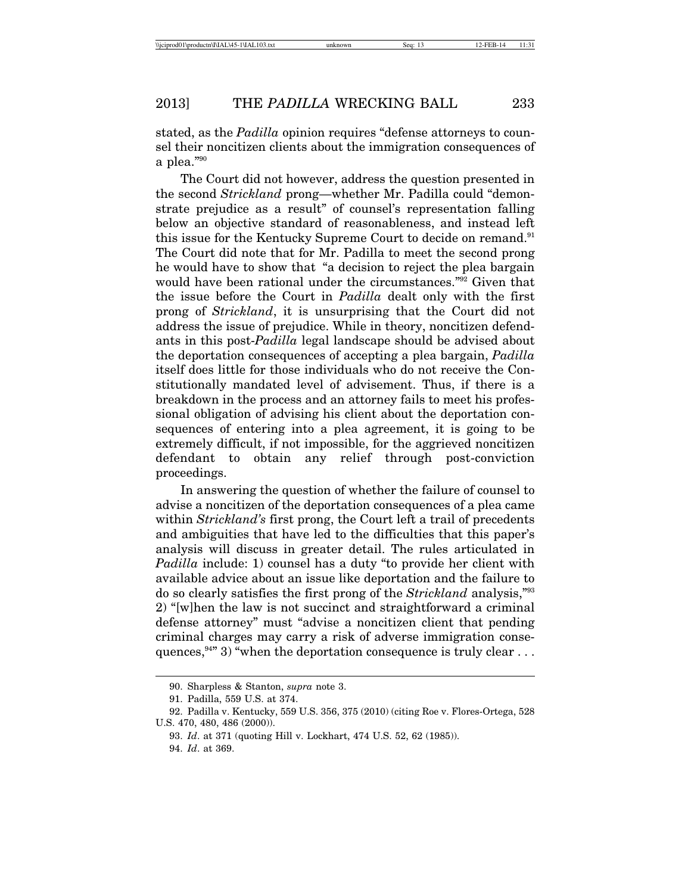stated, as the *Padilla* opinion requires "defense attorneys to counsel their noncitizen clients about the immigration consequences of a plea."[90]

The Court did not however, address the question presented in the second *Strickland* prong—whether Mr. Padilla could "demonstrate prejudice as a result" of counsel's representation falling below an objective standard of reasonableness, and instead left this issue for the Kentucky Supreme Court to decide on remand.[91] The Court did note that for Mr. Padilla to meet the second prong he would have to show that "a decision to reject the plea bargain would have been rational under the circumstances."[92] Given that the issue before the Court in *Padilla* dealt only with the first prong of *Strickland*, it is unsurprising that the Court did not address the issue of prejudice. While in theory, noncitizen defendants in this post-*Padilla* legal landscape should be advised about the deportation consequences of accepting a plea bargain, *Padilla* itself does little for those individuals who do not receive the Constitutionally mandated level of advisement. Thus, if there is a breakdown in the process and an attorney fails to meet his professional obligation of advising his client about the deportation consequences of entering into a plea agreement, it is going to be extremely difficult, if not impossible, for the aggrieved noncitizen defendant to obtain any relief through post-conviction proceedings.

In answering the question of whether the failure of counsel to advise a noncitizen of the deportation consequences of a plea came within *Strickland's* first prong, the Court left a trail of precedents and ambiguities that have led to the difficulties that this paper's analysis will discuss in greater detail. The rules articulated in *Padilla* include: 1) counsel has a duty "to provide her client with available advice about an issue like deportation and the failure to do so clearly satisfies the first prong of the *Strickland* analysis,"[93] 2) "[w]hen the law is not succinct and straightforward a criminal defense attorney" must "advise a noncitizen client that pending criminal charges may carry a risk of adverse immigration consequences,[94]" 3) "when the deportation consequence is truly clear . . .

---

90. Sharpless & Stanton, *supra* note 3.

91. Padilla, 559 U.S. at 374.

92. Padilla v. Kentucky, 559 U.S. 356, 375 (2010) (citing Roe v. Flores-Ortega, 528 U.S. 470, 480, 486 (2000)).

93. *Id*. at 371 (quoting Hill v. Lockhart, 474 U.S. 52, 62 (1985)).

94. *Id*. at 369.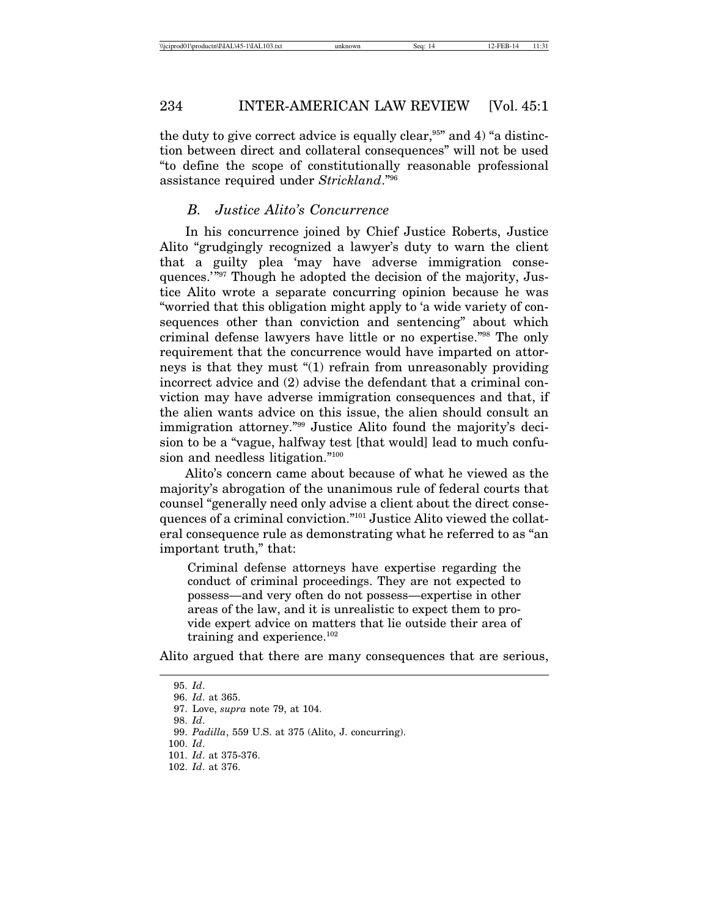the duty to give correct advice is equally clear,[95]" and 4) "a distinction between direct and collateral consequences" will not be used "to define the scope of constitutionally reasonable professional assistance required under *Strickland*."[96]

### B. Justice Alito's Concurrence

In his concurrence joined by Chief Justice Roberts, Justice Alito "grudgingly recognized a lawyer's duty to warn the client that a guilty plea 'may have adverse immigration consequences.'"[97] Though he adopted the decision of the majority, Justice Alito wrote a separate concurring opinion because he was "worried that this obligation might apply to 'a wide variety of consequences other than conviction and sentencing" about which criminal defense lawyers have little or no expertise."[98] The only requirement that the concurrence would have imparted on attorneys is that they must "(1) refrain from unreasonably providing incorrect advice and (2) advise the defendant that a criminal conviction may have adverse immigration consequences and that, if the alien wants advice on this issue, the alien should consult an immigration attorney."[99] Justice Alito found the majority's decision to be a "vague, halfway test [that would] lead to much confusion and needless litigation."[100]

Alito's concern came about because of what he viewed as the majority's abrogation of the unanimous rule of federal courts that counsel "generally need only advise a client about the direct consequences of a criminal conviction."[101] Justice Alito viewed the collateral consequence rule as demonstrating what he referred to as "an important truth," that:

> Criminal defense attorneys have expertise regarding the conduct of criminal proceedings. They are not expected to possess—and very often do not possess—expertise in other areas of the law, and it is unrealistic to expect them to provide expert advice on matters that lie outside their area of training and experience.[102]

Alito argued that there are many consequences that are serious,

---

95. *Id*.
96. *Id*. at 365.
97. Love, *supra* note 79, at 104.
98. *Id*.
99. *Padilla*, 559 U.S. at 375 (Alito, J. concurring).
100. *Id*.
101. *Id*. at 375-376.
102. *Id*. at 376.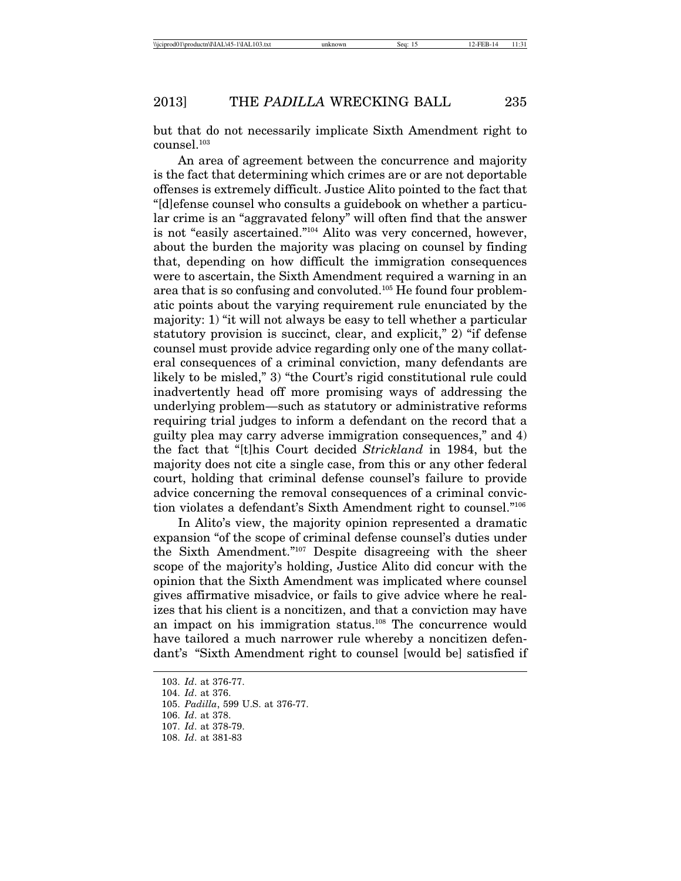but that do not necessarily implicate Sixth Amendment right to counsel.[103]

An area of agreement between the concurrence and majority is the fact that determining which crimes are or are not deportable offenses is extremely difficult. Justice Alito pointed to the fact that "[d]efense counsel who consults a guidebook on whether a particular crime is an "aggravated felony" will often find that the answer is not "easily ascertained."[104] Alito was very concerned, however, about the burden the majority was placing on counsel by finding that, depending on how difficult the immigration consequences were to ascertain, the Sixth Amendment required a warning in an area that is so confusing and convoluted.[105] He found four problematic points about the varying requirement rule enunciated by the majority: 1) "it will not always be easy to tell whether a particular statutory provision is succinct, clear, and explicit," 2) "if defense counsel must provide advice regarding only one of the many collateral consequences of a criminal conviction, many defendants are likely to be misled," 3) "the Court's rigid constitutional rule could inadvertently head off more promising ways of addressing the underlying problem—such as statutory or administrative reforms requiring trial judges to inform a defendant on the record that a guilty plea may carry adverse immigration consequences," and 4) the fact that "[t]his Court decided *Strickland* in 1984, but the majority does not cite a single case, from this or any other federal court, holding that criminal defense counsel's failure to provide advice concerning the removal consequences of a criminal conviction violates a defendant's Sixth Amendment right to counsel."[106]

In Alito's view, the majority opinion represented a dramatic expansion "of the scope of criminal defense counsel's duties under the Sixth Amendment."[107] Despite disagreeing with the sheer scope of the majority's holding, Justice Alito did concur with the opinion that the Sixth Amendment was implicated where counsel gives affirmative misadvice, or fails to give advice where he realizes that his client is a noncitizen, and that a conviction may have an impact on his immigration status.[108] The concurrence would have tailored a much narrower rule whereby a noncitizen defendant's "Sixth Amendment right to counsel [would be] satisfied if

---

103. *Id*. at 376-77.

104. *Id*. at 376.

105. *Padilla*, 599 U.S. at 376-77.

106. *Id*. at 378.

107. *Id*. at 378-79.

108. *Id*. at 381-83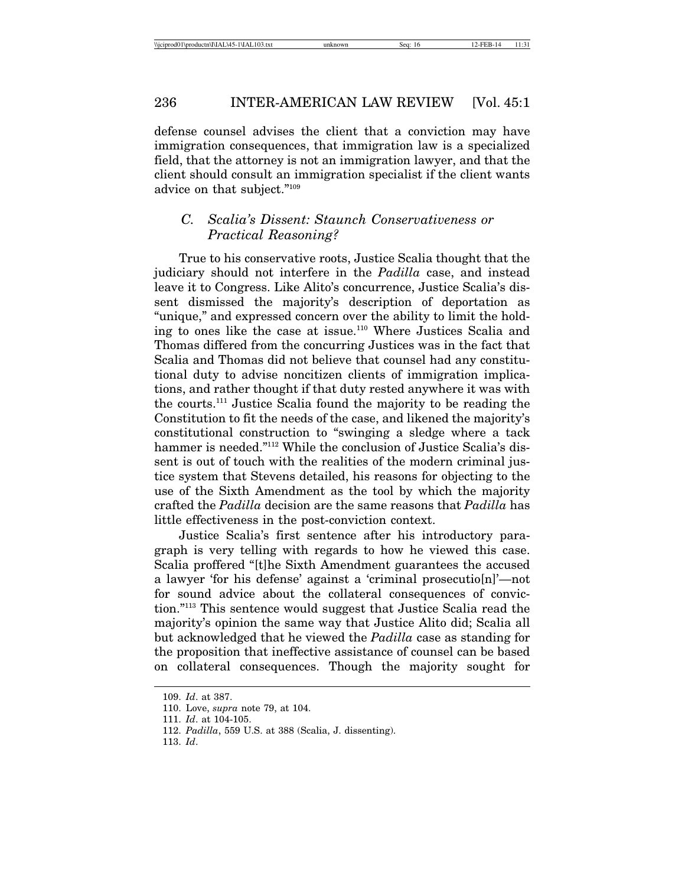defense counsel advises the client that a conviction may have immigration consequences, that immigration law is a specialized field, that the attorney is not an immigration lawyer, and that the client should consult an immigration specialist if the client wants advice on that subject."[109]

### *C. Scalia's Dissent: Staunch Conservativeness or Practical Reasoning?*

True to his conservative roots, Justice Scalia thought that the judiciary should not interfere in the *Padilla* case, and instead leave it to Congress. Like Alito's concurrence, Justice Scalia's dissent dismissed the majority's description of deportation as "unique," and expressed concern over the ability to limit the holding to ones like the case at issue.[110] Where Justices Scalia and Thomas differed from the concurring Justices was in the fact that Scalia and Thomas did not believe that counsel had any constitutional duty to advise noncitizen clients of immigration implications, and rather thought if that duty rested anywhere it was with the courts.[111] Justice Scalia found the majority to be reading the Constitution to fit the needs of the case, and likened the majority's constitutional construction to "swinging a sledge where a tack hammer is needed."[112] While the conclusion of Justice Scalia's dissent is out of touch with the realities of the modern criminal justice system that Stevens detailed, his reasons for objecting to the use of the Sixth Amendment as the tool by which the majority crafted the *Padilla* decision are the same reasons that *Padilla* has little effectiveness in the post-conviction context.

Justice Scalia's first sentence after his introductory paragraph is very telling with regards to how he viewed this case. Scalia proffered "[t]he Sixth Amendment guarantees the accused a lawyer 'for his defense' against a 'criminal prosecutio[n]'—not for sound advice about the collateral consequences of conviction."[113] This sentence would suggest that Justice Scalia read the majority's opinion the same way that Justice Alito did; Scalia all but acknowledged that he viewed the *Padilla* case as standing for the proposition that ineffective assistance of counsel can be based on collateral consequences. Though the majority sought for

---

109. *Id*. at 387.

110. Love, *supra* note 79, at 104.

111. *Id*. at 104-105.

112. *Padilla*, 559 U.S. at 388 (Scalia, J. dissenting).

113. *Id*.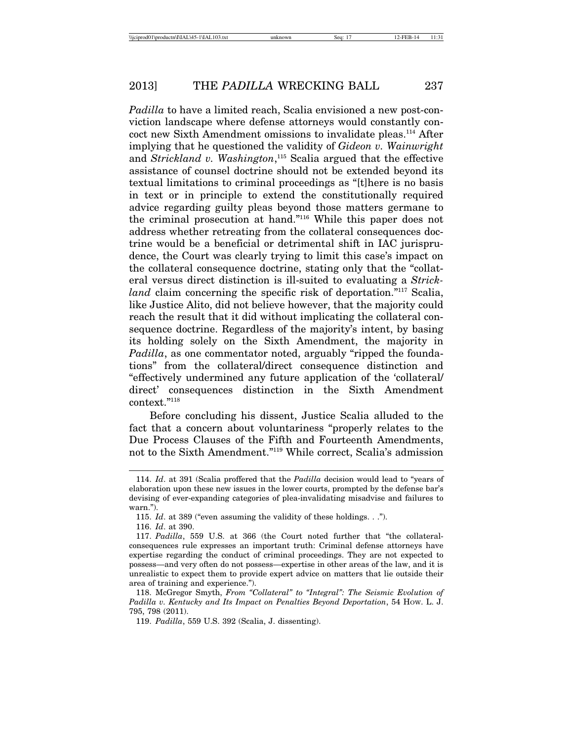*Padilla* to have a limited reach, Scalia envisioned a new post-conviction landscape where defense attorneys would constantly concoct new Sixth Amendment omissions to invalidate pleas.[114] After implying that he questioned the validity of *Gideon v. Wainwright* and *Strickland v. Washington*,[115] Scalia argued that the effective assistance of counsel doctrine should not be extended beyond its textual limitations to criminal proceedings as "[t]here is no basis in text or in principle to extend the constitutionally required advice regarding guilty pleas beyond those matters germane to the criminal prosecution at hand."[116] While this paper does not address whether retreating from the collateral consequences doctrine would be a beneficial or detrimental shift in IAC jurisprudence, the Court was clearly trying to limit this case's impact on the collateral consequence doctrine, stating only that the "collateral versus direct distinction is ill-suited to evaluating a *Strickland* claim concerning the specific risk of deportation."[117] Scalia, like Justice Alito, did not believe however, that the majority could reach the result that it did without implicating the collateral consequence doctrine. Regardless of the majority's intent, by basing its holding solely on the Sixth Amendment, the majority in *Padilla*, as one commentator noted, arguably "ripped the foundations" from the collateral/direct consequence distinction and "effectively undermined any future application of the 'collateral/direct' consequences distinction in the Sixth Amendment context."[118]

Before concluding his dissent, Justice Scalia alluded to the fact that a concern about voluntariness "properly relates to the Due Process Clauses of the Fifth and Fourteenth Amendments, not to the Sixth Amendment."[119] While correct, Scalia's admission

---

114. *Id*. at 391 (Scalia proffered that the *Padilla* decision would lead to "years of elaboration upon these new issues in the lower courts, prompted by the defense bar's devising of ever-expanding categories of plea-invalidating misadvise and failures to warn.").

115. *Id*. at 389 ("even assuming the validity of these holdings. . .").

116. *Id*. at 390.

117. *Padilla*, 559 U.S. at 366 (the Court noted further that "the collateral-consequences rule expresses an important truth: Criminal defense attorneys have expertise regarding the conduct of criminal proceedings. They are not expected to possess—and very often do not possess—expertise in other areas of the law, and it is unrealistic to expect them to provide expert advice on matters that lie outside their area of training and experience.").

118. McGregor Smyth, *From "Collateral" to "Integral": The Seismic Evolution of Padilla v. Kentucky and Its Impact on Penalties Beyond Deportation*, 54 HOW. L. J. 795, 798 (2011).

119. *Padilla*, 559 U.S. 392 (Scalia, J. dissenting).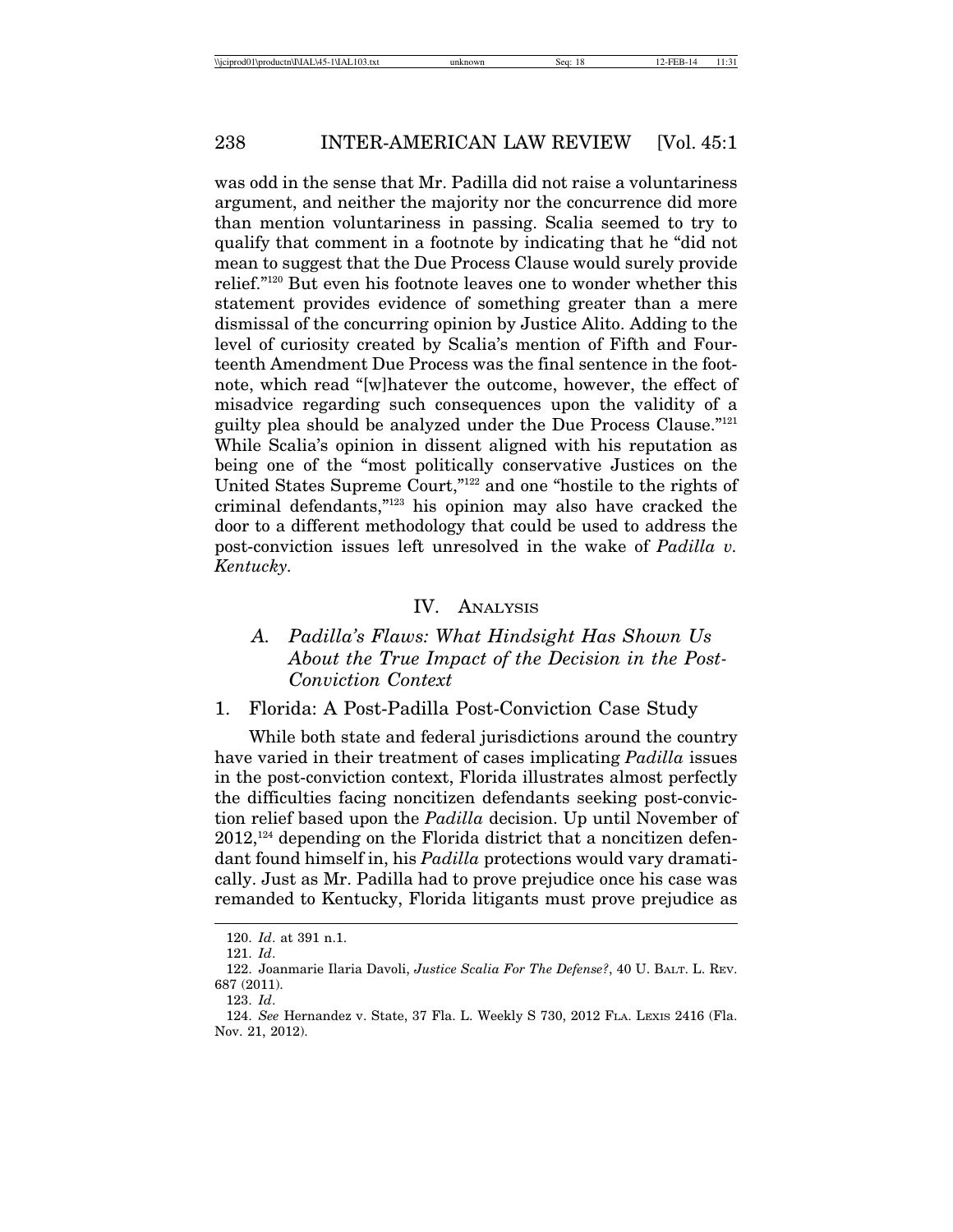was odd in the sense that Mr. Padilla did not raise a voluntariness argument, and neither the majority nor the concurrence did more than mention voluntariness in passing. Scalia seemed to try to qualify that comment in a footnote by indicating that he "did not mean to suggest that the Due Process Clause would surely provide relief."[120] But even his footnote leaves one to wonder whether this statement provides evidence of something greater than a mere dismissal of the concurring opinion by Justice Alito. Adding to the level of curiosity created by Scalia's mention of Fifth and Fourteenth Amendment Due Process was the final sentence in the footnote, which read "[w]hatever the outcome, however, the effect of misadvice regarding such consequences upon the validity of a guilty plea should be analyzed under the Due Process Clause."[121] While Scalia's opinion in dissent aligned with his reputation as being one of the "most politically conservative Justices on the United States Supreme Court,"[122] and one "hostile to the rights of criminal defendants,"[123] his opinion may also have cracked the door to a different methodology that could be used to address the post-conviction issues left unresolved in the wake of *Padilla v. Kentucky*.

## IV. Analysis

### A. *Padilla's Flaws: What Hindsight Has Shown Us About the True Impact of the Decision in the Post-Conviction Context*

#### 1. Florida: A Post-Padilla Post-Conviction Case Study

While both state and federal jurisdictions around the country have varied in their treatment of cases implicating *Padilla* issues in the post-conviction context, Florida illustrates almost perfectly the difficulties facing noncitizen defendants seeking post-conviction relief based upon the *Padilla* decision. Up until November of 2012,[124] depending on the Florida district that a noncitizen defendant found himself in, his *Padilla* protections would vary dramatically. Just as Mr. Padilla had to prove prejudice once his case was remanded to Kentucky, Florida litigants must prove prejudice as

---

120. *Id*. at 391 n.1.

121. *Id*.

122. Joanmarie Ilaria Davoli, *Justice Scalia For The Defense?*, 40 U. Balt. L. Rev. 687 (2011).

123. *Id*.

124. *See* Hernandez v. State, 37 Fla. L. Weekly S 730, 2012 Fla. Lexis 2416 (Fla. Nov. 21, 2012).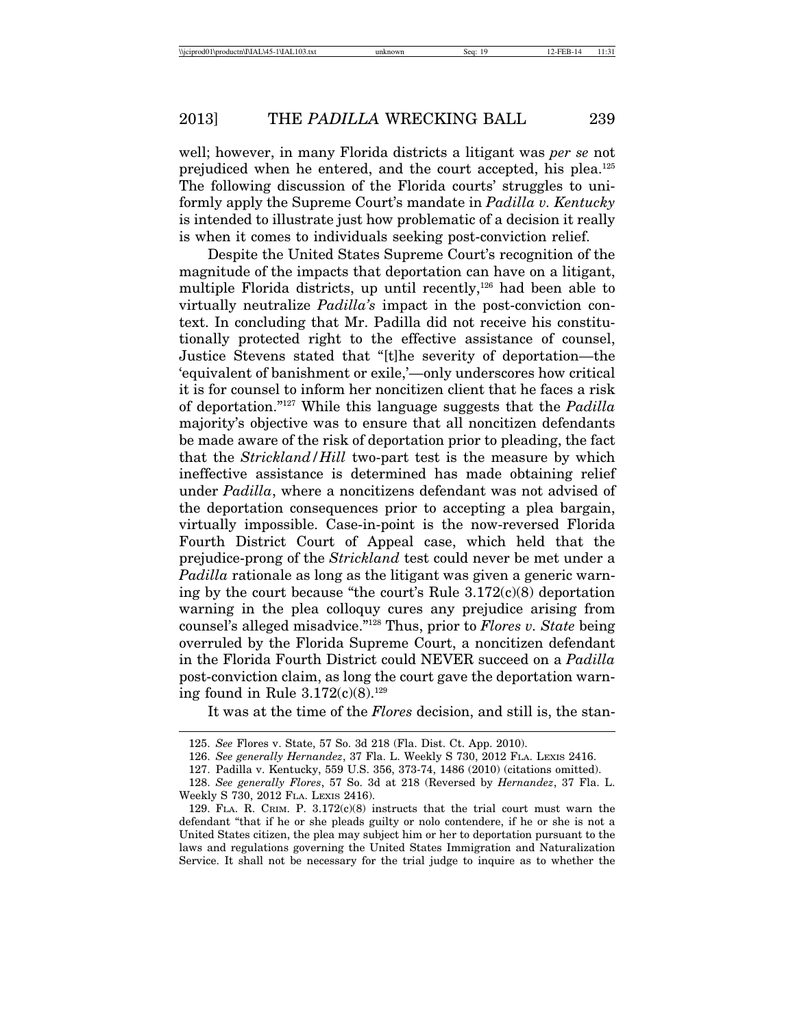well; however, in many Florida districts a litigant was *per se* not prejudiced when he entered, and the court accepted, his plea.[125] The following discussion of the Florida courts' struggles to uniformly apply the Supreme Court's mandate in *Padilla v. Kentucky* is intended to illustrate just how problematic of a decision it really is when it comes to individuals seeking post-conviction relief.

Despite the United States Supreme Court's recognition of the magnitude of the impacts that deportation can have on a litigant, multiple Florida districts, up until recently,[126] had been able to virtually neutralize *Padilla's* impact in the post-conviction context. In concluding that Mr. Padilla did not receive his constitutionally protected right to the effective assistance of counsel, Justice Stevens stated that "[t]he severity of deportation—the 'equivalent of banishment or exile,'—only underscores how critical it is for counsel to inform her noncitizen client that he faces a risk of deportation."[127] While this language suggests that the *Padilla* majority's objective was to ensure that all noncitizen defendants be made aware of the risk of deportation prior to pleading, the fact that the *Strickland*/*Hill* two-part test is the measure by which ineffective assistance is determined has made obtaining relief under *Padilla*, where a noncitizens defendant was not advised of the deportation consequences prior to accepting a plea bargain, virtually impossible. Case-in-point is the now-reversed Florida Fourth District Court of Appeal case, which held that the prejudice-prong of the *Strickland* test could never be met under a *Padilla* rationale as long as the litigant was given a generic warning by the court because "the court's Rule 3.172(c)(8) deportation warning in the plea colloquy cures any prejudice arising from counsel's alleged misadvice."[128] Thus, prior to *Flores v. State* being overruled by the Florida Supreme Court, a noncitizen defendant in the Florida Fourth District could NEVER succeed on a *Padilla* post-conviction claim, as long the court gave the deportation warning found in Rule 3.172(c)(8).[129]

It was at the time of the *Flores* decision, and still is, the stan-

125. *See* Flores v. State, 57 So. 3d 218 (Fla. Dist. Ct. App. 2010).

126. *See generally Hernandez*, 37 Fla. L. Weekly S 730, 2012 FLA. LEXIS 2416.

127. Padilla v. Kentucky, 559 U.S. 356, 373-74, 1486 (2010) (citations omitted).

128. *See generally Flores*, 57 So. 3d at 218 (Reversed by *Hernandez*, 37 Fla. L. Weekly S 730, 2012 FLA. LEXIS 2416).

129. FLA. R. CRIM. P. 3.172(c)(8) instructs that the trial court must warn the defendant "that if he or she pleads guilty or nolo contendere, if he or she is not a United States citizen, the plea may subject him or her to deportation pursuant to the laws and regulations governing the United States Immigration and Naturalization Service. It shall not be necessary for the trial judge to inquire as to whether the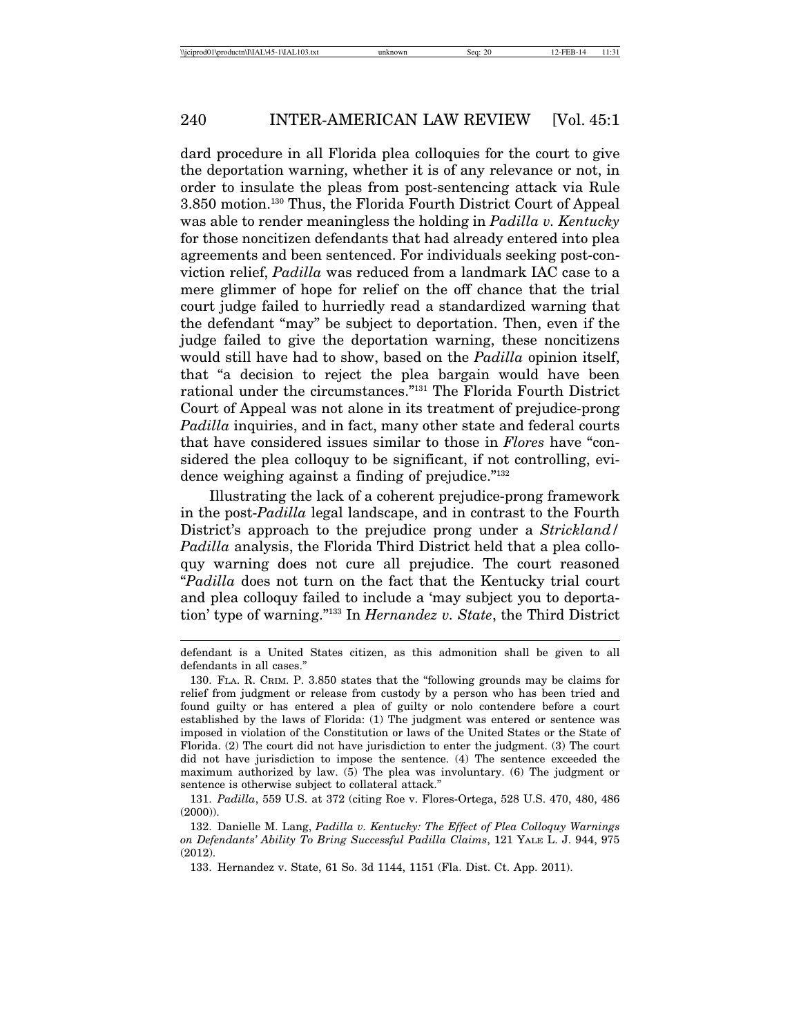dard procedure in all Florida plea colloquies for the court to give the deportation warning, whether it is of any relevance or not, in order to insulate the pleas from post-sentencing attack via Rule 3.850 motion.[130] Thus, the Florida Fourth District Court of Appeal was able to render meaningless the holding in *Padilla v. Kentucky* for those noncitizen defendants that had already entered into plea agreements and been sentenced. For individuals seeking post-conviction relief, *Padilla* was reduced from a landmark IAC case to a mere glimmer of hope for relief on the off chance that the trial court judge failed to hurriedly read a standardized warning that the defendant "may" be subject to deportation. Then, even if the judge failed to give the deportation warning, these noncitizens would still have had to show, based on the *Padilla* opinion itself, that "a decision to reject the plea bargain would have been rational under the circumstances."[131] The Florida Fourth District Court of Appeal was not alone in its treatment of prejudice-prong *Padilla* inquiries, and in fact, many other state and federal courts that have considered issues similar to those in *Flores* have "considered the plea colloquy to be significant, if not controlling, evidence weighing against a finding of prejudice."[132]

Illustrating the lack of a coherent prejudice-prong framework in the post-*Padilla* legal landscape, and in contrast to the Fourth District's approach to the prejudice prong under a *Strickland*/*Padilla* analysis, the Florida Third District held that a plea colloquy warning does not cure all prejudice. The court reasoned "*Padilla* does not turn on the fact that the Kentucky trial court and plea colloquy failed to include a 'may subject you to deportation' type of warning."[133] In *Hernandez v. State*, the Third District

---

defendant is a United States citizen, as this admonition shall be given to all defendants in all cases."

130. FLA. R. CRIM. P. 3.850 states that the "following grounds may be claims for relief from judgment or release from custody by a person who has been tried and found guilty or has entered a plea of guilty or nolo contendere before a court established by the laws of Florida: (1) The judgment was entered or sentence was imposed in violation of the Constitution or laws of the United States or the State of Florida. (2) The court did not have jurisdiction to enter the judgment. (3) The court did not have jurisdiction to impose the sentence. (4) The sentence exceeded the maximum authorized by law. (5) The plea was involuntary. (6) The judgment or sentence is otherwise subject to collateral attack."

131. *Padilla*, 559 U.S. at 372 (citing Roe v. Flores-Ortega, 528 U.S. 470, 480, 486 (2000)).

132. Danielle M. Lang, *Padilla v. Kentucky: The Effect of Plea Colloquy Warnings on Defendants' Ability To Bring Successful Padilla Claims*, 121 YALE L. J. 944, 975 (2012).

133. Hernandez v. State, 61 So. 3d 1144, 1151 (Fla. Dist. Ct. App. 2011).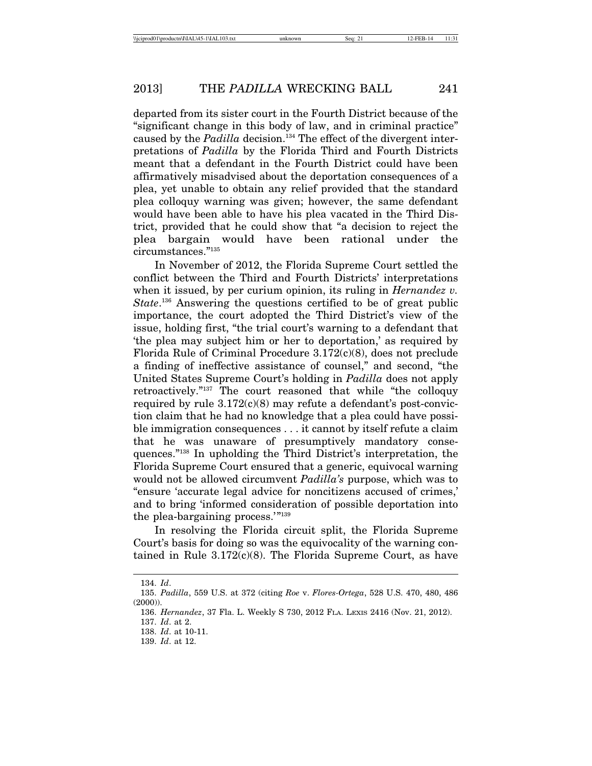departed from its sister court in the Fourth District because of the "significant change in this body of law, and in criminal practice" caused by the *Padilla* decision.[134] The effect of the divergent interpretations of *Padilla* by the Florida Third and Fourth Districts meant that a defendant in the Fourth District could have been affirmatively misadvised about the deportation consequences of a plea, yet unable to obtain any relief provided that the standard plea colloquy warning was given; however, the same defendant would have been able to have his plea vacated in the Third District, provided that he could show that "a decision to reject the plea bargain would have been rational under the circumstances."[135]

In November of 2012, the Florida Supreme Court settled the conflict between the Third and Fourth Districts' interpretations when it issued, by per curium opinion, its ruling in *Hernandez v. State*.[136] Answering the questions certified to be of great public importance, the court adopted the Third District's view of the issue, holding first, "the trial court's warning to a defendant that 'the plea may subject him or her to deportation,' as required by Florida Rule of Criminal Procedure 3.172(c)(8), does not preclude a finding of ineffective assistance of counsel," and second, "the United States Supreme Court's holding in *Padilla* does not apply retroactively."[137] The court reasoned that while "the colloquy required by rule 3.172(c)(8) may refute a defendant's post-conviction claim that he had no knowledge that a plea could have possible immigration consequences . . . it cannot by itself refute a claim that he was unaware of presumptively mandatory consequences."[138] In upholding the Third District's interpretation, the Florida Supreme Court ensured that a generic, equivocal warning would not be allowed circumvent *Padilla's* purpose, which was to "ensure 'accurate legal advice for noncitizens accused of crimes,' and to bring 'informed consideration of possible deportation into the plea-bargaining process.'"[139]

In resolving the Florida circuit split, the Florida Supreme Court's basis for doing so was the equivocality of the warning contained in Rule 3.172(c)(8). The Florida Supreme Court, as have

---

134. *Id*.

135. *Padilla*, 559 U.S. at 372 (citing *Roe* v. *Flores-Ortega*, 528 U.S. 470, 480, 486 (2000)).

136. *Hernandez*, 37 Fla. L. Weekly S 730, 2012 FLA. LEXIS 2416 (Nov. 21, 2012).

137. *Id*. at 2.

138. *Id*. at 10-11.

139. *Id*. at 12.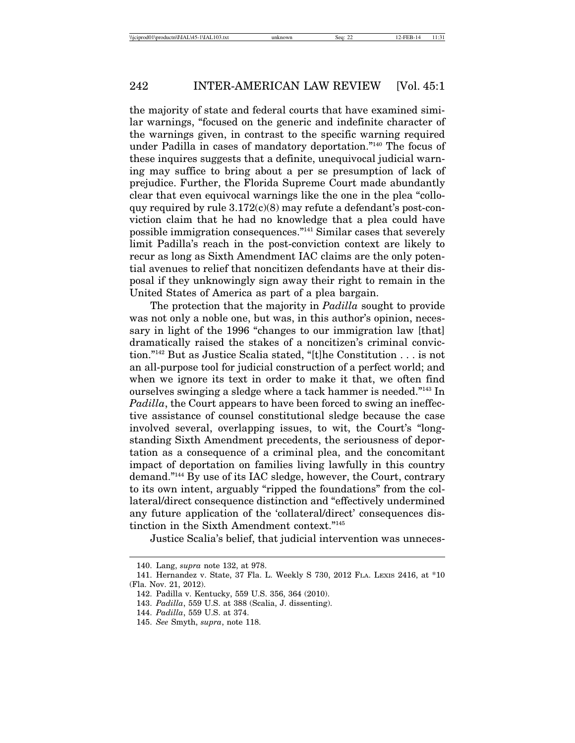the majority of state and federal courts that have examined similar warnings, "focused on the generic and indefinite character of the warnings given, in contrast to the specific warning required under Padilla in cases of mandatory deportation."[140] The focus of these inquires suggests that a definite, unequivocal judicial warning may suffice to bring about a per se presumption of lack of prejudice. Further, the Florida Supreme Court made abundantly clear that even equivocal warnings like the one in the plea "colloquy required by rule 3.172(c)(8) may refute a defendant's post-conviction claim that he had no knowledge that a plea could have possible immigration consequences."[141] Similar cases that severely limit Padilla's reach in the post-conviction context are likely to recur as long as Sixth Amendment IAC claims are the only potential avenues to relief that noncitizen defendants have at their disposal if they unknowingly sign away their right to remain in the United States of America as part of a plea bargain.

The protection that the majority in *Padilla* sought to provide was not only a noble one, but was, in this author's opinion, necessary in light of the 1996 "changes to our immigration law [that] dramatically raised the stakes of a noncitizen's criminal conviction."[142] But as Justice Scalia stated, "[t]he Constitution . . . is not an all-purpose tool for judicial construction of a perfect world; and when we ignore its text in order to make it that, we often find ourselves swinging a sledge where a tack hammer is needed."[143] In *Padilla*, the Court appears to have been forced to swing an ineffective assistance of counsel constitutional sledge because the case involved several, overlapping issues, to wit, the Court's "longstanding Sixth Amendment precedents, the seriousness of deportation as a consequence of a criminal plea, and the concomitant impact of deportation on families living lawfully in this country demand."[144] By use of its IAC sledge, however, the Court, contrary to its own intent, arguably "ripped the foundations" from the collateral/direct consequence distinction and "effectively undermined any future application of the 'collateral/direct' consequences distinction in the Sixth Amendment context."[145]

Justice Scalia's belief, that judicial intervention was unneces-

---

140. Lang, *supra* note 132, at 978.

141. Hernandez v. State, 37 Fla. L. Weekly S 730, 2012 FLA. LEXIS 2416, at *10 (Fla. Nov. 21, 2012).

142. Padilla v. Kentucky, 559 U.S. 356, 364 (2010).

143. *Padilla*, 559 U.S. at 388 (Scalia, J. dissenting).

144. *Padilla*, 559 U.S. at 374.

145. *See* Smyth, *supra*, note 118.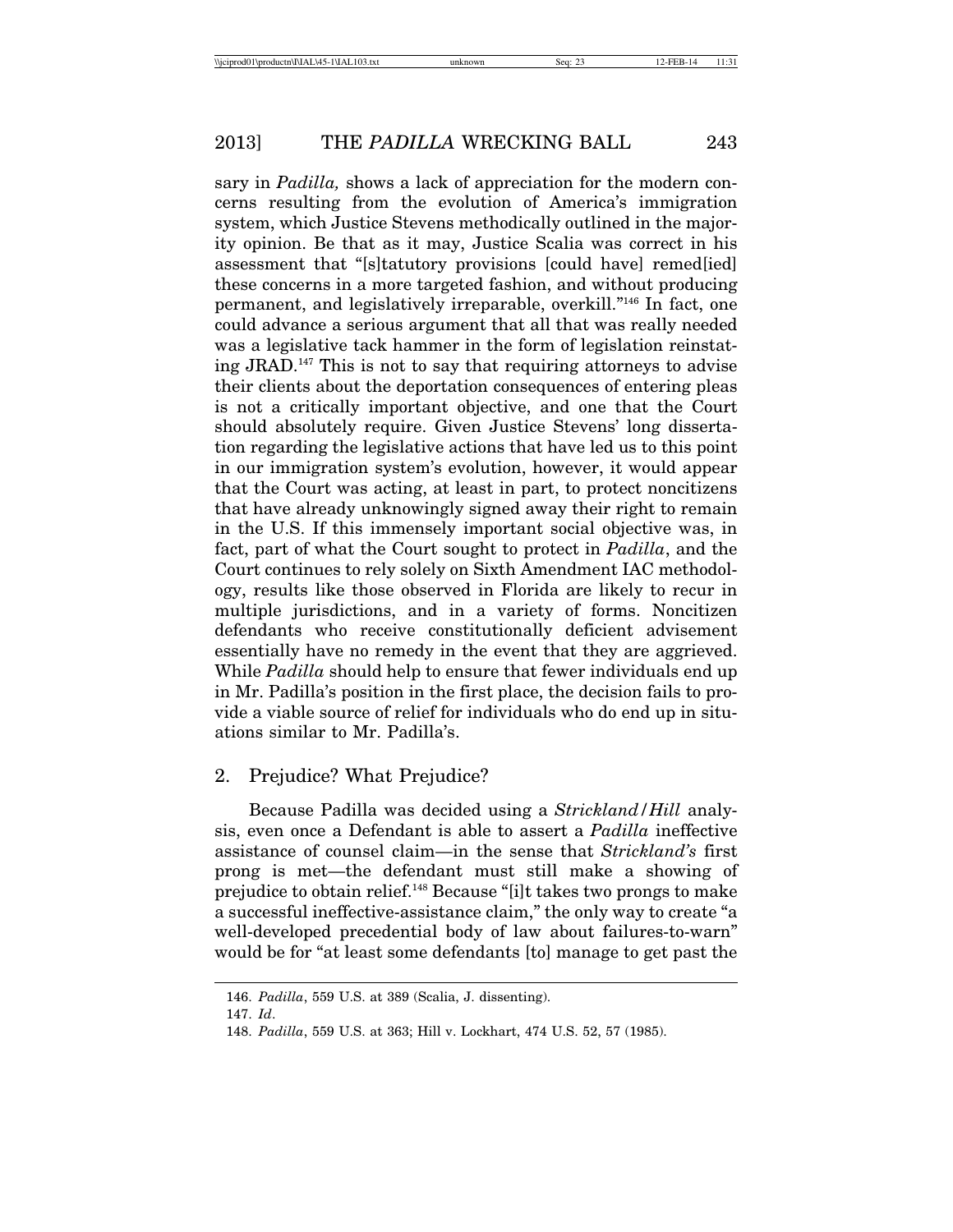sary in *Padilla,* shows a lack of appreciation for the modern concerns resulting from the evolution of America's immigration system, which Justice Stevens methodically outlined in the majority opinion. Be that as it may, Justice Scalia was correct in his assessment that "[s]tatutory provisions [could have] remed[ied] these concerns in a more targeted fashion, and without producing permanent, and legislatively irreparable, overkill."[146] In fact, one could advance a serious argument that all that was really needed was a legislative tack hammer in the form of legislation reinstating JRAD.[147] This is not to say that requiring attorneys to advise their clients about the deportation consequences of entering pleas is not a critically important objective, and one that the Court should absolutely require. Given Justice Stevens' long dissertation regarding the legislative actions that have led us to this point in our immigration system's evolution, however, it would appear that the Court was acting, at least in part, to protect noncitizens that have already unknowingly signed away their right to remain in the U.S. If this immensely important social objective was, in fact, part of what the Court sought to protect in *Padilla*, and the Court continues to rely solely on Sixth Amendment IAC methodology, results like those observed in Florida are likely to recur in multiple jurisdictions, and in a variety of forms. Noncitizen defendants who receive constitutionally deficient advisement essentially have no remedy in the event that they are aggrieved. While *Padilla* should help to ensure that fewer individuals end up in Mr. Padilla's position in the first place, the decision fails to provide a viable source of relief for individuals who do end up in situations similar to Mr. Padilla's.

### 2. Prejudice? What Prejudice?

Because Padilla was decided using a *Strickland*/*Hill* analysis, even once a Defendant is able to assert a *Padilla* ineffective assistance of counsel claim—in the sense that *Strickland's* first prong is met—the defendant must still make a showing of prejudice to obtain relief.[148] Because "[i]t takes two prongs to make a successful ineffective-assistance claim," the only way to create "a well-developed precedential body of law about failures-to-warn" would be for "at least some defendants [to] manage to get past the

---

146. *Padilla*, 559 U.S. at 389 (Scalia, J. dissenting).

147. *Id*.

148. *Padilla*, 559 U.S. at 363; Hill v. Lockhart, 474 U.S. 52, 57 (1985).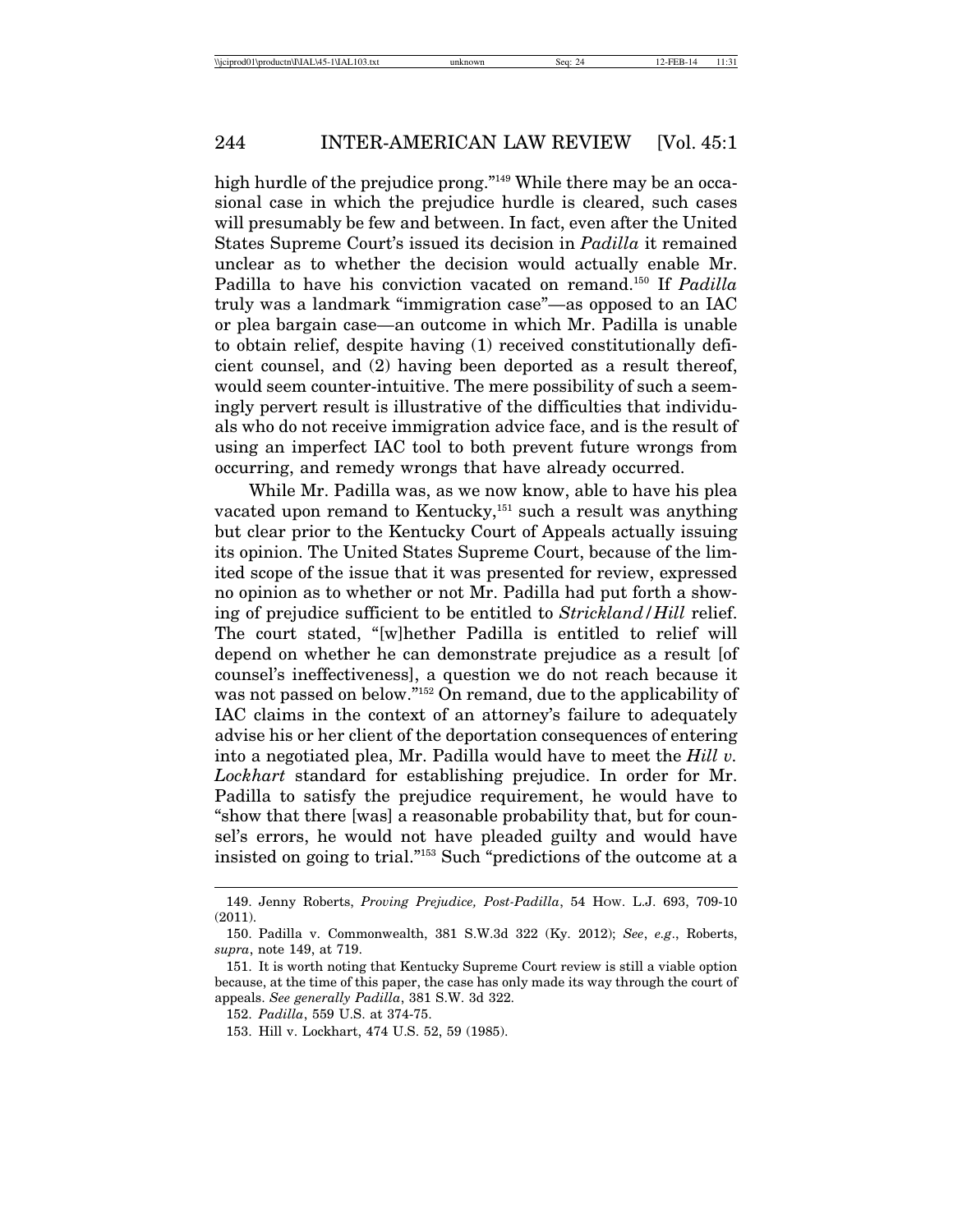high hurdle of the prejudice prong."[149] While there may be an occasional case in which the prejudice hurdle is cleared, such cases will presumably be few and between. In fact, even after the United States Supreme Court's issued its decision in *Padilla* it remained unclear as to whether the decision would actually enable Mr. Padilla to have his conviction vacated on remand.[150] If *Padilla* truly was a landmark "immigration case"—as opposed to an IAC or plea bargain case—an outcome in which Mr. Padilla is unable to obtain relief, despite having (1) received constitutionally deficient counsel, and (2) having been deported as a result thereof, would seem counter-intuitive. The mere possibility of such a seemingly pervert result is illustrative of the difficulties that individuals who do not receive immigration advice face, and is the result of using an imperfect IAC tool to both prevent future wrongs from occurring, and remedy wrongs that have already occurred.

While Mr. Padilla was, as we now know, able to have his plea vacated upon remand to Kentucky,[151] such a result was anything but clear prior to the Kentucky Court of Appeals actually issuing its opinion. The United States Supreme Court, because of the limited scope of the issue that it was presented for review, expressed no opinion as to whether or not Mr. Padilla had put forth a showing of prejudice sufficient to be entitled to *Strickland/Hill* relief. The court stated, "[w]hether Padilla is entitled to relief will depend on whether he can demonstrate prejudice as a result [of counsel's ineffectiveness], a question we do not reach because it was not passed on below."[152] On remand, due to the applicability of IAC claims in the context of an attorney's failure to adequately advise his or her client of the deportation consequences of entering into a negotiated plea, Mr. Padilla would have to meet the *Hill v. Lockhart* standard for establishing prejudice. In order for Mr. Padilla to satisfy the prejudice requirement, he would have to "show that there [was] a reasonable probability that, but for counsel's errors, he would not have pleaded guilty and would have insisted on going to trial."[153] Such "predictions of the outcome at a

---

149. Jenny Roberts, *Proving Prejudice, Post-Padilla*, 54 HOW. L.J. 693, 709-10 (2011).

150. Padilla v. Commonwealth, 381 S.W.3d 322 (Ky. 2012); *See*, *e.g*., Roberts, *supra*, note 149, at 719.

151. It is worth noting that Kentucky Supreme Court review is still a viable option because, at the time of this paper, the case has only made its way through the court of appeals. *See generally Padilla*, 381 S.W. 3d 322.

152. *Padilla*, 559 U.S. at 374-75.

153. Hill v. Lockhart, 474 U.S. 52, 59 (1985).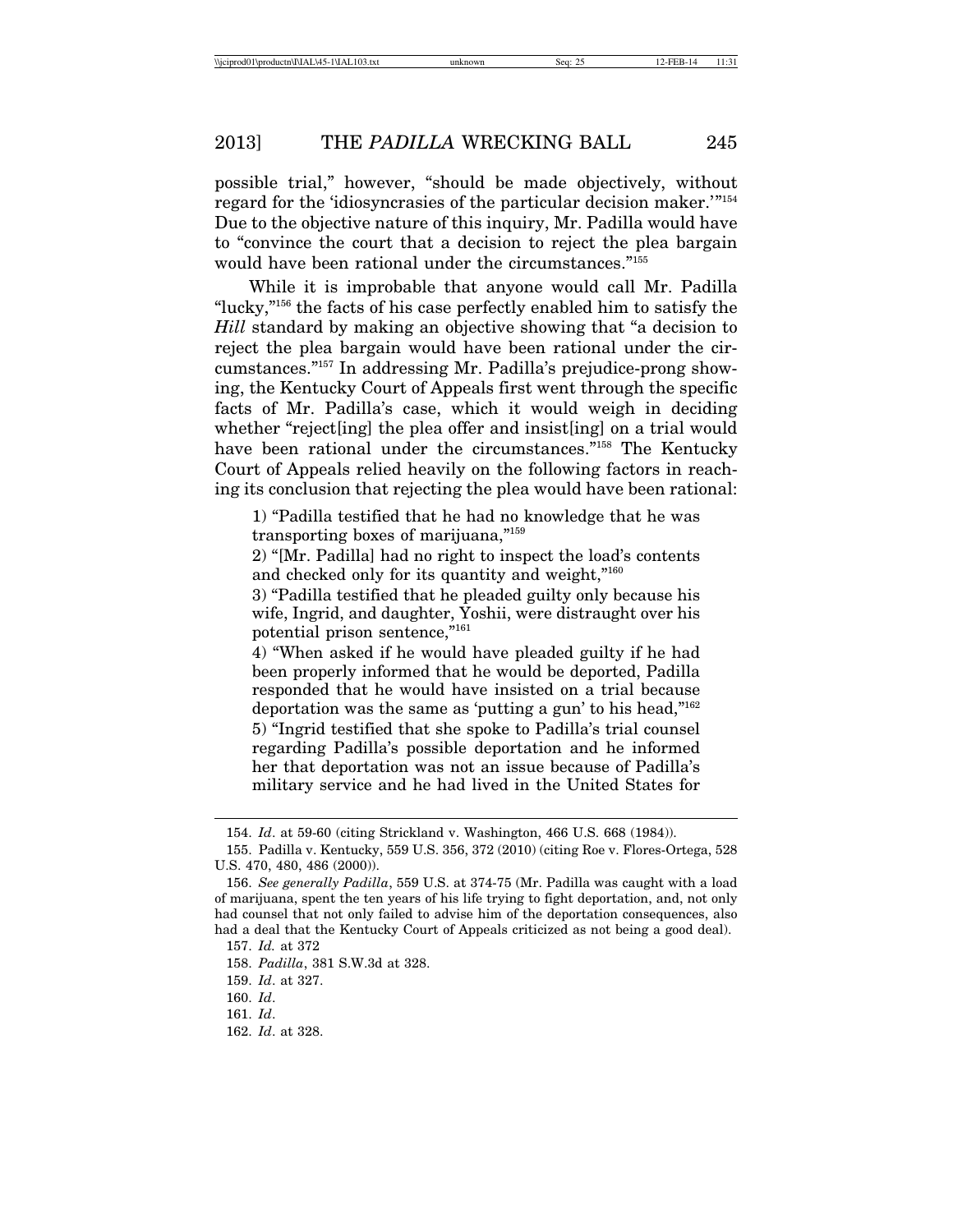possible trial," however, "should be made objectively, without regard for the 'idiosyncrasies of the particular decision maker.'"[154] Due to the objective nature of this inquiry, Mr. Padilla would have to "convince the court that a decision to reject the plea bargain would have been rational under the circumstances."[155]

While it is improbable that anyone would call Mr. Padilla "lucky,"[156] the facts of his case perfectly enabled him to satisfy the *Hill* standard by making an objective showing that "a decision to reject the plea bargain would have been rational under the circumstances."[157] In addressing Mr. Padilla's prejudice-prong showing, the Kentucky Court of Appeals first went through the specific facts of Mr. Padilla's case, which it would weigh in deciding whether "reject[ing] the plea offer and insist[ing] on a trial would have been rational under the circumstances."[158] The Kentucky Court of Appeals relied heavily on the following factors in reaching its conclusion that rejecting the plea would have been rational:

> 1) "Padilla testified that he had no knowledge that he was transporting boxes of marijuana,"[159]
>
> 2) "[Mr. Padilla] had no right to inspect the load's contents and checked only for its quantity and weight,"[160]
>
> 3) "Padilla testified that he pleaded guilty only because his wife, Ingrid, and daughter, Yoshii, were distraught over his potential prison sentence,"[161]
>
> 4) "When asked if he would have pleaded guilty if he had been properly informed that he would be deported, Padilla responded that he would have insisted on a trial because deportation was the same as 'putting a gun' to his head,"[162]
>
> 5) "Ingrid testified that she spoke to Padilla's trial counsel regarding Padilla's possible deportation and he informed her that deportation was not an issue because of Padilla's military service and he had lived in the United States for

---

154. *Id*. at 59-60 (citing Strickland v. Washington, 466 U.S. 668 (1984)).

155. Padilla v. Kentucky, 559 U.S. 356, 372 (2010) (citing Roe v. Flores-Ortega, 528 U.S. 470, 480, 486 (2000)).

156. *See generally Padilla*, 559 U.S. at 374-75 (Mr. Padilla was caught with a load of marijuana, spent the ten years of his life trying to fight deportation, and, not only had counsel that not only failed to advise him of the deportation consequences, also had a deal that the Kentucky Court of Appeals criticized as not being a good deal).

157. *Id.* at 372

158. *Padilla*, 381 S.W.3d at 328.

159. *Id*. at 327.

160. *Id*.

161. *Id*.

162. *Id*. at 328.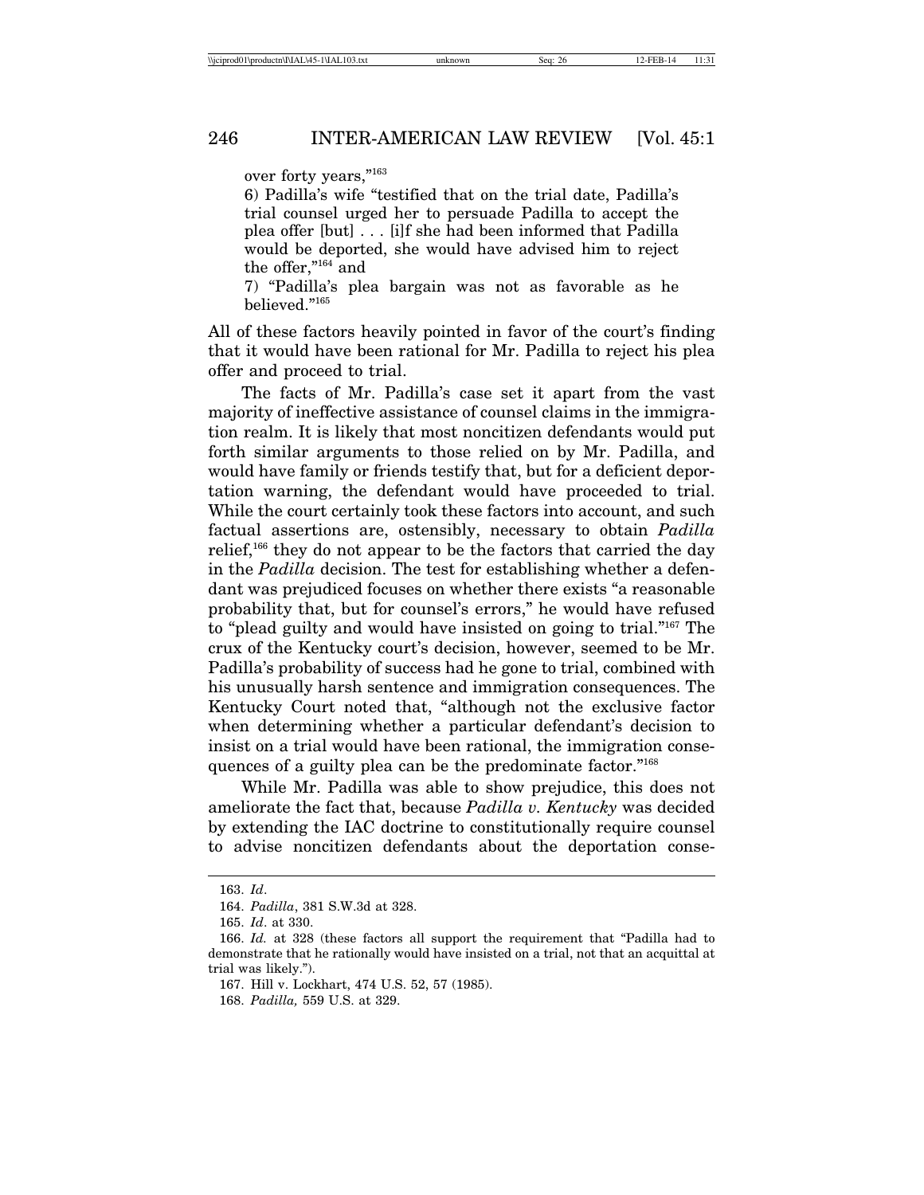over forty years,"[163]

6) Padilla's wife "testified that on the trial date, Padilla's trial counsel urged her to persuade Padilla to accept the plea offer [but] . . . [i]f she had been informed that Padilla would be deported, she would have advised him to reject the offer,"[164] and

7) "Padilla's plea bargain was not as favorable as he believed."[165]

All of these factors heavily pointed in favor of the court's finding that it would have been rational for Mr. Padilla to reject his plea offer and proceed to trial.

The facts of Mr. Padilla's case set it apart from the vast majority of ineffective assistance of counsel claims in the immigration realm. It is likely that most noncitizen defendants would put forth similar arguments to those relied on by Mr. Padilla, and would have family or friends testify that, but for a deficient deportation warning, the defendant would have proceeded to trial. While the court certainly took these factors into account, and such factual assertions are, ostensibly, necessary to obtain *Padilla* relief,[166] they do not appear to be the factors that carried the day in the *Padilla* decision. The test for establishing whether a defendant was prejudiced focuses on whether there exists "a reasonable probability that, but for counsel's errors," he would have refused to "plead guilty and would have insisted on going to trial."[167] The crux of the Kentucky court's decision, however, seemed to be Mr. Padilla's probability of success had he gone to trial, combined with his unusually harsh sentence and immigration consequences. The Kentucky Court noted that, "although not the exclusive factor when determining whether a particular defendant's decision to insist on a trial would have been rational, the immigration consequences of a guilty plea can be the predominate factor."[168]

While Mr. Padilla was able to show prejudice, this does not ameliorate the fact that, because *Padilla v. Kentucky* was decided by extending the IAC doctrine to constitutionally require counsel to advise noncitizen defendants about the deportation conse-

---

163. *Id*.

164. *Padilla*, 381 S.W.3d at 328.

165. *Id*. at 330.

166. *Id.* at 328 (these factors all support the requirement that "Padilla had to demonstrate that he rationally would have insisted on a trial, not that an acquittal at trial was likely.").

167. Hill v. Lockhart, 474 U.S. 52, 57 (1985).

168. *Padilla,* 559 U.S. at 329.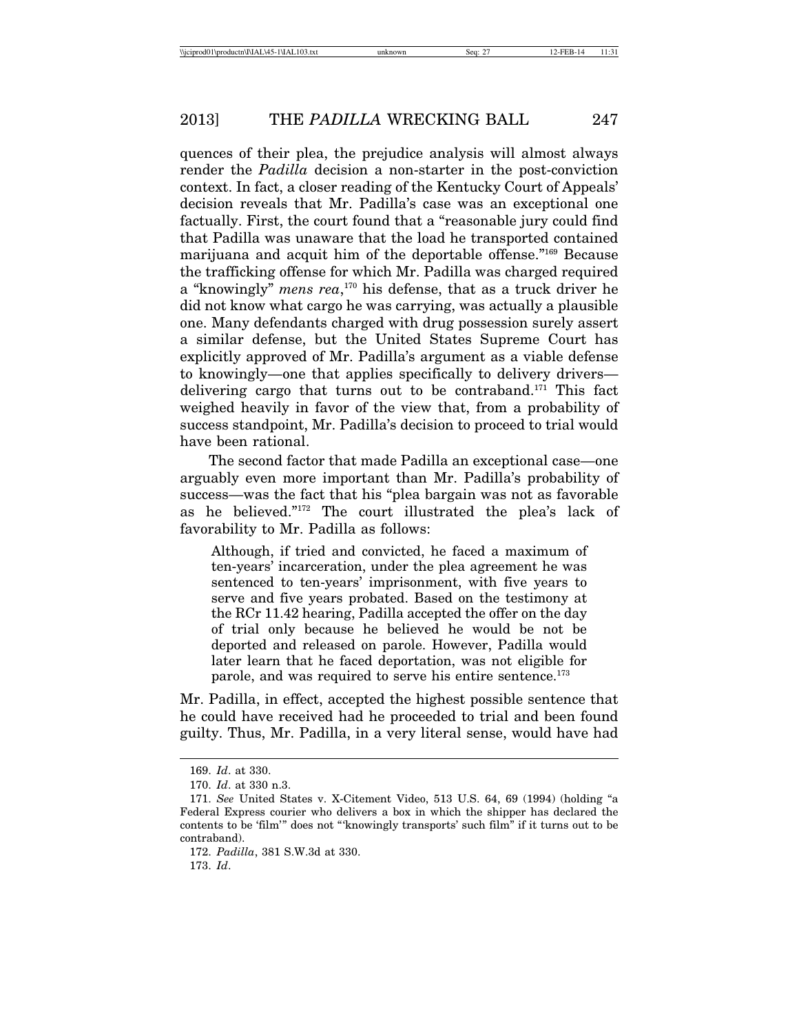quences of their plea, the prejudice analysis will almost always render the *Padilla* decision a non-starter in the post-conviction context. In fact, a closer reading of the Kentucky Court of Appeals' decision reveals that Mr. Padilla's case was an exceptional one factually. First, the court found that a "reasonable jury could find that Padilla was unaware that the load he transported contained marijuana and acquit him of the deportable offense."[169] Because the trafficking offense for which Mr. Padilla was charged required a "knowingly" *mens rea*,[170] his defense, that as a truck driver he did not know what cargo he was carrying, was actually a plausible one. Many defendants charged with drug possession surely assert a similar defense, but the United States Supreme Court has explicitly approved of Mr. Padilla's argument as a viable defense to knowingly—one that applies specifically to delivery drivers—delivering cargo that turns out to be contraband.[171] This fact weighed heavily in favor of the view that, from a probability of success standpoint, Mr. Padilla's decision to proceed to trial would have been rational.

The second factor that made Padilla an exceptional case—one arguably even more important than Mr. Padilla's probability of success—was the fact that his "plea bargain was not as favorable as he believed."[172] The court illustrated the plea's lack of favorability to Mr. Padilla as follows:

> Although, if tried and convicted, he faced a maximum of ten-years' incarceration, under the plea agreement he was sentenced to ten-years' imprisonment, with five years to serve and five years probated. Based on the testimony at the RCr 11.42 hearing, Padilla accepted the offer on the day of trial only because he believed he would be not be deported and released on parole. However, Padilla would later learn that he faced deportation, was not eligible for parole, and was required to serve his entire sentence.[173]

Mr. Padilla, in effect, accepted the highest possible sentence that he could have received had he proceeded to trial and been found guilty. Thus, Mr. Padilla, in a very literal sense, would have had

---

169. *Id*. at 330.

170. *Id*. at 330 n.3.

171. *See* United States v. X-Citement Video, 513 U.S. 64, 69 (1994) (holding "a Federal Express courier who delivers a box in which the shipper has declared the contents to be 'film'" does not "'knowingly transports' such film" if it turns out to be contraband).

172. *Padilla*, 381 S.W.3d at 330.

173. *Id*.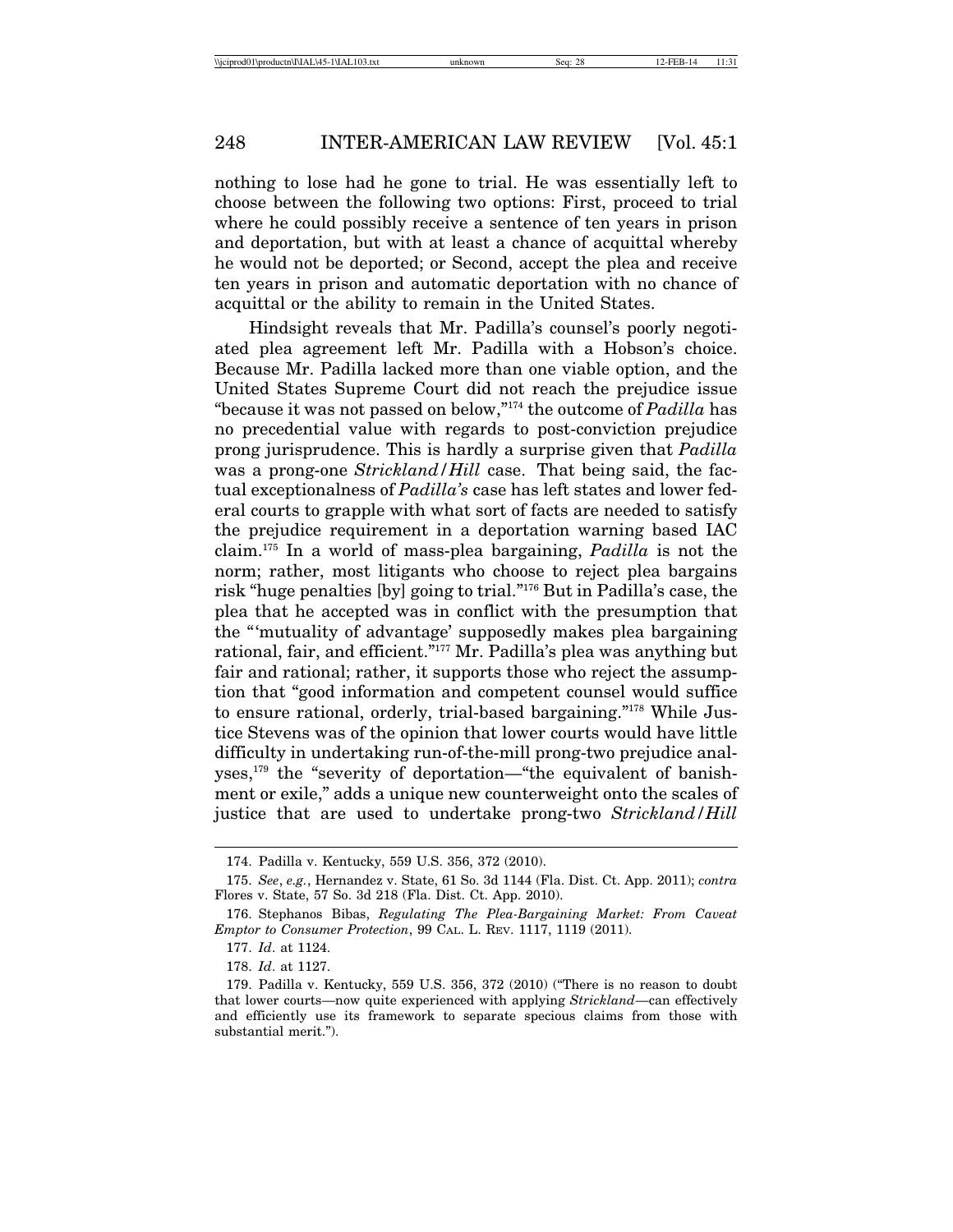nothing to lose had he gone to trial. He was essentially left to choose between the following two options: First, proceed to trial where he could possibly receive a sentence of ten years in prison and deportation, but with at least a chance of acquittal whereby he would not be deported; or Second, accept the plea and receive ten years in prison and automatic deportation with no chance of acquittal or the ability to remain in the United States.

Hindsight reveals that Mr. Padilla's counsel's poorly negotiated plea agreement left Mr. Padilla with a Hobson's choice. Because Mr. Padilla lacked more than one viable option, and the United States Supreme Court did not reach the prejudice issue "because it was not passed on below,"[174] the outcome of *Padilla* has no precedential value with regards to post-conviction prejudice prong jurisprudence. This is hardly a surprise given that *Padilla* was a prong-one *Strickland*/*Hill* case. That being said, the factual exceptionalness of *Padilla's* case has left states and lower federal courts to grapple with what sort of facts are needed to satisfy the prejudice requirement in a deportation warning based IAC claim.[175] In a world of mass-plea bargaining, *Padilla* is not the norm; rather, most litigants who choose to reject plea bargains risk "huge penalties [by] going to trial."[176] But in Padilla's case, the plea that he accepted was in conflict with the presumption that the "'mutuality of advantage' supposedly makes plea bargaining rational, fair, and efficient."[177] Mr. Padilla's plea was anything but fair and rational; rather, it supports those who reject the assumption that "good information and competent counsel would suffice to ensure rational, orderly, trial-based bargaining."[178] While Justice Stevens was of the opinion that lower courts would have little difficulty in undertaking run-of-the-mill prong-two prejudice analyses,[179] the "severity of deportation—"the equivalent of banishment or exile," adds a unique new counterweight onto the scales of justice that are used to undertake prong-two *Strickland*/*Hill*

---

174. Padilla v. Kentucky, 559 U.S. 356, 372 (2010).

175. *See*, *e.g.*, Hernandez v. State, 61 So. 3d 1144 (Fla. Dist. Ct. App. 2011); *contra* Flores v. State, 57 So. 3d 218 (Fla. Dist. Ct. App. 2010).

176. Stephanos Bibas, *Regulating The Plea-Bargaining Market: From Caveat Emptor to Consumer Protection*, 99 CAL. L. REV. 1117, 1119 (2011).

177. *Id*. at 1124.

178. *Id*. at 1127.

179. Padilla v. Kentucky, 559 U.S. 356, 372 (2010) ("There is no reason to doubt that lower courts—now quite experienced with applying *Strickland*—can effectively and efficiently use its framework to separate specious claims from those with substantial merit.").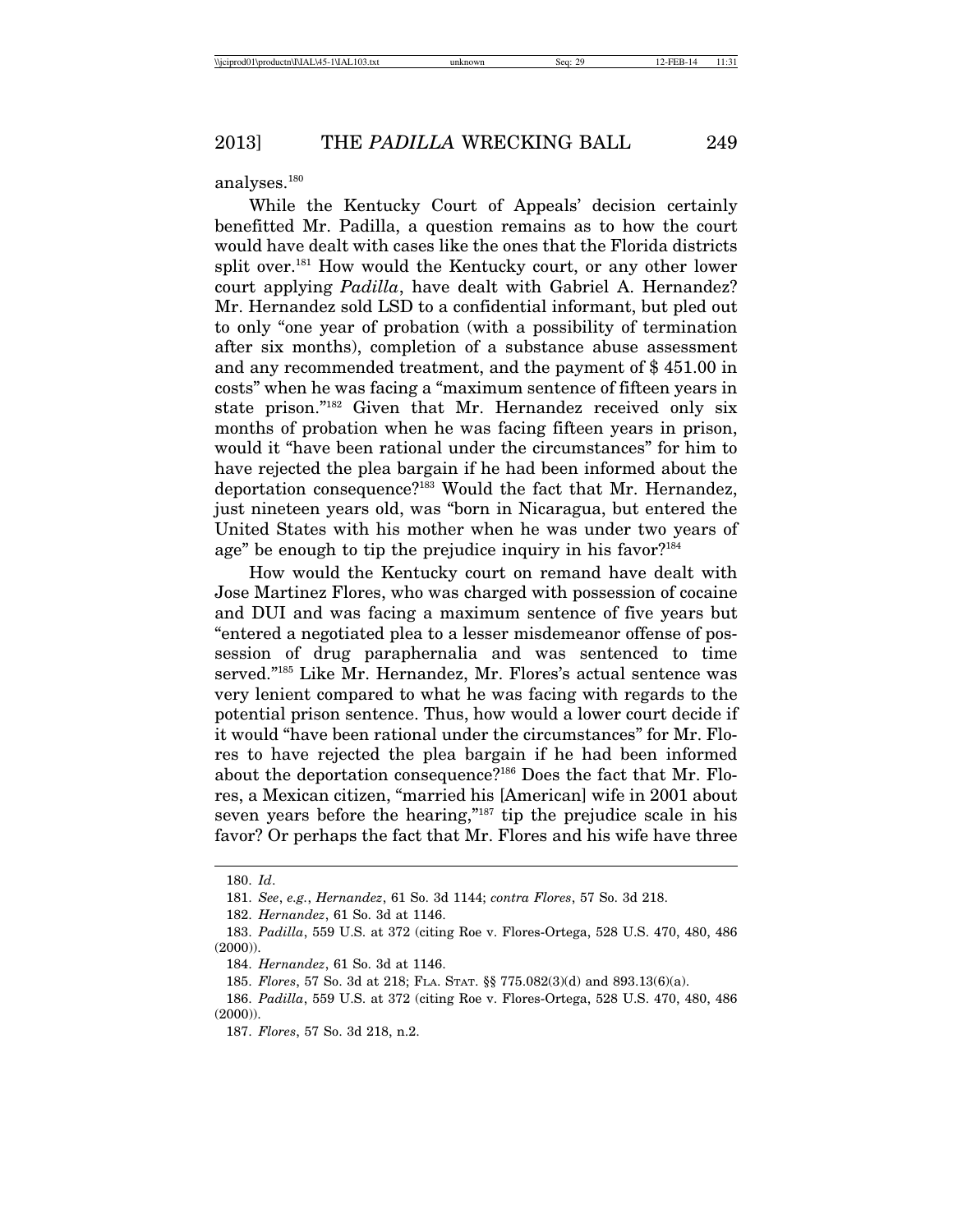analyses.[180]

While the Kentucky Court of Appeals' decision certainly benefitted Mr. Padilla, a question remains as to how the court would have dealt with cases like the ones that the Florida districts split over.[181] How would the Kentucky court, or any other lower court applying *Padilla*, have dealt with Gabriel A. Hernandez? Mr. Hernandez sold LSD to a confidential informant, but pled out to only "one year of probation (with a possibility of termination after six months), completion of a substance abuse assessment and any recommended treatment, and the payment of $ 451.00 in costs" when he was facing a "maximum sentence of fifteen years in state prison."[182] Given that Mr. Hernandez received only six months of probation when he was facing fifteen years in prison, would it "have been rational under the circumstances" for him to have rejected the plea bargain if he had been informed about the deportation consequence?[183] Would the fact that Mr. Hernandez, just nineteen years old, was "born in Nicaragua, but entered the United States with his mother when he was under two years of age" be enough to tip the prejudice inquiry in his favor?[184]

How would the Kentucky court on remand have dealt with Jose Martinez Flores, who was charged with possession of cocaine and DUI and was facing a maximum sentence of five years but "entered a negotiated plea to a lesser misdemeanor offense of possession of drug paraphernalia and was sentenced to time served."[185] Like Mr. Hernandez, Mr. Flores's actual sentence was very lenient compared to what he was facing with regards to the potential prison sentence. Thus, how would a lower court decide if it would "have been rational under the circumstances" for Mr. Flores to have rejected the plea bargain if he had been informed about the deportation consequence?[186] Does the fact that Mr. Flores, a Mexican citizen, "married his [American] wife in 2001 about seven years before the hearing,"[187] tip the prejudice scale in his favor? Or perhaps the fact that Mr. Flores and his wife have three

---

180. *Id*.

181. *See*, *e.g.*, *Hernandez*, 61 So. 3d 1144; *contra Flores*, 57 So. 3d 218.

182. *Hernandez*, 61 So. 3d at 1146.

183. *Padilla*, 559 U.S. at 372 (citing Roe v. Flores-Ortega, 528 U.S. 470, 480, 486 (2000)).

184. *Hernandez*, 61 So. 3d at 1146.

185. *Flores*, 57 So. 3d at 218; FLA. STAT. §§ 775.082(3)(d) and 893.13(6)(a).

186. *Padilla*, 559 U.S. at 372 (citing Roe v. Flores-Ortega, 528 U.S. 470, 480, 486 (2000)).

187. *Flores*, 57 So. 3d 218, n.2.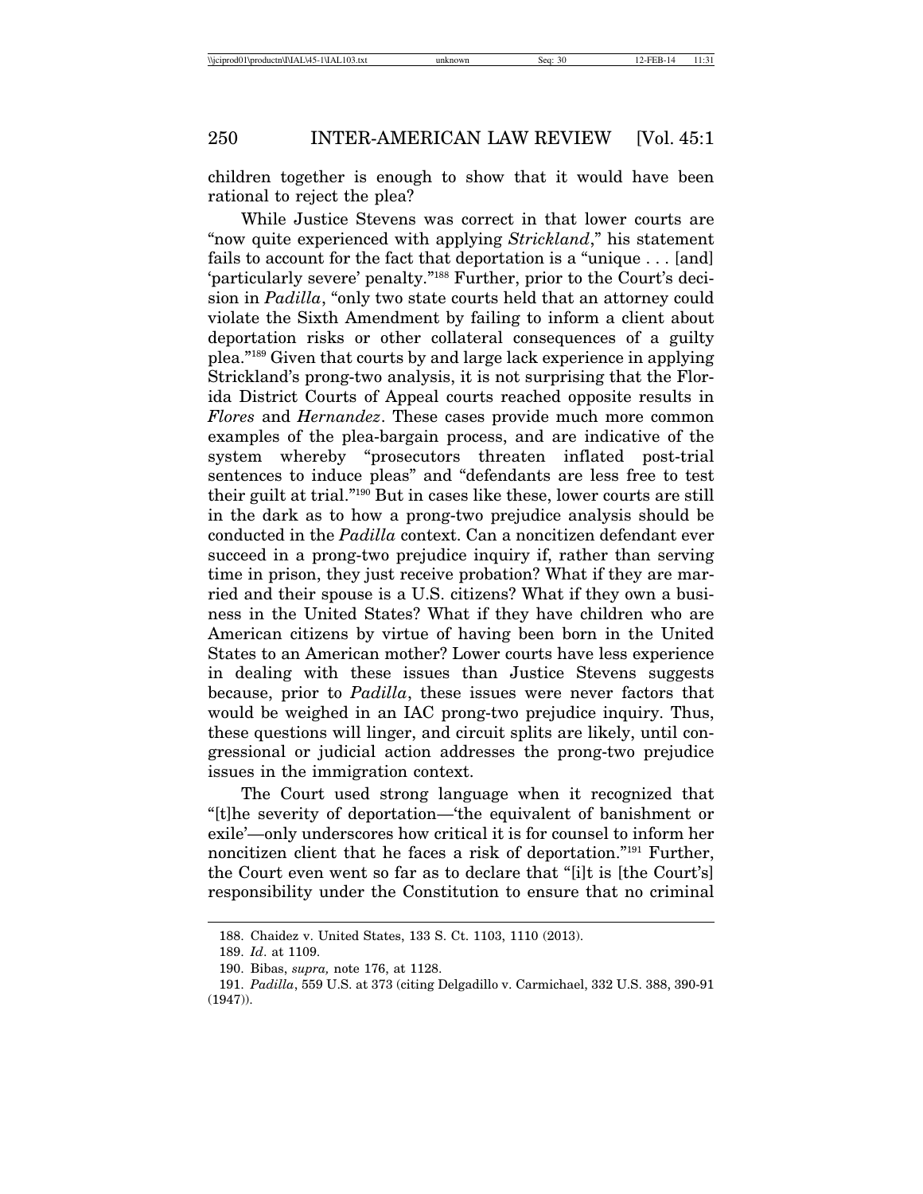children together is enough to show that it would have been rational to reject the plea?

While Justice Stevens was correct in that lower courts are "now quite experienced with applying *Strickland*," his statement fails to account for the fact that deportation is a "unique . . . [and] 'particularly severe' penalty."[188] Further, prior to the Court's decision in *Padilla*, "only two state courts held that an attorney could violate the Sixth Amendment by failing to inform a client about deportation risks or other collateral consequences of a guilty plea."[189] Given that courts by and large lack experience in applying Strickland's prong-two analysis, it is not surprising that the Florida District Courts of Appeal courts reached opposite results in *Flores* and *Hernandez*. These cases provide much more common examples of the plea-bargain process, and are indicative of the system whereby "prosecutors threaten inflated post-trial sentences to induce pleas" and "defendants are less free to test their guilt at trial."[190] But in cases like these, lower courts are still in the dark as to how a prong-two prejudice analysis should be conducted in the *Padilla* context. Can a noncitizen defendant ever succeed in a prong-two prejudice inquiry if, rather than serving time in prison, they just receive probation? What if they are married and their spouse is a U.S. citizens? What if they own a business in the United States? What if they have children who are American citizens by virtue of having been born in the United States to an American mother? Lower courts have less experience in dealing with these issues than Justice Stevens suggests because, prior to *Padilla*, these issues were never factors that would be weighed in an IAC prong-two prejudice inquiry. Thus, these questions will linger, and circuit splits are likely, until congressional or judicial action addresses the prong-two prejudice issues in the immigration context.

The Court used strong language when it recognized that "[t]he severity of deportation—'the equivalent of banishment or exile'—only underscores how critical it is for counsel to inform her noncitizen client that he faces a risk of deportation."[191] Further, the Court even went so far as to declare that "[i]t is [the Court's] responsibility under the Constitution to ensure that no criminal

---

188. Chaidez v. United States, 133 S. Ct. 1103, 1110 (2013).

189. *Id*. at 1109.

190. Bibas, *supra,* note 176, at 1128.

191. *Padilla*, 559 U.S. at 373 (citing Delgadillo v. Carmichael, 332 U.S. 388, 390-91 (1947)).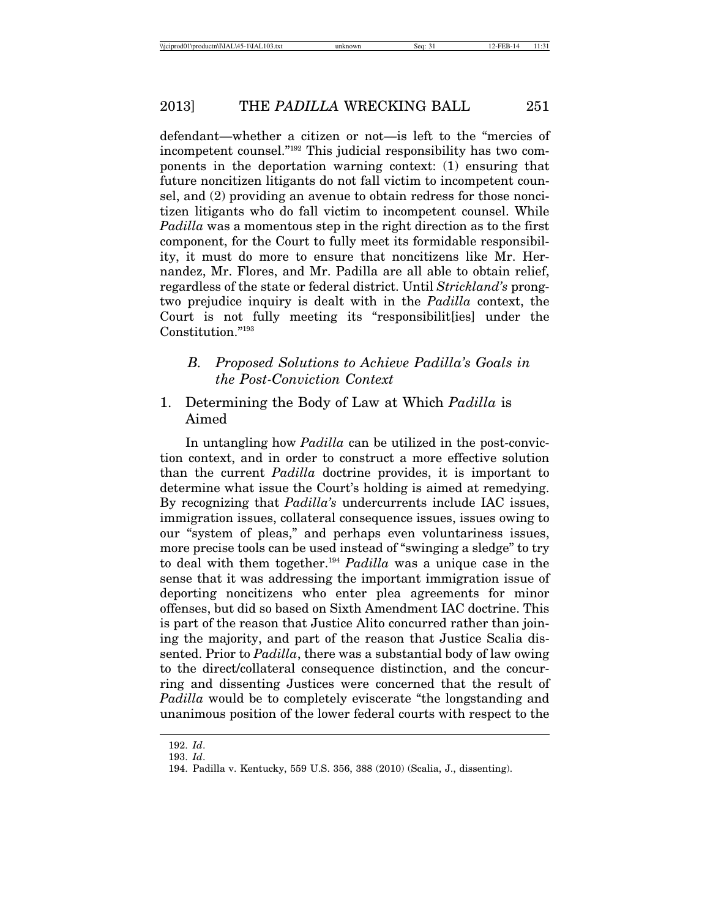defendant—whether a citizen or not—is left to the "mercies of incompetent counsel."[192] This judicial responsibility has two components in the deportation warning context: (1) ensuring that future noncitizen litigants do not fall victim to incompetent counsel, and (2) providing an avenue to obtain redress for those noncitizen litigants who do fall victim to incompetent counsel. While *Padilla* was a momentous step in the right direction as to the first component, for the Court to fully meet its formidable responsibility, it must do more to ensure that noncitizens like Mr. Hernandez, Mr. Flores, and Mr. Padilla are all able to obtain relief, regardless of the state or federal district. Until *Strickland's* prong-two prejudice inquiry is dealt with in the *Padilla* context, the Court is not fully meeting its "responsibilit[ies] under the Constitution."[193]

### *B. Proposed Solutions to Achieve Padilla's Goals in the Post-Conviction Context*

#### 1. Determining the Body of Law at Which *Padilla* is Aimed

In untangling how *Padilla* can be utilized in the post-conviction context, and in order to construct a more effective solution than the current *Padilla* doctrine provides, it is important to determine what issue the Court's holding is aimed at remedying. By recognizing that *Padilla's* undercurrents include IAC issues, immigration issues, collateral consequence issues, issues owing to our "system of pleas," and perhaps even voluntariness issues, more precise tools can be used instead of "swinging a sledge" to try to deal with them together.[194] *Padilla* was a unique case in the sense that it was addressing the important immigration issue of deporting noncitizens who enter plea agreements for minor offenses, but did so based on Sixth Amendment IAC doctrine. This is part of the reason that Justice Alito concurred rather than joining the majority, and part of the reason that Justice Scalia dissented. Prior to *Padilla*, there was a substantial body of law owing to the direct/collateral consequence distinction, and the concurring and dissenting Justices were concerned that the result of *Padilla* would be to completely eviscerate "the longstanding and unanimous position of the lower federal courts with respect to the

192. *Id*.

193. *Id*.

194. Padilla v. Kentucky, 559 U.S. 356, 388 (2010) (Scalia, J., dissenting).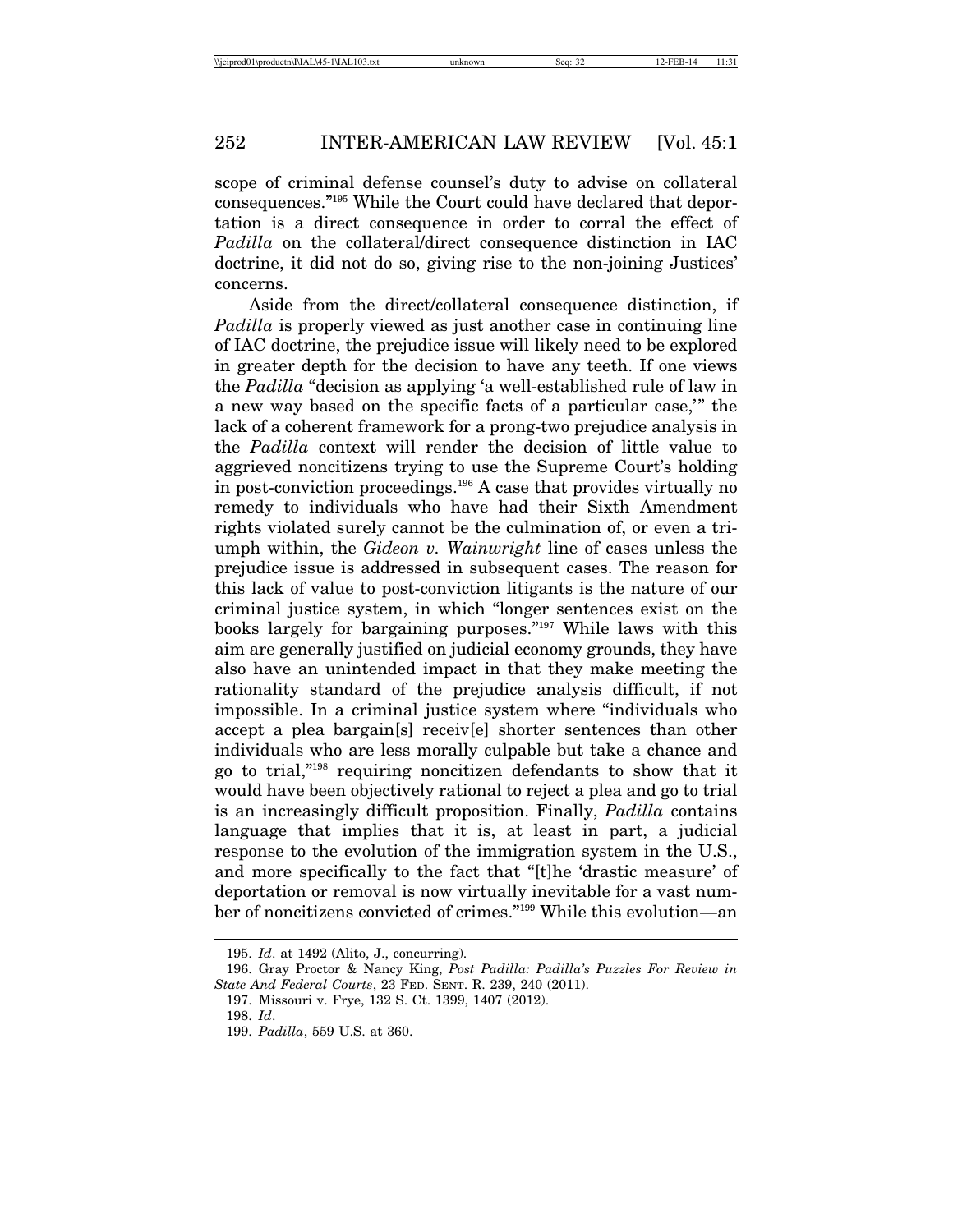scope of criminal defense counsel's duty to advise on collateral consequences."[195] While the Court could have declared that deportation is a direct consequence in order to corral the effect of *Padilla* on the collateral/direct consequence distinction in IAC doctrine, it did not do so, giving rise to the non-joining Justices' concerns.

Aside from the direct/collateral consequence distinction, if *Padilla* is properly viewed as just another case in continuing line of IAC doctrine, the prejudice issue will likely need to be explored in greater depth for the decision to have any teeth. If one views the *Padilla* "decision as applying 'a well-established rule of law in a new way based on the specific facts of a particular case,'" the lack of a coherent framework for a prong-two prejudice analysis in the *Padilla* context will render the decision of little value to aggrieved noncitizens trying to use the Supreme Court's holding in post-conviction proceedings.[196] A case that provides virtually no remedy to individuals who have had their Sixth Amendment rights violated surely cannot be the culmination of, or even a triumph within, the *Gideon v. Wainwright* line of cases unless the prejudice issue is addressed in subsequent cases. The reason for this lack of value to post-conviction litigants is the nature of our criminal justice system, in which "longer sentences exist on the books largely for bargaining purposes."[197] While laws with this aim are generally justified on judicial economy grounds, they have also have an unintended impact in that they make meeting the rationality standard of the prejudice analysis difficult, if not impossible. In a criminal justice system where "individuals who accept a plea bargain[s] receiv[e] shorter sentences than other individuals who are less morally culpable but take a chance and go to trial,"[198] requiring noncitizen defendants to show that it would have been objectively rational to reject a plea and go to trial is an increasingly difficult proposition. Finally, *Padilla* contains language that implies that it is, at least in part, a judicial response to the evolution of the immigration system in the U.S., and more specifically to the fact that "[t]he 'drastic measure' of deportation or removal is now virtually inevitable for a vast number of noncitizens convicted of crimes."[199] While this evolution—an

---

195. *Id*. at 1492 (Alito, J., concurring).

196. Gray Proctor & Nancy King, *Post Padilla: Padilla's Puzzles For Review in State And Federal Courts*, 23 FED. SENT. R. 239, 240 (2011).

197. Missouri v. Frye, 132 S. Ct. 1399, 1407 (2012).

198. *Id*.

199. *Padilla*, 559 U.S. at 360.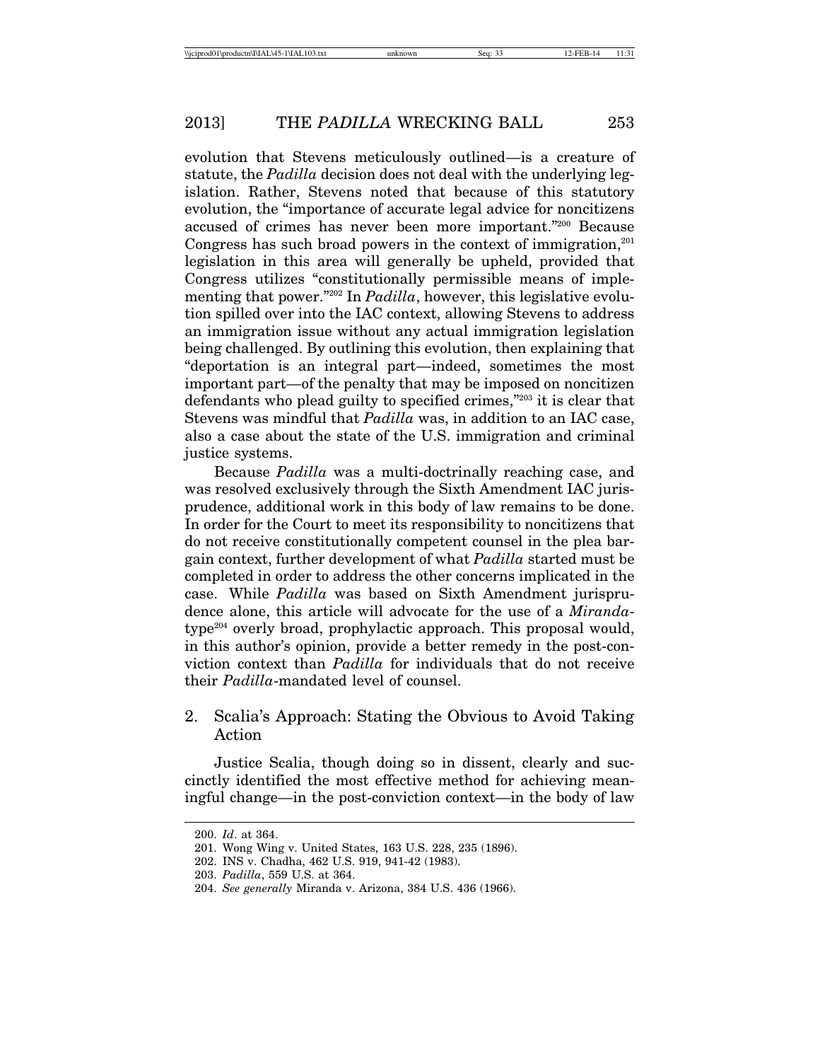evolution that Stevens meticulously outlined—is a creature of statute, the *Padilla* decision does not deal with the underlying legislation. Rather, Stevens noted that because of this statutory evolution, the "importance of accurate legal advice for noncitizens accused of crimes has never been more important."[200] Because Congress has such broad powers in the context of immigration,[201] legislation in this area will generally be upheld, provided that Congress utilizes "constitutionally permissible means of implementing that power."[202] In *Padilla*, however, this legislative evolution spilled over into the IAC context, allowing Stevens to address an immigration issue without any actual immigration legislation being challenged. By outlining this evolution, then explaining that "deportation is an integral part—indeed, sometimes the most important part—of the penalty that may be imposed on noncitizen defendants who plead guilty to specified crimes,"[203] it is clear that Stevens was mindful that *Padilla* was, in addition to an IAC case, also a case about the state of the U.S. immigration and criminal justice systems.

Because *Padilla* was a multi-doctrinally reaching case, and was resolved exclusively through the Sixth Amendment IAC jurisprudence, additional work in this body of law remains to be done. In order for the Court to meet its responsibility to noncitizens that do not receive constitutionally competent counsel in the plea bargain context, further development of what *Padilla* started must be completed in order to address the other concerns implicated in the case. While *Padilla* was based on Sixth Amendment jurisprudence alone, this article will advocate for the use of a *Miranda*-type[204] overly broad, prophylactic approach. This proposal would, in this author's opinion, provide a better remedy in the post-conviction context than *Padilla* for individuals that do not receive their *Padilla*-mandated level of counsel.

## 2. Scalia's Approach: Stating the Obvious to Avoid Taking Action

Justice Scalia, though doing so in dissent, clearly and succinctly identified the most effective method for achieving meaningful change—in the post-conviction context—in the body of law

---

200. *Id*. at 364.

201. Wong Wing v. United States, 163 U.S. 228, 235 (1896).

202. INS v. Chadha, 462 U.S. 919, 941-42 (1983).

203. *Padilla*, 559 U.S. at 364.

204. *See generally* Miranda v. Arizona, 384 U.S. 436 (1966).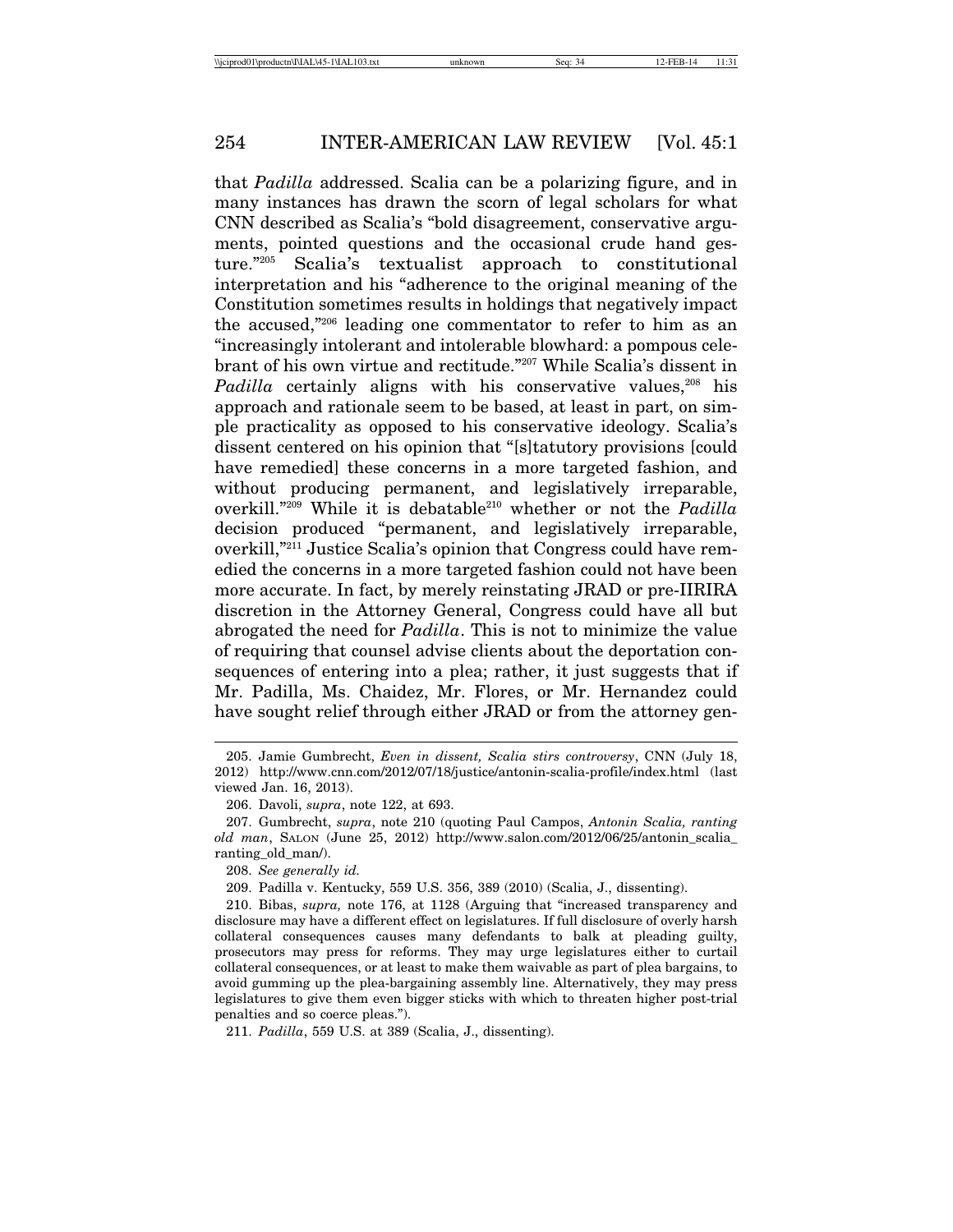that *Padilla* addressed. Scalia can be a polarizing figure, and in many instances has drawn the scorn of legal scholars for what CNN described as Scalia's "bold disagreement, conservative arguments, pointed questions and the occasional crude hand gesture."[205] Scalia's textualist approach to constitutional interpretation and his "adherence to the original meaning of the Constitution sometimes results in holdings that negatively impact the accused,"[206] leading one commentator to refer to him as an "increasingly intolerant and intolerable blowhard: a pompous celebrant of his own virtue and rectitude."[207] While Scalia's dissent in *Padilla* certainly aligns with his conservative values,[208] his approach and rationale seem to be based, at least in part, on simple practicality as opposed to his conservative ideology. Scalia's dissent centered on his opinion that "[s]tatutory provisions [could have remedied] these concerns in a more targeted fashion, and without producing permanent, and legislatively irreparable, overkill."[209] While it is debatable[210] whether or not the *Padilla* decision produced "permanent, and legislatively irreparable, overkill,"[211] Justice Scalia's opinion that Congress could have remedied the concerns in a more targeted fashion could not have been more accurate. In fact, by merely reinstating JRAD or pre-IIRIRA discretion in the Attorney General, Congress could have all but abrogated the need for *Padilla*. This is not to minimize the value of requiring that counsel advise clients about the deportation consequences of entering into a plea; rather, it just suggests that if Mr. Padilla, Ms. Chaidez, Mr. Flores, or Mr. Hernandez could have sought relief through either JRAD or from the attorney gen-

---

205. Jamie Gumbrecht, *Even in dissent, Scalia stirs controversy*, CNN (July 18, 2012) http://www.cnn.com/2012/07/18/justice/antonin-scalia-profile/index.html (last viewed Jan. 16, 2013).

206. Davoli, *supra*, note 122, at 693.

207. Gumbrecht, *supra*, note 210 (quoting Paul Campos, *Antonin Scalia, ranting old man*, SALON (June 25, 2012) http://www.salon.com/2012/06/25/antonin_scalia_ranting_old_man/).

208. *See generally id.*

209. Padilla v. Kentucky, 559 U.S. 356, 389 (2010) (Scalia, J., dissenting).

210. Bibas, *supra,* note 176, at 1128 (Arguing that "increased transparency and disclosure may have a different effect on legislatures. If full disclosure of overly harsh collateral consequences causes many defendants to balk at pleading guilty, prosecutors may press for reforms. They may urge legislatures either to curtail collateral consequences, or at least to make them waivable as part of plea bargains, to avoid gumming up the plea-bargaining assembly line. Alternatively, they may press legislatures to give them even bigger sticks with which to threaten higher post-trial penalties and so coerce pleas.").

211. *Padilla*, 559 U.S. at 389 (Scalia, J., dissenting).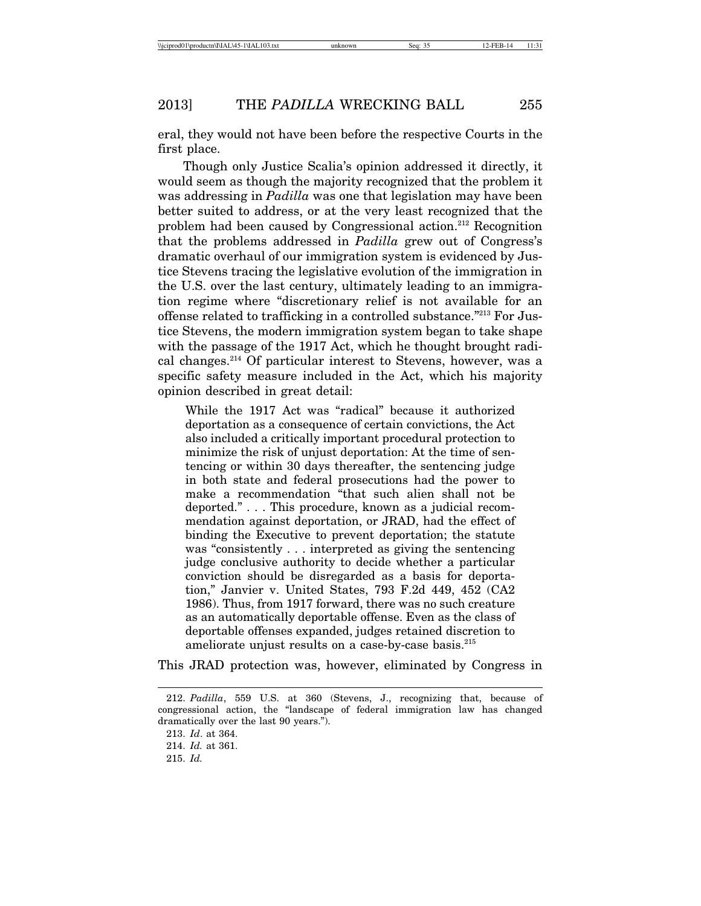eral, they would not have been before the respective Courts in the first place.

Though only Justice Scalia's opinion addressed it directly, it would seem as though the majority recognized that the problem it was addressing in *Padilla* was one that legislation may have been better suited to address, or at the very least recognized that the problem had been caused by Congressional action.[212] Recognition that the problems addressed in *Padilla* grew out of Congress's dramatic overhaul of our immigration system is evidenced by Justice Stevens tracing the legislative evolution of the immigration in the U.S. over the last century, ultimately leading to an immigration regime where "discretionary relief is not available for an offense related to trafficking in a controlled substance."[213] For Justice Stevens, the modern immigration system began to take shape with the passage of the 1917 Act, which he thought brought radical changes.[214] Of particular interest to Stevens, however, was a specific safety measure included in the Act, which his majority opinion described in great detail:

> While the 1917 Act was "radical" because it authorized deportation as a consequence of certain convictions, the Act also included a critically important procedural protection to minimize the risk of unjust deportation: At the time of sentencing or within 30 days thereafter, the sentencing judge in both state and federal prosecutions had the power to make a recommendation "that such alien shall not be deported." . . . This procedure, known as a judicial recommendation against deportation, or JRAD, had the effect of binding the Executive to prevent deportation; the statute was "consistently . . . interpreted as giving the sentencing judge conclusive authority to decide whether a particular conviction should be disregarded as a basis for deportation," Janvier v. United States, 793 F.2d 449, 452 (CA2 1986). Thus, from 1917 forward, there was no such creature as an automatically deportable offense. Even as the class of deportable offenses expanded, judges retained discretion to ameliorate unjust results on a case-by-case basis.[215]

This JRAD protection was, however, eliminated by Congress in

---

212. *Padilla*, 559 U.S. at 360 (Stevens, J., recognizing that, because of congressional action, the "landscape of federal immigration law has changed dramatically over the last 90 years.").

213. *Id*. at 364.

214. *Id.* at 361.

215. *Id.*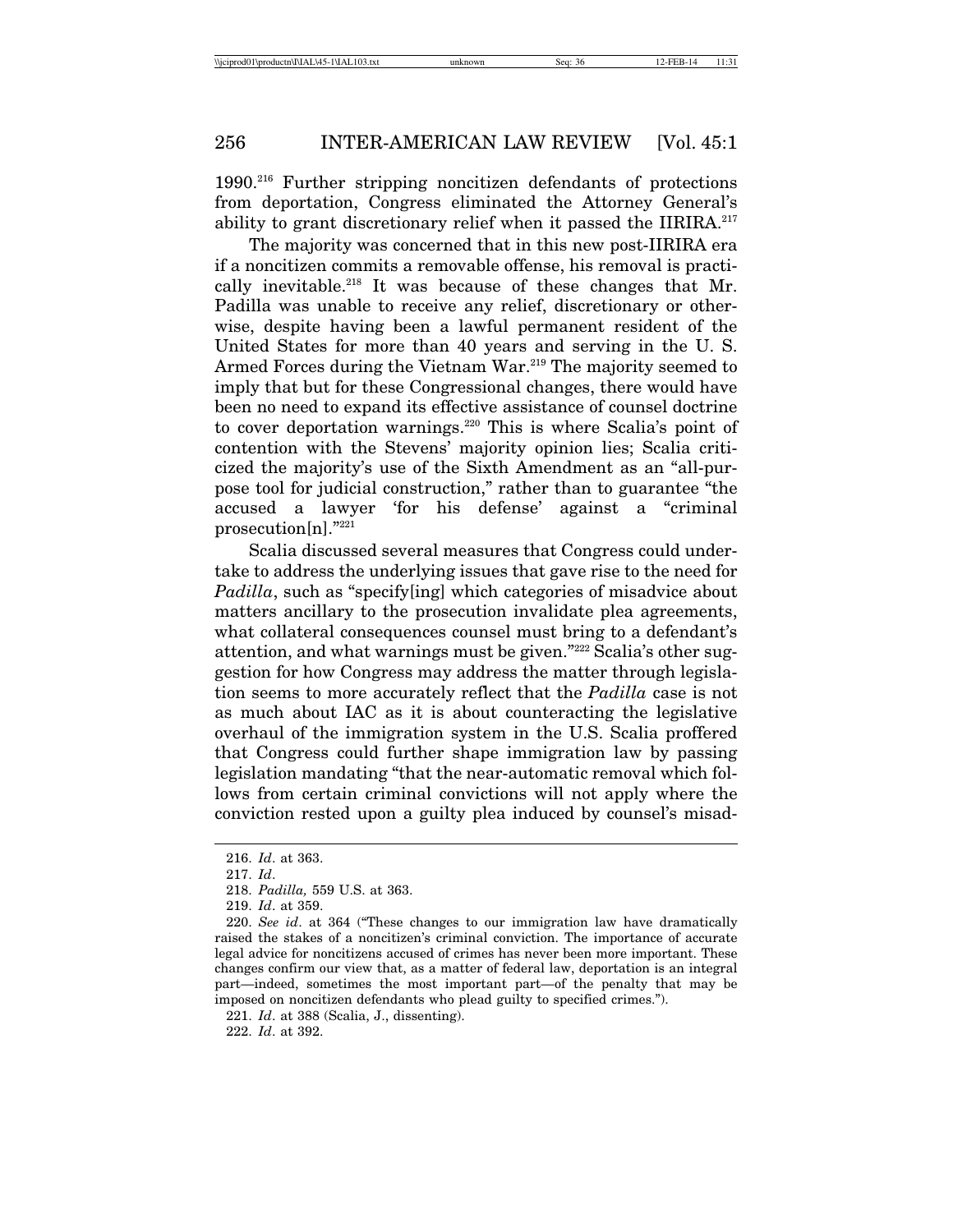1990.[216] Further stripping noncitizen defendants of protections from deportation, Congress eliminated the Attorney General's ability to grant discretionary relief when it passed the IIRIRA.[217]

The majority was concerned that in this new post-IIRIRA era if a noncitizen commits a removable offense, his removal is practically inevitable.[218] It was because of these changes that Mr. Padilla was unable to receive any relief, discretionary or otherwise, despite having been a lawful permanent resident of the United States for more than 40 years and serving in the U. S. Armed Forces during the Vietnam War.[219] The majority seemed to imply that but for these Congressional changes, there would have been no need to expand its effective assistance of counsel doctrine to cover deportation warnings.[220] This is where Scalia's point of contention with the Stevens' majority opinion lies; Scalia criticized the majority's use of the Sixth Amendment as an "all-purpose tool for judicial construction," rather than to guarantee "the accused a lawyer 'for his defense' against a "criminal prosecution[n]."[221]

Scalia discussed several measures that Congress could undertake to address the underlying issues that gave rise to the need for *Padilla*, such as "specify[ing] which categories of misadvice about matters ancillary to the prosecution invalidate plea agreements, what collateral consequences counsel must bring to a defendant's attention, and what warnings must be given."[222] Scalia's other suggestion for how Congress may address the matter through legislation seems to more accurately reflect that the *Padilla* case is not as much about IAC as it is about counteracting the legislative overhaul of the immigration system in the U.S. Scalia proffered that Congress could further shape immigration law by passing legislation mandating "that the near-automatic removal which follows from certain criminal convictions will not apply where the conviction rested upon a guilty plea induced by counsel's misad-

---

216. *Id*. at 363.

217. *Id*.

218. *Padilla,* 559 U.S. at 363.

219. *Id*. at 359.

220. *See id*. at 364 ("These changes to our immigration law have dramatically raised the stakes of a noncitizen's criminal conviction. The importance of accurate legal advice for noncitizens accused of crimes has never been more important. These changes confirm our view that, as a matter of federal law, deportation is an integral part—indeed, sometimes the most important part—of the penalty that may be imposed on noncitizen defendants who plead guilty to specified crimes.").

221. *Id*. at 388 (Scalia, J., dissenting).

222. *Id*. at 392.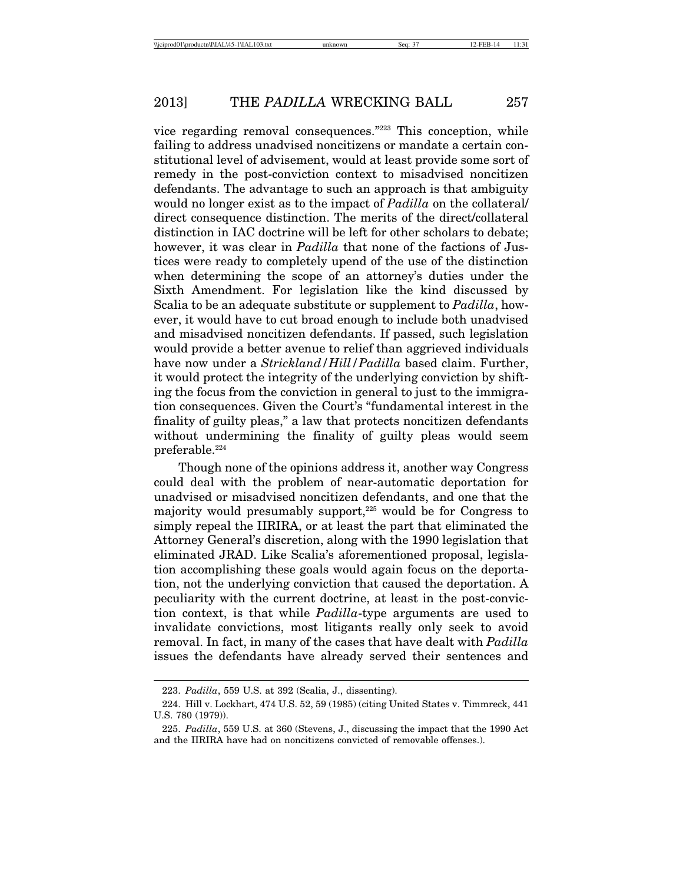vice regarding removal consequences."[223] This conception, while failing to address unadvised noncitizens or mandate a certain constitutional level of advisement, would at least provide some sort of remedy in the post-conviction context to misadvised noncitizen defendants. The advantage to such an approach is that ambiguity would no longer exist as to the impact of *Padilla* on the collateral/direct consequence distinction. The merits of the direct/collateral distinction in IAC doctrine will be left for other scholars to debate; however, it was clear in *Padilla* that none of the factions of Justices were ready to completely upend of the use of the distinction when determining the scope of an attorney's duties under the Sixth Amendment. For legislation like the kind discussed by Scalia to be an adequate substitute or supplement to *Padilla*, however, it would have to cut broad enough to include both unadvised and misadvised noncitizen defendants. If passed, such legislation would provide a better avenue to relief than aggrieved individuals have now under a *Strickland*/*Hill*/*Padilla* based claim. Further, it would protect the integrity of the underlying conviction by shifting the focus from the conviction in general to just to the immigration consequences. Given the Court's "fundamental interest in the finality of guilty pleas," a law that protects noncitizen defendants without undermining the finality of guilty pleas would seem preferable.[224]

Though none of the opinions address it, another way Congress could deal with the problem of near-automatic deportation for unadvised or misadvised noncitizen defendants, and one that the majority would presumably support,[225] would be for Congress to simply repeal the IIRIRA, or at least the part that eliminated the Attorney General's discretion, along with the 1990 legislation that eliminated JRAD. Like Scalia's aforementioned proposal, legislation accomplishing these goals would again focus on the deportation, not the underlying conviction that caused the deportation. A peculiarity with the current doctrine, at least in the post-conviction context, is that while *Padilla*-type arguments are used to invalidate convictions, most litigants really only seek to avoid removal. In fact, in many of the cases that have dealt with *Padilla* issues the defendants have already served their sentences and

223. *Padilla*, 559 U.S. at 392 (Scalia, J., dissenting).

224. Hill v. Lockhart, 474 U.S. 52, 59 (1985) (citing United States v. Timmreck, 441 U.S. 780 (1979)).

225. *Padilla*, 559 U.S. at 360 (Stevens, J., discussing the impact that the 1990 Act and the IIRIRA have had on noncitizens convicted of removable offenses.).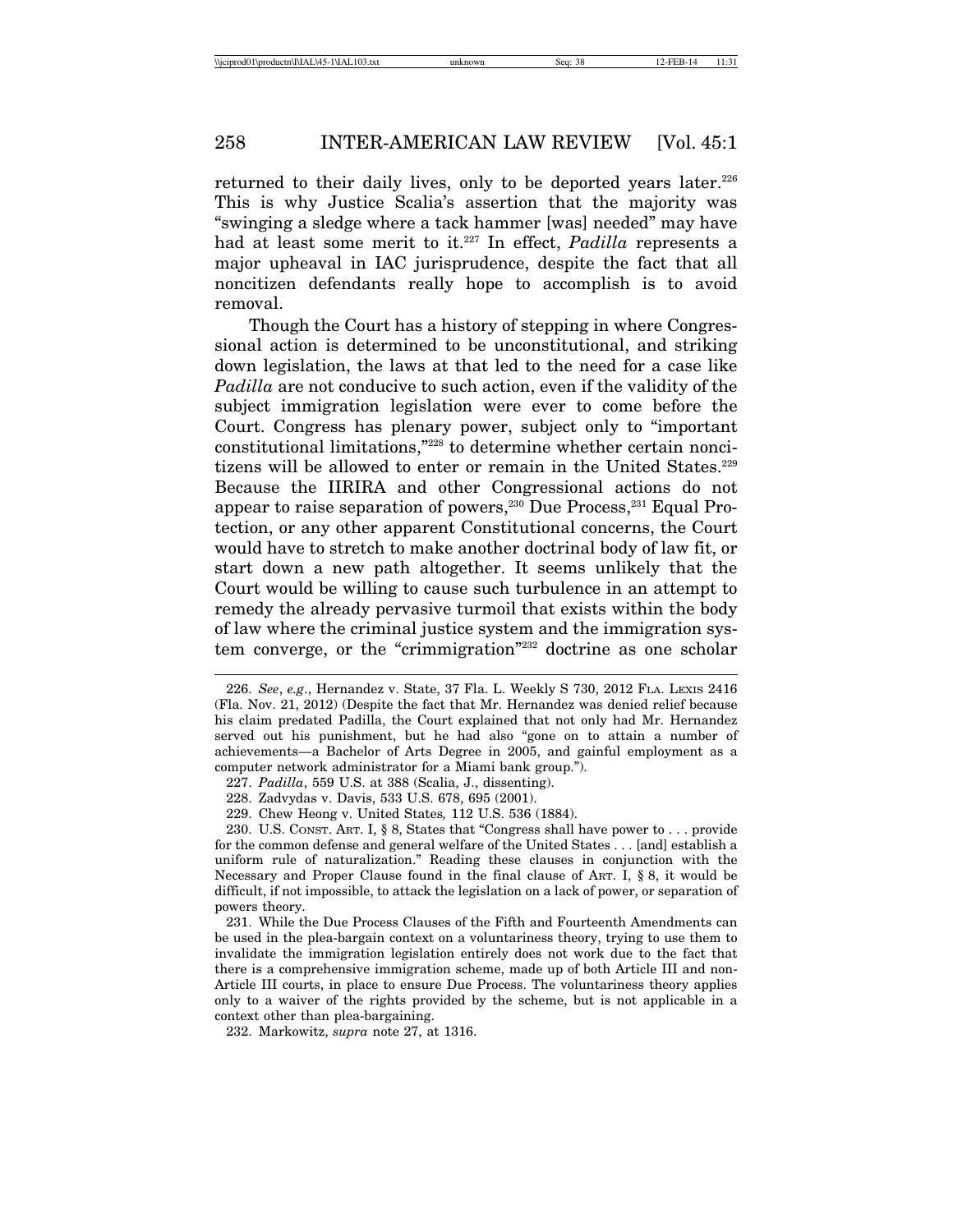returned to their daily lives, only to be deported years later.[226] This is why Justice Scalia's assertion that the majority was "swinging a sledge where a tack hammer [was] needed" may have had at least some merit to it.[227] In effect, *Padilla* represents a major upheaval in IAC jurisprudence, despite the fact that all noncitizen defendants really hope to accomplish is to avoid removal.

Though the Court has a history of stepping in where Congressional action is determined to be unconstitutional, and striking down legislation, the laws at that led to the need for a case like *Padilla* are not conducive to such action, even if the validity of the subject immigration legislation were ever to come before the Court. Congress has plenary power, subject only to "important constitutional limitations,"[228] to determine whether certain noncitizens will be allowed to enter or remain in the United States.[229] Because the IIRIRA and other Congressional actions do not appear to raise separation of powers,[230] Due Process,[231] Equal Protection, or any other apparent Constitutional concerns, the Court would have to stretch to make another doctrinal body of law fit, or start down a new path altogether. It seems unlikely that the Court would be willing to cause such turbulence in an attempt to remedy the already pervasive turmoil that exists within the body of law where the criminal justice system and the immigration system converge, or the "crimmigration"[232] doctrine as one scholar

---

226. *See*, *e.g*., Hernandez v. State, 37 Fla. L. Weekly S 730, 2012 FLA. LEXIS 2416 (Fla. Nov. 21, 2012) (Despite the fact that Mr. Hernandez was denied relief because his claim predated Padilla, the Court explained that not only had Mr. Hernandez served out his punishment, but he had also "gone on to attain a number of achievements—a Bachelor of Arts Degree in 2005, and gainful employment as a computer network administrator for a Miami bank group.").

227. *Padilla*, 559 U.S. at 388 (Scalia, J., dissenting).

228. Zadvydas v. Davis, 533 U.S. 678, 695 (2001).

229. Chew Heong v. United States*,* 112 U.S. 536 (1884).

230. U.S. CONST. ART. I, § 8, States that "Congress shall have power to . . . provide for the common defense and general welfare of the United States . . . [and] establish a uniform rule of naturalization." Reading these clauses in conjunction with the Necessary and Proper Clause found in the final clause of ART. I, § 8, it would be difficult, if not impossible, to attack the legislation on a lack of power, or separation of powers theory.

231. While the Due Process Clauses of the Fifth and Fourteenth Amendments can be used in the plea-bargain context on a voluntariness theory, trying to use them to invalidate the immigration legislation entirely does not work due to the fact that there is a comprehensive immigration scheme, made up of both Article III and non-Article III courts, in place to ensure Due Process. The voluntariness theory applies only to a waiver of the rights provided by the scheme, but is not applicable in a context other than plea-bargaining.

232. Markowitz, *supra* note 27, at 1316.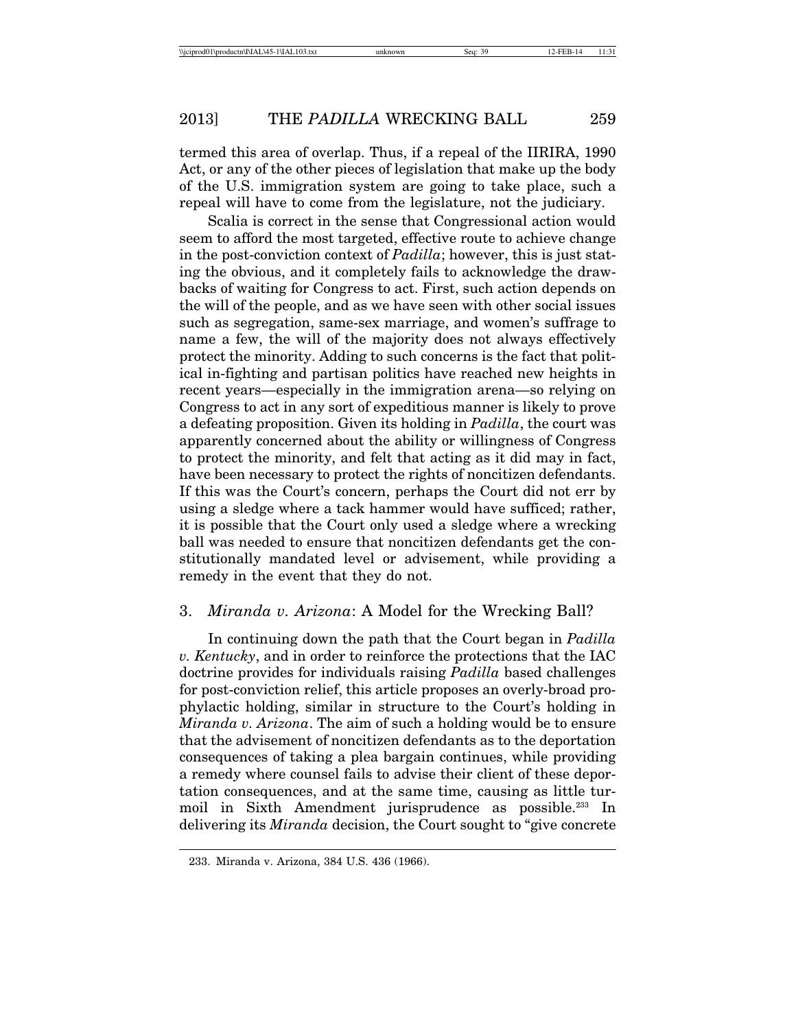termed this area of overlap. Thus, if a repeal of the IIRIRA, 1990 Act, or any of the other pieces of legislation that make up the body of the U.S. immigration system are going to take place, such a repeal will have to come from the legislature, not the judiciary.

Scalia is correct in the sense that Congressional action would seem to afford the most targeted, effective route to achieve change in the post-conviction context of *Padilla*; however, this is just stating the obvious, and it completely fails to acknowledge the drawbacks of waiting for Congress to act. First, such action depends on the will of the people, and as we have seen with other social issues such as segregation, same-sex marriage, and women's suffrage to name a few, the will of the majority does not always effectively protect the minority. Adding to such concerns is the fact that political in-fighting and partisan politics have reached new heights in recent years—especially in the immigration arena—so relying on Congress to act in any sort of expeditious manner is likely to prove a defeating proposition. Given its holding in *Padilla*, the court was apparently concerned about the ability or willingness of Congress to protect the minority, and felt that acting as it did may in fact, have been necessary to protect the rights of noncitizen defendants. If this was the Court's concern, perhaps the Court did not err by using a sledge where a tack hammer would have sufficed; rather, it is possible that the Court only used a sledge where a wrecking ball was needed to ensure that noncitizen defendants get the constitutionally mandated level or advisement, while providing a remedy in the event that they do not.

### 3. *Miranda v. Arizona*: A Model for the Wrecking Ball?

In continuing down the path that the Court began in *Padilla v. Kentucky*, and in order to reinforce the protections that the IAC doctrine provides for individuals raising *Padilla* based challenges for post-conviction relief, this article proposes an overly-broad prophylactic holding, similar in structure to the Court's holding in *Miranda v. Arizona*. The aim of such a holding would be to ensure that the advisement of noncitizen defendants as to the deportation consequences of taking a plea bargain continues, while providing a remedy where counsel fails to advise their client of these deportation consequences, and at the same time, causing as little turmoil in Sixth Amendment jurisprudence as possible.[233] In delivering its *Miranda* decision, the Court sought to "give concrete

233. Miranda v. Arizona, 384 U.S. 436 (1966).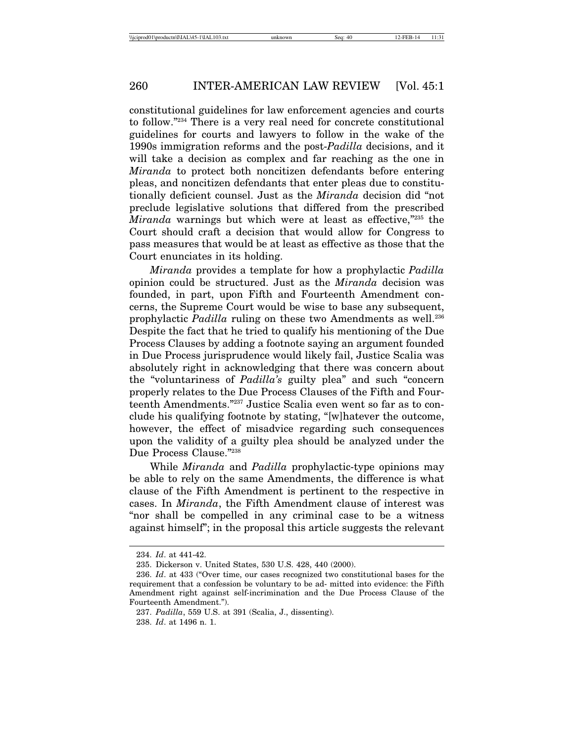constitutional guidelines for law enforcement agencies and courts to follow."[234] There is a very real need for concrete constitutional guidelines for courts and lawyers to follow in the wake of the 1990s immigration reforms and the post-*Padilla* decisions, and it will take a decision as complex and far reaching as the one in *Miranda* to protect both noncitizen defendants before entering pleas, and noncitizen defendants that enter pleas due to constitutionally deficient counsel. Just as the *Miranda* decision did "not preclude legislative solutions that differed from the prescribed *Miranda* warnings but which were at least as effective,"[235] the Court should craft a decision that would allow for Congress to pass measures that would be at least as effective as those that the Court enunciates in its holding.

*Miranda* provides a template for how a prophylactic *Padilla* opinion could be structured. Just as the *Miranda* decision was founded, in part, upon Fifth and Fourteenth Amendment concerns, the Supreme Court would be wise to base any subsequent, prophylactic *Padilla* ruling on these two Amendments as well.[236] Despite the fact that he tried to qualify his mentioning of the Due Process Clauses by adding a footnote saying an argument founded in Due Process jurisprudence would likely fail, Justice Scalia was absolutely right in acknowledging that there was concern about the "voluntariness of *Padilla's* guilty plea" and such "concern properly relates to the Due Process Clauses of the Fifth and Fourteenth Amendments."[237] Justice Scalia even went so far as to conclude his qualifying footnote by stating, "[w]hatever the outcome, however, the effect of misadvice regarding such consequences upon the validity of a guilty plea should be analyzed under the Due Process Clause."[238]

While *Miranda* and *Padilla* prophylactic-type opinions may be able to rely on the same Amendments, the difference is what clause of the Fifth Amendment is pertinent to the respective in cases. In *Miranda*, the Fifth Amendment clause of interest was "nor shall be compelled in any criminal case to be a witness against himself"; in the proposal this article suggests the relevant

---

234. *Id*. at 441-42.

235. Dickerson v. United States, 530 U.S. 428, 440 (2000).

236. *Id*. at 433 ("Over time, our cases recognized two constitutional bases for the requirement that a confession be voluntary to be ad- mitted into evidence: the Fifth Amendment right against self-incrimination and the Due Process Clause of the Fourteenth Amendment.").

237. *Padilla*, 559 U.S. at 391 (Scalia, J., dissenting).

238. *Id*. at 1496 n. 1.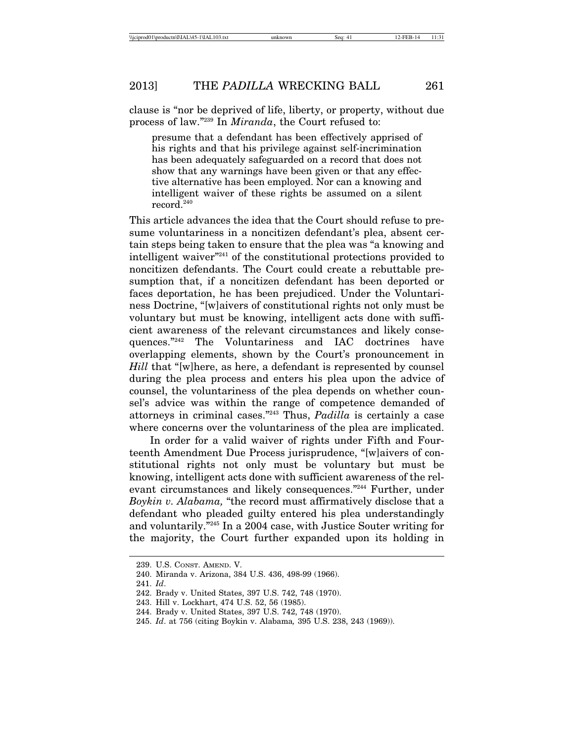clause is "nor be deprived of life, liberty, or property, without due process of law."[239] In *Miranda*, the Court refused to:

> presume that a defendant has been effectively apprised of his rights and that his privilege against self-incrimination has been adequately safeguarded on a record that does not show that any warnings have been given or that any effective alternative has been employed. Nor can a knowing and intelligent waiver of these rights be assumed on a silent record.[240]

This article advances the idea that the Court should refuse to presume voluntariness in a noncitizen defendant's plea, absent certain steps being taken to ensure that the plea was "a knowing and intelligent waiver"[241] of the constitutional protections provided to noncitizen defendants. The Court could create a rebuttable presumption that, if a noncitizen defendant has been deported or faces deportation, he has been prejudiced. Under the Voluntariness Doctrine, "[w]aivers of constitutional rights not only must be voluntary but must be knowing, intelligent acts done with sufficient awareness of the relevant circumstances and likely consequences."[242] The Voluntariness and IAC doctrines have overlapping elements, shown by the Court's pronouncement in *Hill* that "[w]here, as here, a defendant is represented by counsel during the plea process and enters his plea upon the advice of counsel, the voluntariness of the plea depends on whether counsel's advice was within the range of competence demanded of attorneys in criminal cases."[243] Thus, *Padilla* is certainly a case where concerns over the voluntariness of the plea are implicated.

In order for a valid waiver of rights under Fifth and Fourteenth Amendment Due Process jurisprudence, "[w]aivers of constitutional rights not only must be voluntary but must be knowing, intelligent acts done with sufficient awareness of the relevant circumstances and likely consequences."[244] Further, under *Boykin v. Alabama,* "the record must affirmatively disclose that a defendant who pleaded guilty entered his plea understandingly and voluntarily."[245] In a 2004 case, with Justice Souter writing for the majority, the Court further expanded upon its holding in

239. U.S. CONST. AMEND. V.

240. Miranda v. Arizona, 384 U.S. 436, 498-99 (1966).

241. *Id*.

242. Brady v. United States, 397 U.S. 742, 748 (1970).

243. Hill v. Lockhart, 474 U.S. 52, 56 (1985).

244. Brady v. United States, 397 U.S. 742, 748 (1970).

245. *Id*. at 756 (citing Boykin v. Alabama*,* 395 U.S. 238, 243 (1969)).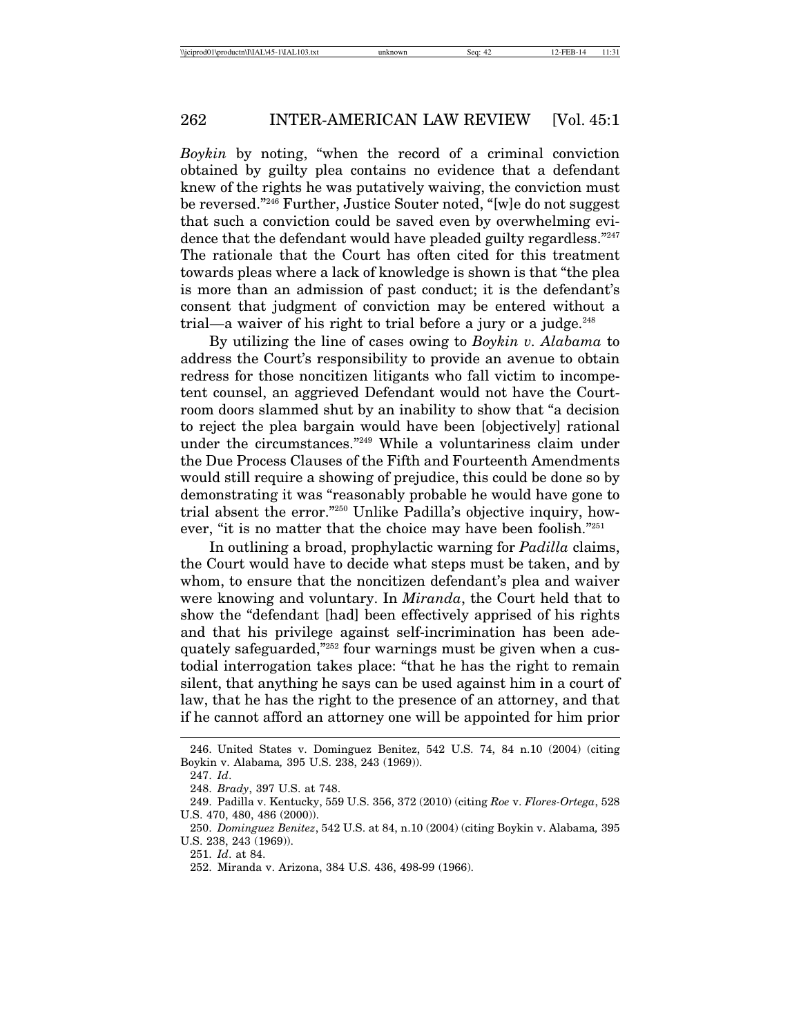*Boykin* by noting, "when the record of a criminal conviction obtained by guilty plea contains no evidence that a defendant knew of the rights he was putatively waiving, the conviction must be reversed."[246] Further, Justice Souter noted, "[w]e do not suggest that such a conviction could be saved even by overwhelming evidence that the defendant would have pleaded guilty regardless."[247] The rationale that the Court has often cited for this treatment towards pleas where a lack of knowledge is shown is that "the plea is more than an admission of past conduct; it is the defendant's consent that judgment of conviction may be entered without a trial—a waiver of his right to trial before a jury or a judge.[248]

By utilizing the line of cases owing to *Boykin v. Alabama* to address the Court's responsibility to provide an avenue to obtain redress for those noncitizen litigants who fall victim to incompetent counsel, an aggrieved Defendant would not have the Courtroom doors slammed shut by an inability to show that "a decision to reject the plea bargain would have been [objectively] rational under the circumstances."[249] While a voluntariness claim under the Due Process Clauses of the Fifth and Fourteenth Amendments would still require a showing of prejudice, this could be done so by demonstrating it was "reasonably probable he would have gone to trial absent the error."[250] Unlike Padilla's objective inquiry, however, "it is no matter that the choice may have been foolish."[251]

In outlining a broad, prophylactic warning for *Padilla* claims, the Court would have to decide what steps must be taken, and by whom, to ensure that the noncitizen defendant's plea and waiver were knowing and voluntary. In *Miranda*, the Court held that to show the "defendant [had] been effectively apprised of his rights and that his privilege against self-incrimination has been adequately safeguarded,"[252] four warnings must be given when a custodial interrogation takes place: "that he has the right to remain silent, that anything he says can be used against him in a court of law, that he has the right to the presence of an attorney, and that if he cannot afford an attorney one will be appointed for him prior

---

246. United States v. Dominguez Benitez, 542 U.S. 74, 84 n.10 (2004) (citing Boykin v. Alabama*,* 395 U.S. 238, 243 (1969)).

247. *Id*.

248. *Brady*, 397 U.S. at 748.

249. Padilla v. Kentucky, 559 U.S. 356, 372 (2010) (citing *Roe* v. *Flores-Ortega*, 528 U.S. 470, 480, 486 (2000)).

250. *Dominguez Benitez*, 542 U.S. at 84, n.10 (2004) (citing Boykin v. Alabama*,* 395 U.S. 238, 243 (1969)).

251. *Id*. at 84.

252. Miranda v. Arizona, 384 U.S. 436, 498-99 (1966).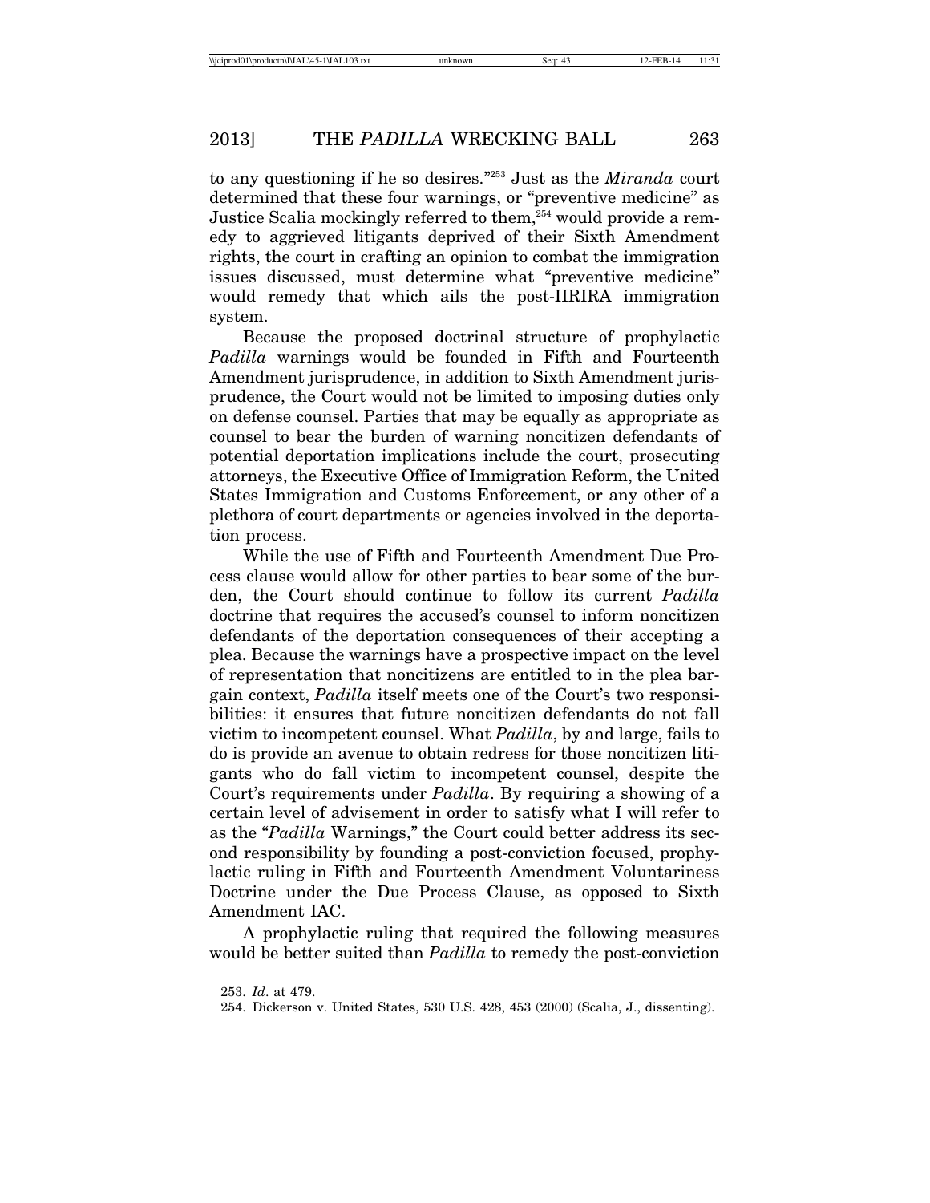to any questioning if he so desires."[253] Just as the *Miranda* court determined that these four warnings, or "preventive medicine" as Justice Scalia mockingly referred to them,[254] would provide a remedy to aggrieved litigants deprived of their Sixth Amendment rights, the court in crafting an opinion to combat the immigration issues discussed, must determine what "preventive medicine" would remedy that which ails the post-IIRIRA immigration system.

Because the proposed doctrinal structure of prophylactic *Padilla* warnings would be founded in Fifth and Fourteenth Amendment jurisprudence, in addition to Sixth Amendment jurisprudence, the Court would not be limited to imposing duties only on defense counsel. Parties that may be equally as appropriate as counsel to bear the burden of warning noncitizen defendants of potential deportation implications include the court, prosecuting attorneys, the Executive Office of Immigration Reform, the United States Immigration and Customs Enforcement, or any other of a plethora of court departments or agencies involved in the deportation process.

While the use of Fifth and Fourteenth Amendment Due Process clause would allow for other parties to bear some of the burden, the Court should continue to follow its current *Padilla* doctrine that requires the accused's counsel to inform noncitizen defendants of the deportation consequences of their accepting a plea. Because the warnings have a prospective impact on the level of representation that noncitizens are entitled to in the plea bargain context, *Padilla* itself meets one of the Court's two responsibilities: it ensures that future noncitizen defendants do not fall victim to incompetent counsel. What *Padilla*, by and large, fails to do is provide an avenue to obtain redress for those noncitizen litigants who do fall victim to incompetent counsel, despite the Court's requirements under *Padilla*. By requiring a showing of a certain level of advisement in order to satisfy what I will refer to as the "*Padilla* Warnings," the Court could better address its second responsibility by founding a post-conviction focused, prophylactic ruling in Fifth and Fourteenth Amendment Voluntariness Doctrine under the Due Process Clause, as opposed to Sixth Amendment IAC.

A prophylactic ruling that required the following measures would be better suited than *Padilla* to remedy the post-conviction

253. *Id*. at 479.

254. Dickerson v. United States, 530 U.S. 428, 453 (2000) (Scalia, J., dissenting).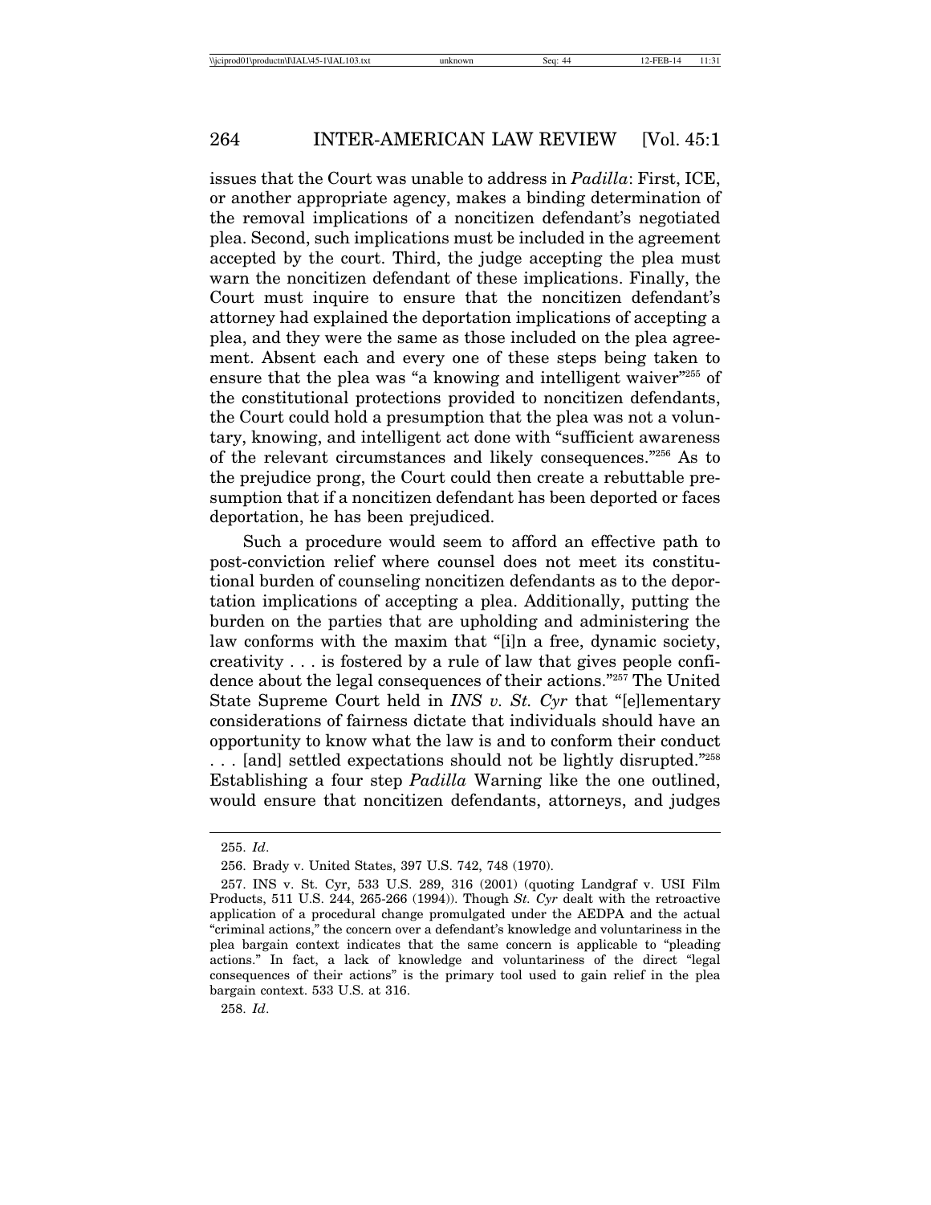issues that the Court was unable to address in *Padilla*: First, ICE, or another appropriate agency, makes a binding determination of the removal implications of a noncitizen defendant's negotiated plea. Second, such implications must be included in the agreement accepted by the court. Third, the judge accepting the plea must warn the noncitizen defendant of these implications. Finally, the Court must inquire to ensure that the noncitizen defendant's attorney had explained the deportation implications of accepting a plea, and they were the same as those included on the plea agreement. Absent each and every one of these steps being taken to ensure that the plea was "a knowing and intelligent waiver"[255] of the constitutional protections provided to noncitizen defendants, the Court could hold a presumption that the plea was not a voluntary, knowing, and intelligent act done with "sufficient awareness of the relevant circumstances and likely consequences."[256] As to the prejudice prong, the Court could then create a rebuttable presumption that if a noncitizen defendant has been deported or faces deportation, he has been prejudiced.

Such a procedure would seem to afford an effective path to post-conviction relief where counsel does not meet its constitutional burden of counseling noncitizen defendants as to the deportation implications of accepting a plea. Additionally, putting the burden on the parties that are upholding and administering the law conforms with the maxim that "[i]n a free, dynamic society, creativity . . . is fostered by a rule of law that gives people confidence about the legal consequences of their actions."[257] The United State Supreme Court held in *INS v. St. Cyr* that "[e]lementary considerations of fairness dictate that individuals should have an opportunity to know what the law is and to conform their conduct . . . [and] settled expectations should not be lightly disrupted."[258] Establishing a four step *Padilla* Warning like the one outlined, would ensure that noncitizen defendants, attorneys, and judges

255. *Id*.

256. Brady v. United States, 397 U.S. 742, 748 (1970).

257. INS v. St. Cyr, 533 U.S. 289, 316 (2001) (quoting Landgraf v. USI Film Products, 511 U.S. 244, 265-266 (1994)). Though *St. Cyr* dealt with the retroactive application of a procedural change promulgated under the AEDPA and the actual "criminal actions," the concern over a defendant's knowledge and voluntariness in the plea bargain context indicates that the same concern is applicable to "pleading actions." In fact, a lack of knowledge and voluntariness of the direct "legal consequences of their actions" is the primary tool used to gain relief in the plea bargain context. 533 U.S. at 316.

258. *Id*.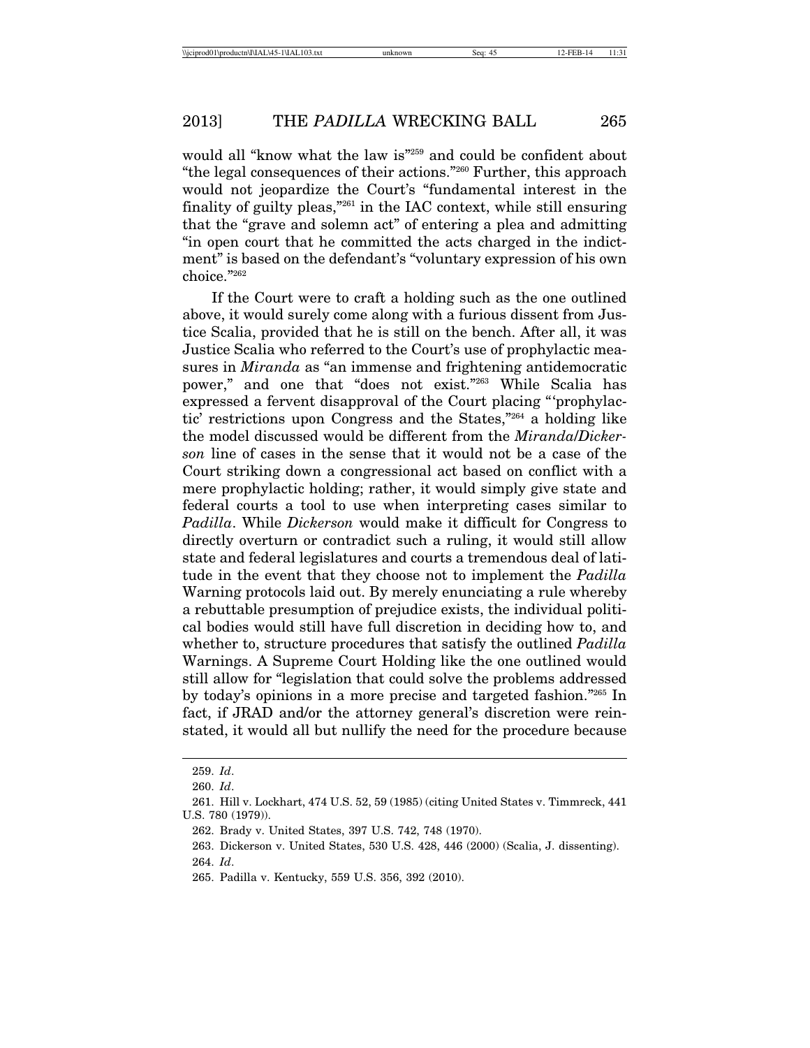would all "know what the law is"[259] and could be confident about "the legal consequences of their actions."[260] Further, this approach would not jeopardize the Court's "fundamental interest in the finality of guilty pleas,"[261] in the IAC context, while still ensuring that the "grave and solemn act" of entering a plea and admitting "in open court that he committed the acts charged in the indictment" is based on the defendant's "voluntary expression of his own choice."[262]

If the Court were to craft a holding such as the one outlined above, it would surely come along with a furious dissent from Justice Scalia, provided that he is still on the bench. After all, it was Justice Scalia who referred to the Court's use of prophylactic measures in *Miranda* as "an immense and frightening antidemocratic power," and one that "does not exist."[263] While Scalia has expressed a fervent disapproval of the Court placing "'prophylactic' restrictions upon Congress and the States,"[264] a holding like the model discussed would be different from the *Miranda/Dickerson* line of cases in the sense that it would not be a case of the Court striking down a congressional act based on conflict with a mere prophylactic holding; rather, it would simply give state and federal courts a tool to use when interpreting cases similar to *Padilla*. While *Dickerson* would make it difficult for Congress to directly overturn or contradict such a ruling, it would still allow state and federal legislatures and courts a tremendous deal of latitude in the event that they choose not to implement the *Padilla* Warning protocols laid out. By merely enunciating a rule whereby a rebuttable presumption of prejudice exists, the individual political bodies would still have full discretion in deciding how to, and whether to, structure procedures that satisfy the outlined *Padilla* Warnings. A Supreme Court Holding like the one outlined would still allow for "legislation that could solve the problems addressed by today's opinions in a more precise and targeted fashion."[265] In fact, if JRAD and/or the attorney general's discretion were reinstated, it would all but nullify the need for the procedure because

259. *Id*.

260. *Id*.

261. Hill v. Lockhart, 474 U.S. 52, 59 (1985) (citing United States v. Timmreck, 441 U.S. 780 (1979)).

262. Brady v. United States, 397 U.S. 742, 748 (1970).

263. Dickerson v. United States, 530 U.S. 428, 446 (2000) (Scalia, J. dissenting).

264. *Id*.

265. Padilla v. Kentucky, 559 U.S. 356, 392 (2010).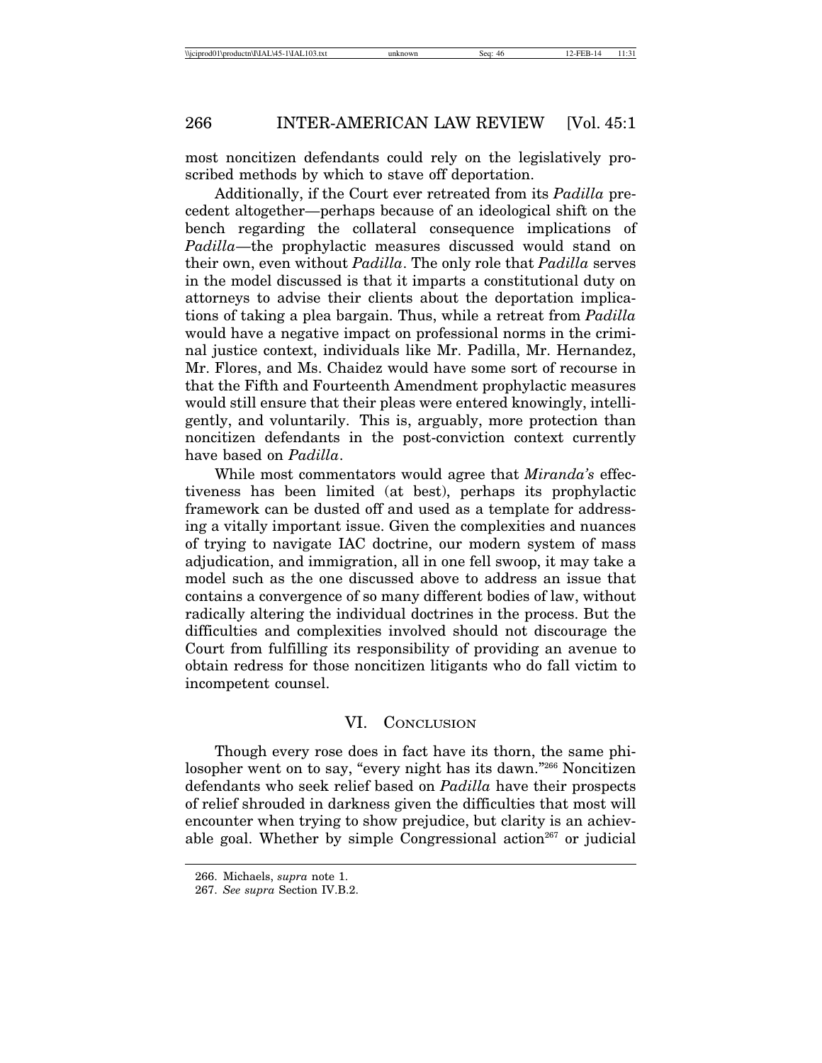most noncitizen defendants could rely on the legislatively proscribed methods by which to stave off deportation.

Additionally, if the Court ever retreated from its *Padilla* precedent altogether—perhaps because of an ideological shift on the bench regarding the collateral consequence implications of *Padilla*—the prophylactic measures discussed would stand on their own, even without *Padilla*. The only role that *Padilla* serves in the model discussed is that it imparts a constitutional duty on attorneys to advise their clients about the deportation implications of taking a plea bargain. Thus, while a retreat from *Padilla* would have a negative impact on professional norms in the criminal justice context, individuals like Mr. Padilla, Mr. Hernandez, Mr. Flores, and Ms. Chaidez would have some sort of recourse in that the Fifth and Fourteenth Amendment prophylactic measures would still ensure that their pleas were entered knowingly, intelligently, and voluntarily. This is, arguably, more protection than noncitizen defendants in the post-conviction context currently have based on *Padilla*.

While most commentators would agree that *Miranda's* effectiveness has been limited (at best), perhaps its prophylactic framework can be dusted off and used as a template for addressing a vitally important issue. Given the complexities and nuances of trying to navigate IAC doctrine, our modern system of mass adjudication, and immigration, all in one fell swoop, it may take a model such as the one discussed above to address an issue that contains a convergence of so many different bodies of law, without radically altering the individual doctrines in the process. But the difficulties and complexities involved should not discourage the Court from fulfilling its responsibility of providing an avenue to obtain redress for those noncitizen litigants who do fall victim to incompetent counsel.

## VI. CONCLUSION

Though every rose does in fact have its thorn, the same philosopher went on to say, "every night has its dawn."[266] Noncitizen defendants who seek relief based on *Padilla* have their prospects of relief shrouded in darkness given the difficulties that most will encounter when trying to show prejudice, but clarity is an achievable goal. Whether by simple Congressional action[267] or judicial

---

266. Michaels, *supra* note 1.

267. *See supra* Section IV.B.2.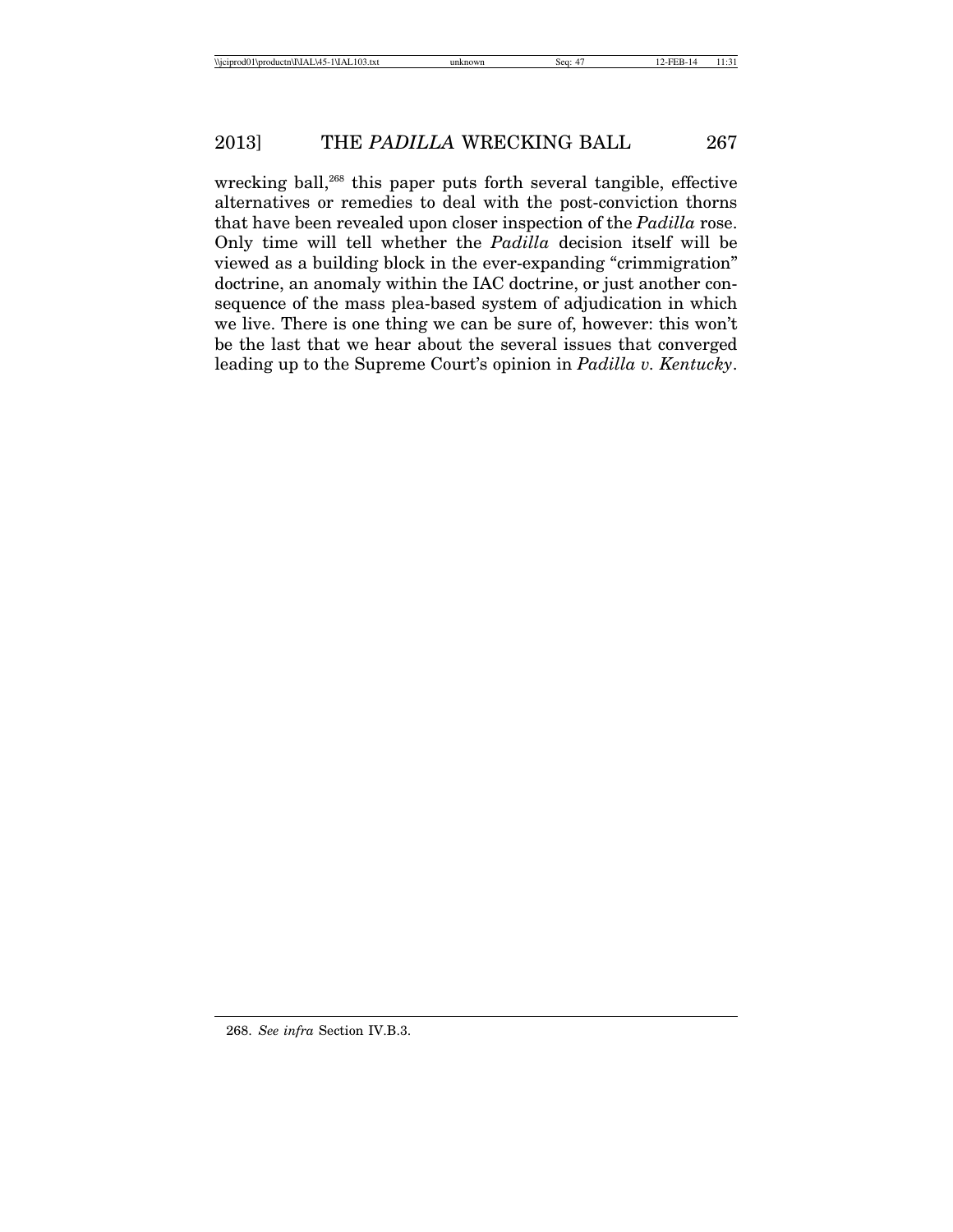wrecking ball,[268] this paper puts forth several tangible, effective alternatives or remedies to deal with the post-conviction thorns that have been revealed upon closer inspection of the *Padilla* rose. Only time will tell whether the *Padilla* decision itself will be viewed as a building block in the ever-expanding "crimmigration" doctrine, an anomaly within the IAC doctrine, or just another consequence of the mass plea-based system of adjudication in which we live. There is one thing we can be sure of, however: this won't be the last that we hear about the several issues that converged leading up to the Supreme Court's opinion in *Padilla v. Kentucky*.

268. *See infra* Section IV.B.3.